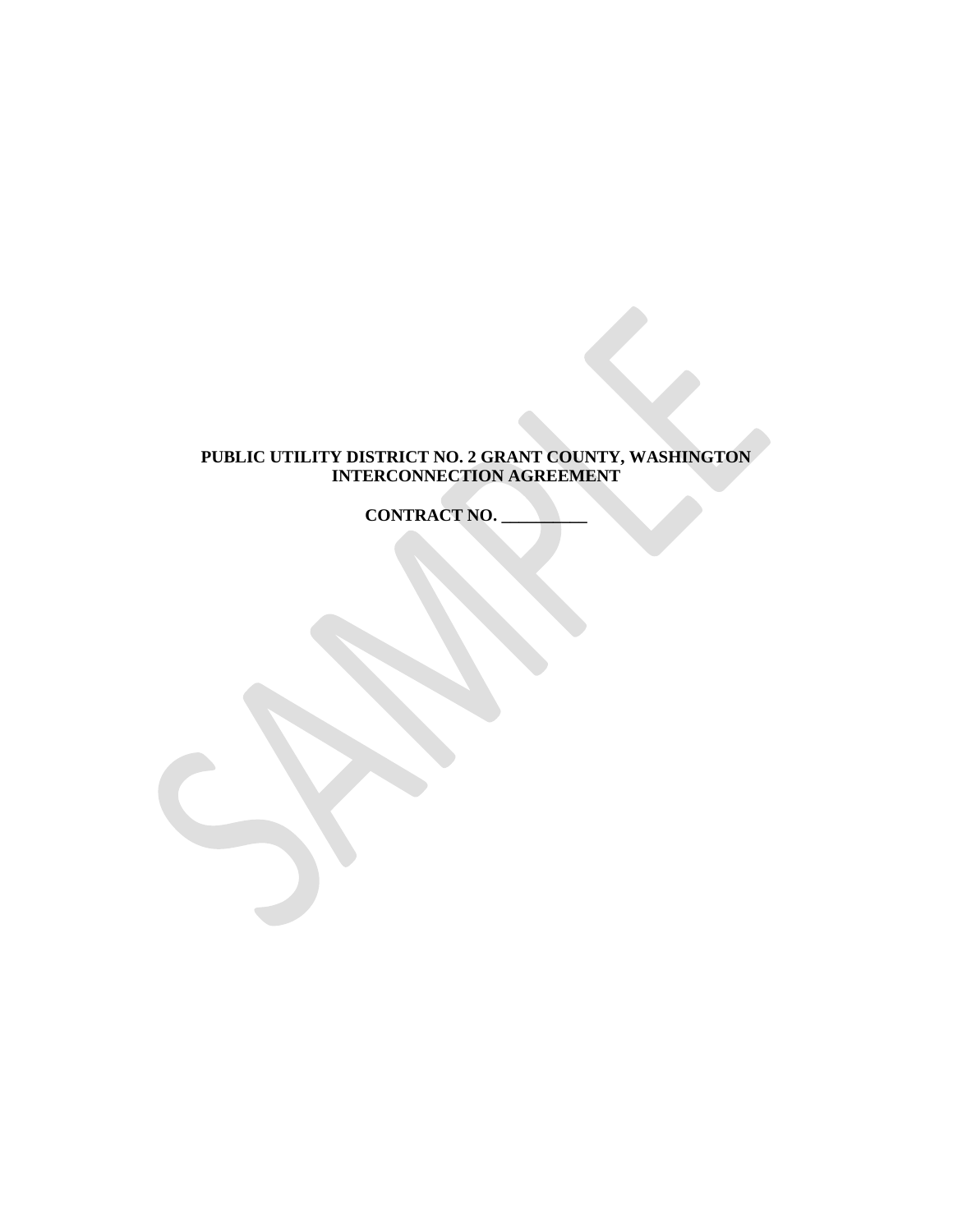**PUBLIC UTILITY DISTRICT NO. 2 GRANT COUNTY, WASHINGTON**
**INTERCONNECTION AGREEMENT**

**CONTRACT NO. __________**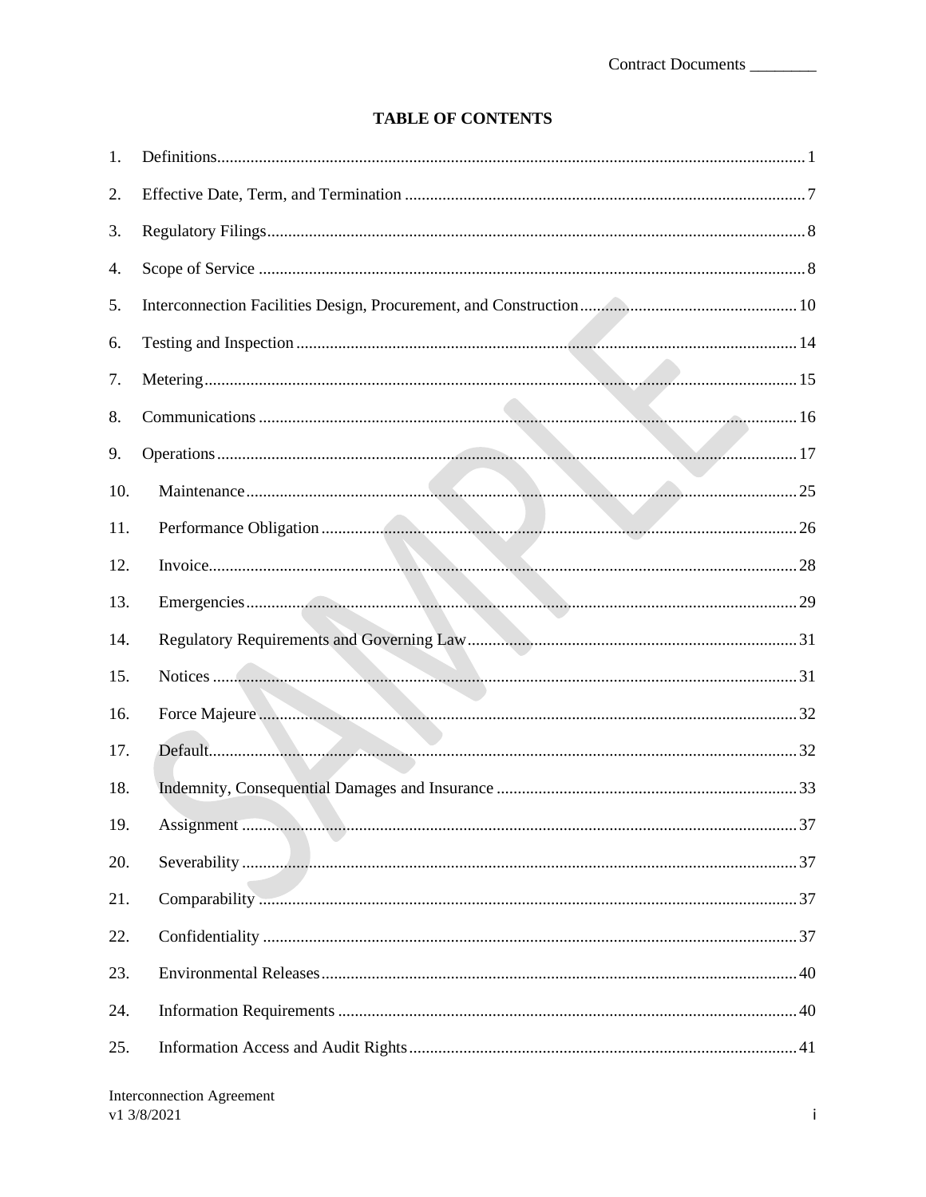## TABLE OF CONTENTS

1. Definitions ........ 1
2. Effective Date, Term, and Termination ........ 7
3. Regulatory Filings ........ 8
4. Scope of Service ........ 8
5. Interconnection Facilities Design, Procurement, and Construction ........ 10
6. Testing and Inspection ........ 14
7. Metering ........ 15
8. Communications ........ 16
9. Operations ........ 17
10. Maintenance ........ 25
11. Performance Obligation ........ 26
12. Invoice ........ 28
13. Emergencies ........ 29
14. Regulatory Requirements and Governing Law ........ 31
15. Notices ........ 31
16. Force Majeure ........ 32
17. Default ........ 32
18. Indemnity, Consequential Damages and Insurance ........ 33
19. Assignment ........ 37
20. Severability ........ 37
21. Comparability ........ 37
22. Confidentiality ........ 37
23. Environmental Releases ........ 40
24. Information Requirements ........ 40
25. Information Access and Audit Rights ........ 41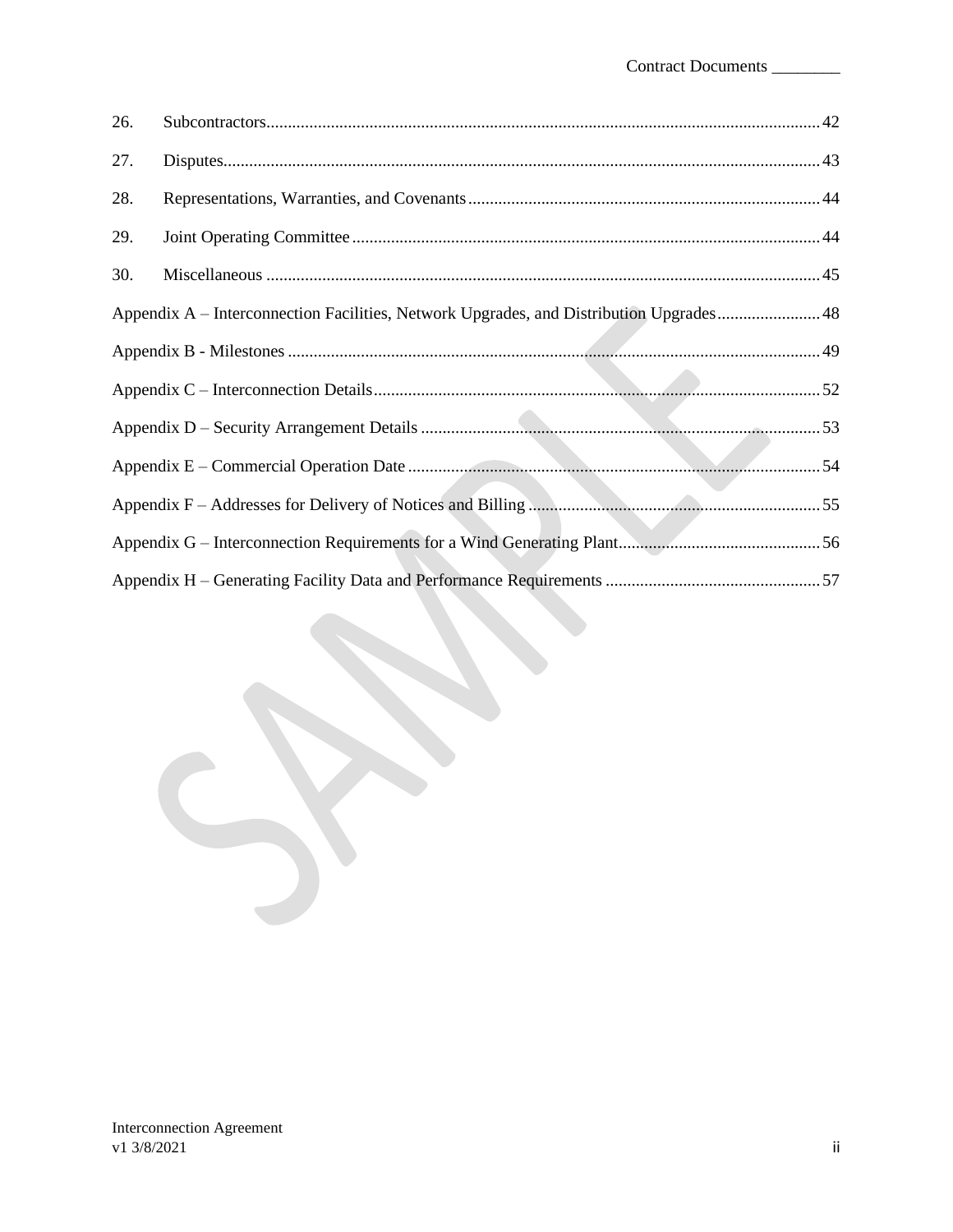| | | |
|---|---|---|
| 26. | Subcontractors | 42 |
| 27. | Disputes | 43 |
| 28. | Representations, Warranties, and Covenants | 44 |
| 29. | Joint Operating Committee | 44 |
| 30. | Miscellaneous | 45 |

Appendix A – Interconnection Facilities, Network Upgrades, and Distribution Upgrades ........ 48

Appendix B - Milestones ........ 49

Appendix C – Interconnection Details ........ 52

Appendix D – Security Arrangement Details ........ 53

Appendix E – Commercial Operation Date ........ 54

Appendix F – Addresses for Delivery of Notices and Billing ........ 55

Appendix G – Interconnection Requirements for a Wind Generating Plant ........ 56

Appendix H – Generating Facility Data and Performance Requirements ........ 57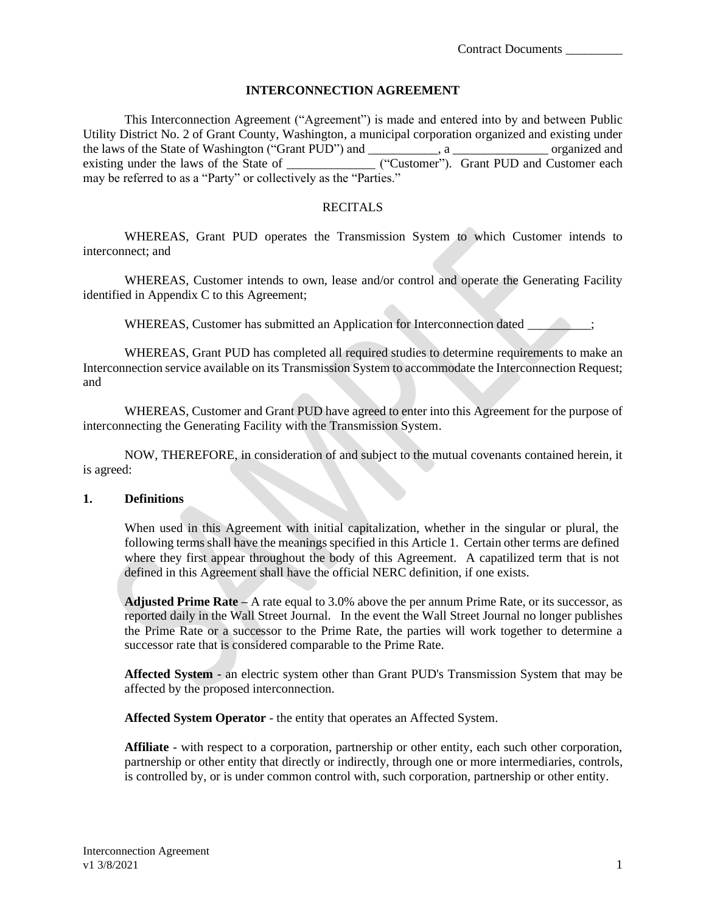Contract Documents _________

## INTERCONNECTION AGREEMENT

This Interconnection Agreement ("Agreement") is made and entered into by and between Public Utility District No. 2 of Grant County, Washington, a municipal corporation organized and existing under the laws of the State of Washington ("Grant PUD") and ___________, a _______________ organized and existing under the laws of the State of ______________ ("Customer"). Grant PUD and Customer each may be referred to as a "Party" or collectively as the "Parties."

RECITALS

WHEREAS, Grant PUD operates the Transmission System to which Customer intends to interconnect; and

WHEREAS, Customer intends to own, lease and/or control and operate the Generating Facility identified in Appendix C to this Agreement;

WHEREAS, Customer has submitted an Application for Interconnection dated __________;

WHEREAS, Grant PUD has completed all required studies to determine requirements to make an Interconnection service available on its Transmission System to accommodate the Interconnection Request; and

WHEREAS, Customer and Grant PUD have agreed to enter into this Agreement for the purpose of interconnecting the Generating Facility with the Transmission System.

NOW, THEREFORE, in consideration of and subject to the mutual covenants contained herein, it is agreed:

### 1. Definitions

When used in this Agreement with initial capitalization, whether in the singular or plural, the following terms shall have the meanings specified in this Article 1. Certain other terms are defined where they first appear throughout the body of this Agreement. A capatilized term that is not defined in this Agreement shall have the official NERC definition, if one exists.

**Adjusted Prime Rate** – A rate equal to 3.0% above the per annum Prime Rate, or its successor, as reported daily in the Wall Street Journal. In the event the Wall Street Journal no longer publishes the Prime Rate or a successor to the Prime Rate, the parties will work together to determine a successor rate that is considered comparable to the Prime Rate.

**Affected System** - an electric system other than Grant PUD's Transmission System that may be affected by the proposed interconnection.

**Affected System Operator** - the entity that operates an Affected System.

**Affiliate** - with respect to a corporation, partnership or other entity, each such other corporation, partnership or other entity that directly or indirectly, through one or more intermediaries, controls, is controlled by, or is under common control with, such corporation, partnership or other entity.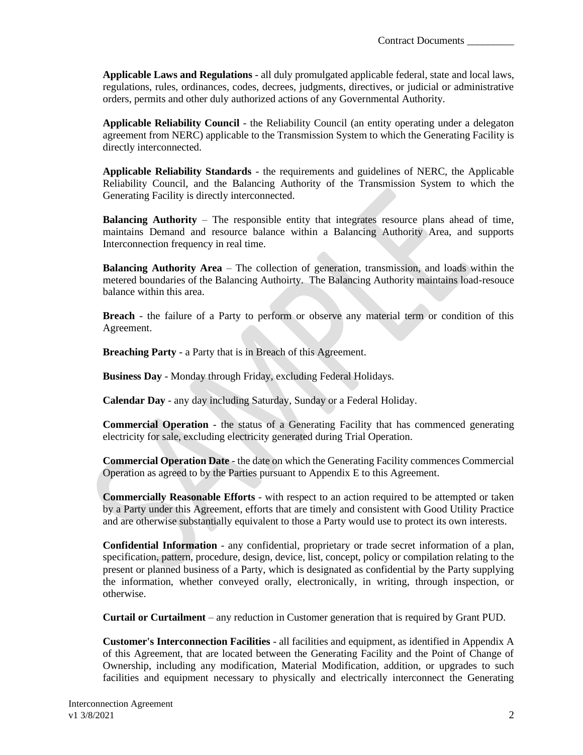**Applicable Laws and Regulations** - all duly promulgated applicable federal, state and local laws, regulations, rules, ordinances, codes, decrees, judgments, directives, or judicial or administrative orders, permits and other duly authorized actions of any Governmental Authority.

**Applicable Reliability Council** - the Reliability Council (an entity operating under a delegaton agreement from NERC) applicable to the Transmission System to which the Generating Facility is directly interconnected.

**Applicable Reliability Standards** - the requirements and guidelines of NERC, the Applicable Reliability Council, and the Balancing Authority of the Transmission System to which the Generating Facility is directly interconnected.

**Balancing Authority** – The responsible entity that integrates resource plans ahead of time, maintains Demand and resource balance within a Balancing Authority Area, and supports Interconnection frequency in real time.

**Balancing Authority Area** – The collection of generation, transmission, and loads within the metered boundaries of the Balancing Authoirty. The Balancing Authority maintains load-resouce balance within this area.

**Breach** - the failure of a Party to perform or observe any material term or condition of this Agreement.

**Breaching Party** - a Party that is in Breach of this Agreement.

**Business Day** - Monday through Friday, excluding Federal Holidays.

**Calendar Day** - any day including Saturday, Sunday or a Federal Holiday.

**Commercial Operation** - the status of a Generating Facility that has commenced generating electricity for sale, excluding electricity generated during Trial Operation.

**Commercial Operation Date** - the date on which the Generating Facility commences Commercial Operation as agreed to by the Parties pursuant to Appendix E to this Agreement.

**Commercially Reasonable Efforts** - with respect to an action required to be attempted or taken by a Party under this Agreement, efforts that are timely and consistent with Good Utility Practice and are otherwise substantially equivalent to those a Party would use to protect its own interests.

**Confidential Information** - any confidential, proprietary or trade secret information of a plan, specification, pattern, procedure, design, device, list, concept, policy or compilation relating to the present or planned business of a Party, which is designated as confidential by the Party supplying the information, whether conveyed orally, electronically, in writing, through inspection, or otherwise.

**Curtail or Curtailment** – any reduction in Customer generation that is required by Grant PUD.

**Customer's Interconnection Facilities** - all facilities and equipment, as identified in Appendix A of this Agreement, that are located between the Generating Facility and the Point of Change of Ownership, including any modification, Material Modification, addition, or upgrades to such facilities and equipment necessary to physically and electrically interconnect the Generating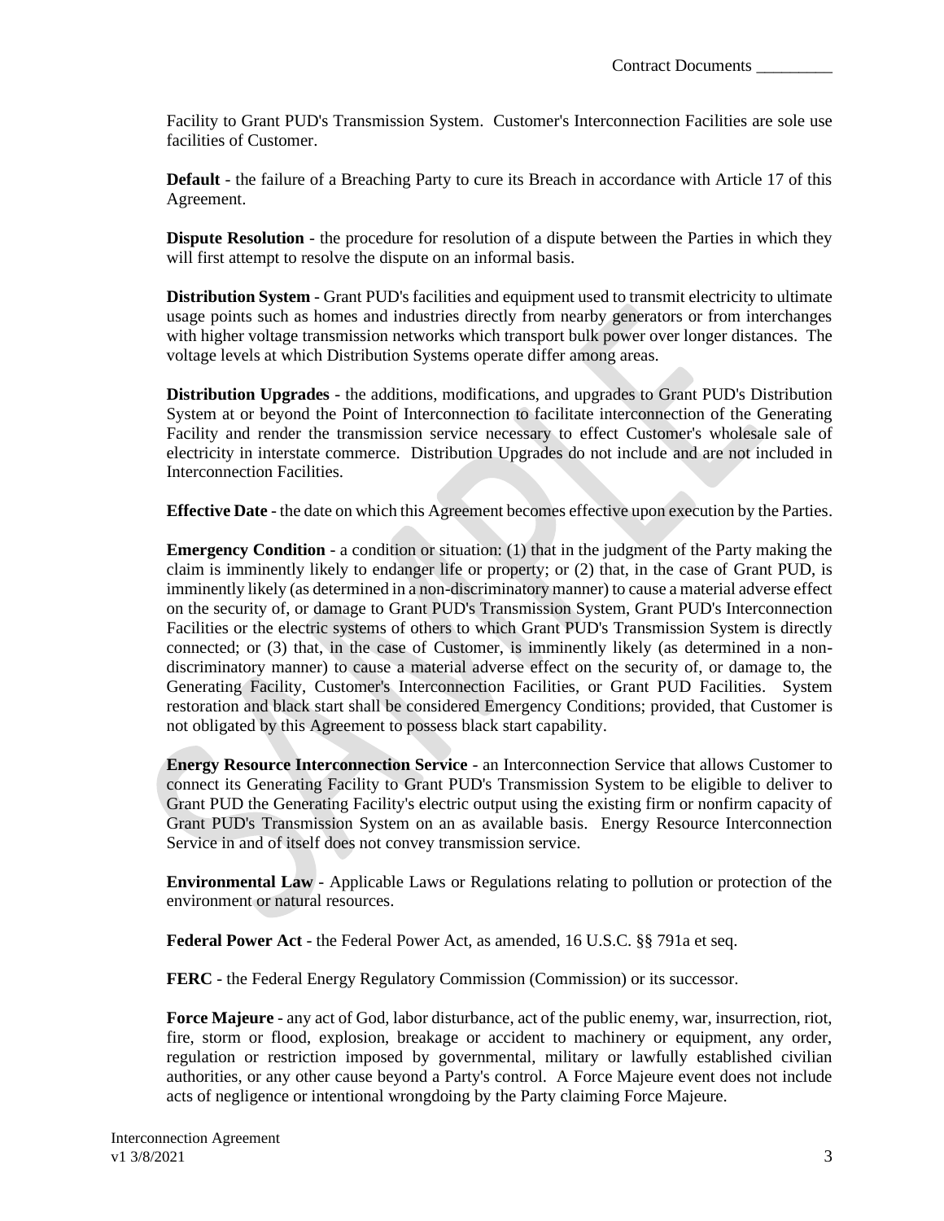Facility to Grant PUD's Transmission System. Customer's Interconnection Facilities are sole use facilities of Customer.

**Default** - the failure of a Breaching Party to cure its Breach in accordance with Article 17 of this Agreement.

**Dispute Resolution** - the procedure for resolution of a dispute between the Parties in which they will first attempt to resolve the dispute on an informal basis.

**Distribution System** - Grant PUD's facilities and equipment used to transmit electricity to ultimate usage points such as homes and industries directly from nearby generators or from interchanges with higher voltage transmission networks which transport bulk power over longer distances. The voltage levels at which Distribution Systems operate differ among areas.

**Distribution Upgrades** - the additions, modifications, and upgrades to Grant PUD's Distribution System at or beyond the Point of Interconnection to facilitate interconnection of the Generating Facility and render the transmission service necessary to effect Customer's wholesale sale of electricity in interstate commerce. Distribution Upgrades do not include and are not included in Interconnection Facilities.

**Effective Date** - the date on which this Agreement becomes effective upon execution by the Parties.

**Emergency Condition** - a condition or situation: (1) that in the judgment of the Party making the claim is imminently likely to endanger life or property; or (2) that, in the case of Grant PUD, is imminently likely (as determined in a non-discriminatory manner) to cause a material adverse effect on the security of, or damage to Grant PUD's Transmission System, Grant PUD's Interconnection Facilities or the electric systems of others to which Grant PUD's Transmission System is directly connected; or (3) that, in the case of Customer, is imminently likely (as determined in a non-discriminatory manner) to cause a material adverse effect on the security of, or damage to, the Generating Facility, Customer's Interconnection Facilities, or Grant PUD Facilities. System restoration and black start shall be considered Emergency Conditions; provided, that Customer is not obligated by this Agreement to possess black start capability.

**Energy Resource Interconnection Service** - an Interconnection Service that allows Customer to connect its Generating Facility to Grant PUD's Transmission System to be eligible to deliver to Grant PUD the Generating Facility's electric output using the existing firm or nonfirm capacity of Grant PUD's Transmission System on an as available basis. Energy Resource Interconnection Service in and of itself does not convey transmission service.

**Environmental Law** - Applicable Laws or Regulations relating to pollution or protection of the environment or natural resources.

**Federal Power Act** - the Federal Power Act, as amended, 16 U.S.C. §§ 791a et seq.

**FERC** - the Federal Energy Regulatory Commission (Commission) or its successor.

**Force Majeure** - any act of God, labor disturbance, act of the public enemy, war, insurrection, riot, fire, storm or flood, explosion, breakage or accident to machinery or equipment, any order, regulation or restriction imposed by governmental, military or lawfully established civilian authorities, or any other cause beyond a Party's control. A Force Majeure event does not include acts of negligence or intentional wrongdoing by the Party claiming Force Majeure.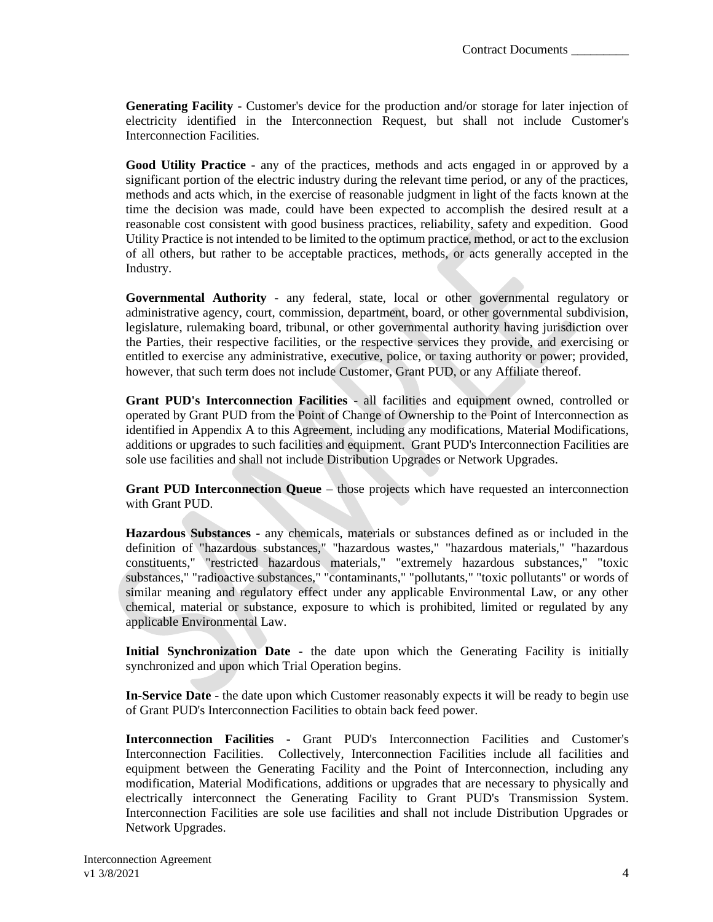**Generating Facility** - Customer's device for the production and/or storage for later injection of electricity identified in the Interconnection Request, but shall not include Customer's Interconnection Facilities.

**Good Utility Practice** - any of the practices, methods and acts engaged in or approved by a significant portion of the electric industry during the relevant time period, or any of the practices, methods and acts which, in the exercise of reasonable judgment in light of the facts known at the time the decision was made, could have been expected to accomplish the desired result at a reasonable cost consistent with good business practices, reliability, safety and expedition. Good Utility Practice is not intended to be limited to the optimum practice, method, or act to the exclusion of all others, but rather to be acceptable practices, methods, or acts generally accepted in the Industry.

**Governmental Authority** - any federal, state, local or other governmental regulatory or administrative agency, court, commission, department, board, or other governmental subdivision, legislature, rulemaking board, tribunal, or other governmental authority having jurisdiction over the Parties, their respective facilities, or the respective services they provide, and exercising or entitled to exercise any administrative, executive, police, or taxing authority or power; provided, however, that such term does not include Customer, Grant PUD, or any Affiliate thereof.

**Grant PUD's Interconnection Facilities** - all facilities and equipment owned, controlled or operated by Grant PUD from the Point of Change of Ownership to the Point of Interconnection as identified in Appendix A to this Agreement, including any modifications, Material Modifications, additions or upgrades to such facilities and equipment. Grant PUD's Interconnection Facilities are sole use facilities and shall not include Distribution Upgrades or Network Upgrades.

**Grant PUD Interconnection Queue** – those projects which have requested an interconnection with Grant PUD.

**Hazardous Substances** - any chemicals, materials or substances defined as or included in the definition of "hazardous substances," "hazardous wastes," "hazardous materials," "hazardous constituents," "restricted hazardous materials," "extremely hazardous substances," "toxic substances," "radioactive substances," "contaminants," "pollutants," "toxic pollutants" or words of similar meaning and regulatory effect under any applicable Environmental Law, or any other chemical, material or substance, exposure to which is prohibited, limited or regulated by any applicable Environmental Law.

**Initial Synchronization Date** - the date upon which the Generating Facility is initially synchronized and upon which Trial Operation begins.

**In-Service Date** - the date upon which Customer reasonably expects it will be ready to begin use of Grant PUD's Interconnection Facilities to obtain back feed power.

**Interconnection Facilities** - Grant PUD's Interconnection Facilities and Customer's Interconnection Facilities. Collectively, Interconnection Facilities include all facilities and equipment between the Generating Facility and the Point of Interconnection, including any modification, Material Modifications, additions or upgrades that are necessary to physically and electrically interconnect the Generating Facility to Grant PUD's Transmission System. Interconnection Facilities are sole use facilities and shall not include Distribution Upgrades or Network Upgrades.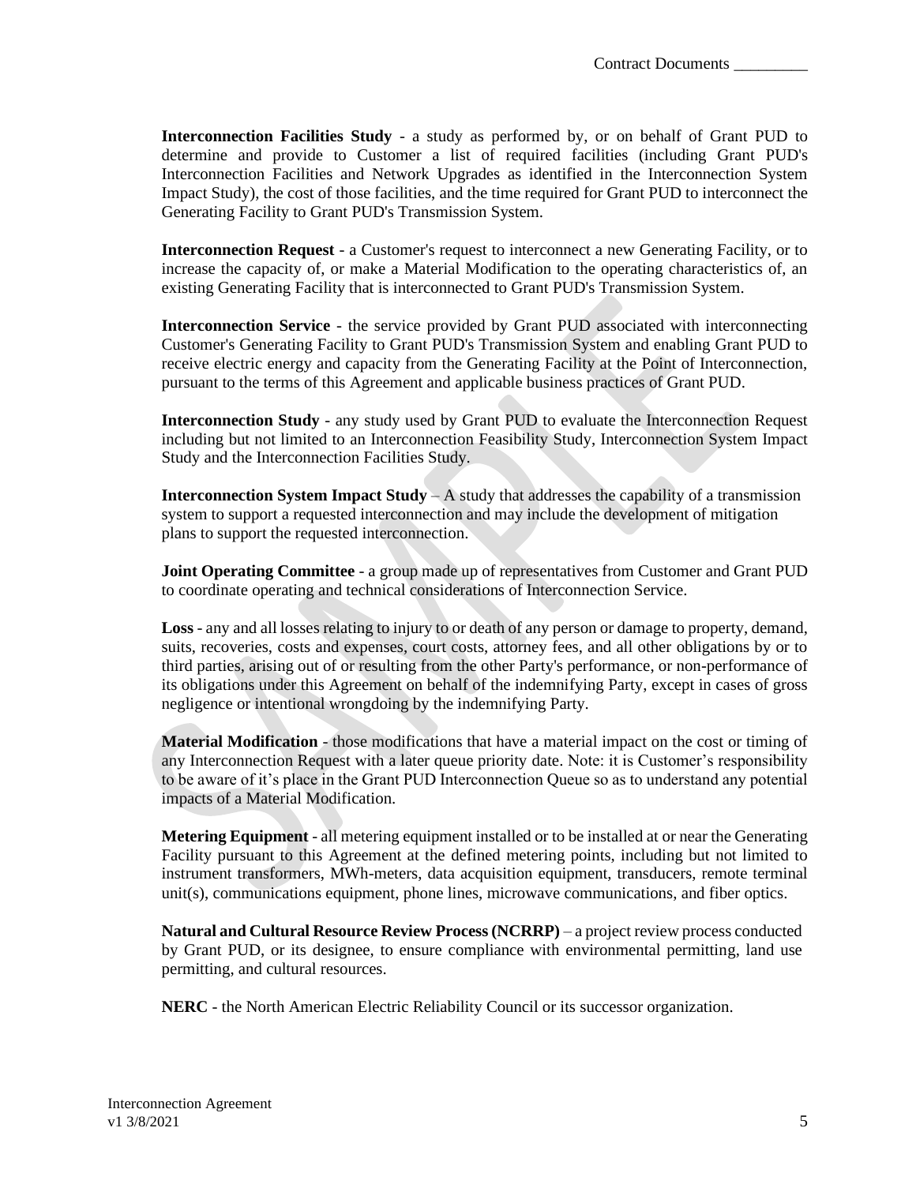**Interconnection Facilities Study** - a study as performed by, or on behalf of Grant PUD to determine and provide to Customer a list of required facilities (including Grant PUD's Interconnection Facilities and Network Upgrades as identified in the Interconnection System Impact Study), the cost of those facilities, and the time required for Grant PUD to interconnect the Generating Facility to Grant PUD's Transmission System.

**Interconnection Request** - a Customer's request to interconnect a new Generating Facility, or to increase the capacity of, or make a Material Modification to the operating characteristics of, an existing Generating Facility that is interconnected to Grant PUD's Transmission System.

**Interconnection Service** - the service provided by Grant PUD associated with interconnecting Customer's Generating Facility to Grant PUD's Transmission System and enabling Grant PUD to receive electric energy and capacity from the Generating Facility at the Point of Interconnection, pursuant to the terms of this Agreement and applicable business practices of Grant PUD.

**Interconnection Study** - any study used by Grant PUD to evaluate the Interconnection Request including but not limited to an Interconnection Feasibility Study, Interconnection System Impact Study and the Interconnection Facilities Study.

**Interconnection System Impact Study** – A study that addresses the capability of a transmission system to support a requested interconnection and may include the development of mitigation plans to support the requested interconnection.

**Joint Operating Committee** - a group made up of representatives from Customer and Grant PUD to coordinate operating and technical considerations of Interconnection Service.

**Loss** - any and all losses relating to injury to or death of any person or damage to property, demand, suits, recoveries, costs and expenses, court costs, attorney fees, and all other obligations by or to third parties, arising out of or resulting from the other Party's performance, or non-performance of its obligations under this Agreement on behalf of the indemnifying Party, except in cases of gross negligence or intentional wrongdoing by the indemnifying Party.

**Material Modification** - those modifications that have a material impact on the cost or timing of any Interconnection Request with a later queue priority date. Note: it is Customer's responsibility to be aware of it's place in the Grant PUD Interconnection Queue so as to understand any potential impacts of a Material Modification.

**Metering Equipment** - all metering equipment installed or to be installed at or near the Generating Facility pursuant to this Agreement at the defined metering points, including but not limited to instrument transformers, MWh-meters, data acquisition equipment, transducers, remote terminal unit(s), communications equipment, phone lines, microwave communications, and fiber optics.

**Natural and Cultural Resource Review Process (NCRRP)** – a project review process conducted by Grant PUD, or its designee, to ensure compliance with environmental permitting, land use permitting, and cultural resources.

**NERC** - the North American Electric Reliability Council or its successor organization.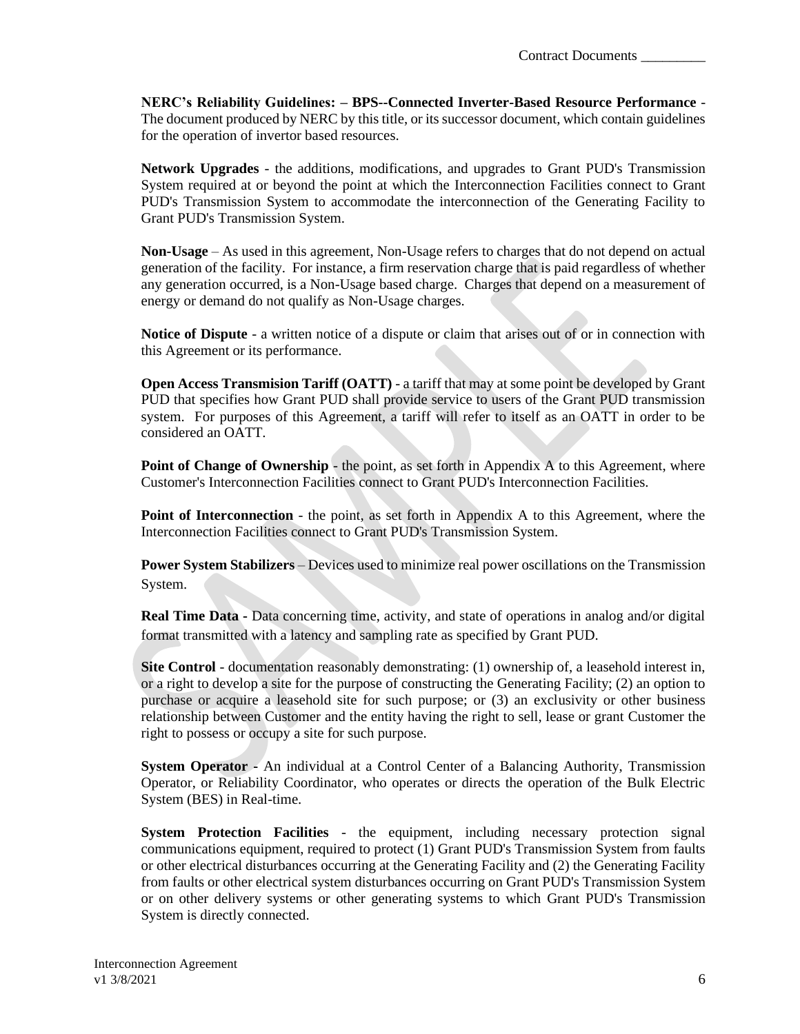**NERC's Reliability Guidelines: – BPS--Connected Inverter-Based Resource Performance** - The document produced by NERC by this title, or its successor document, which contain guidelines for the operation of invertor based resources.

**Network Upgrades** - the additions, modifications, and upgrades to Grant PUD's Transmission System required at or beyond the point at which the Interconnection Facilities connect to Grant PUD's Transmission System to accommodate the interconnection of the Generating Facility to Grant PUD's Transmission System.

**Non-Usage** – As used in this agreement, Non-Usage refers to charges that do not depend on actual generation of the facility. For instance, a firm reservation charge that is paid regardless of whether any generation occurred, is a Non-Usage based charge. Charges that depend on a measurement of energy or demand do not qualify as Non-Usage charges.

**Notice of Dispute** - a written notice of a dispute or claim that arises out of or in connection with this Agreement or its performance.

**Open Access Transmision Tariff (OATT)** - a tariff that may at some point be developed by Grant PUD that specifies how Grant PUD shall provide service to users of the Grant PUD transmission system. For purposes of this Agreement, a tariff will refer to itself as an OATT in order to be considered an OATT.

**Point of Change of Ownership** - the point, as set forth in Appendix A to this Agreement, where Customer's Interconnection Facilities connect to Grant PUD's Interconnection Facilities.

**Point of Interconnection** - the point, as set forth in Appendix A to this Agreement, where the Interconnection Facilities connect to Grant PUD's Transmission System.

**Power System Stabilizers** – Devices used to minimize real power oscillations on the Transmission System.

**Real Time Data -** Data concerning time, activity, and state of operations in analog and/or digital format transmitted with a latency and sampling rate as specified by Grant PUD.

**Site Control** - documentation reasonably demonstrating: (1) ownership of, a leasehold interest in, or a right to develop a site for the purpose of constructing the Generating Facility; (2) an option to purchase or acquire a leasehold site for such purpose; or (3) an exclusivity or other business relationship between Customer and the entity having the right to sell, lease or grant Customer the right to possess or occupy a site for such purpose.

**System Operator -** An individual at a Control Center of a Balancing Authority, Transmission Operator, or Reliability Coordinator, who operates or directs the operation of the Bulk Electric System (BES) in Real-time.

**System Protection Facilities** - the equipment, including necessary protection signal communications equipment, required to protect (1) Grant PUD's Transmission System from faults or other electrical disturbances occurring at the Generating Facility and (2) the Generating Facility from faults or other electrical system disturbances occurring on Grant PUD's Transmission System or on other delivery systems or other generating systems to which Grant PUD's Transmission System is directly connected.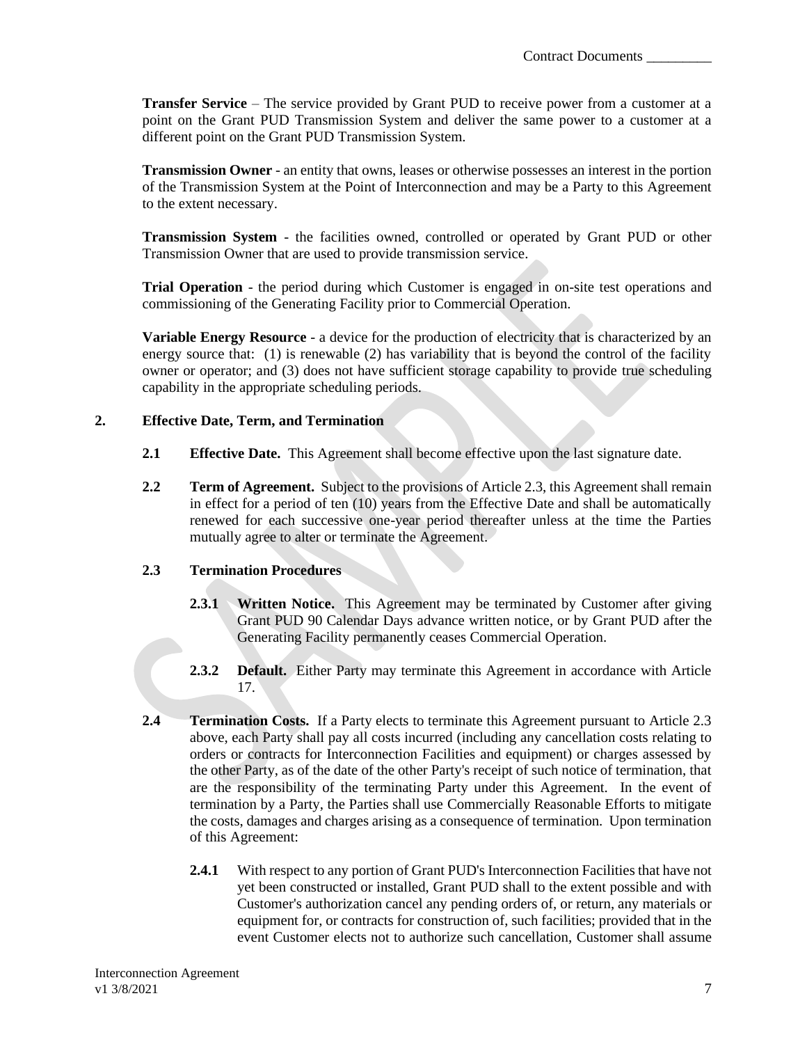**Transfer Service** – The service provided by Grant PUD to receive power from a customer at a point on the Grant PUD Transmission System and deliver the same power to a customer at a different point on the Grant PUD Transmission System.

**Transmission Owner** - an entity that owns, leases or otherwise possesses an interest in the portion of the Transmission System at the Point of Interconnection and may be a Party to this Agreement to the extent necessary.

**Transmission System** - the facilities owned, controlled or operated by Grant PUD or other Transmission Owner that are used to provide transmission service.

**Trial Operation** - the period during which Customer is engaged in on-site test operations and commissioning of the Generating Facility prior to Commercial Operation.

**Variable Energy Resource** - a device for the production of electricity that is characterized by an energy source that: (1) is renewable (2) has variability that is beyond the control of the facility owner or operator; and (3) does not have sufficient storage capability to provide true scheduling capability in the appropriate scheduling periods.

## 2. Effective Date, Term, and Termination

**2.1 Effective Date.** This Agreement shall become effective upon the last signature date.

**2.2 Term of Agreement.** Subject to the provisions of Article 2.3, this Agreement shall remain in effect for a period of ten (10) years from the Effective Date and shall be automatically renewed for each successive one-year period thereafter unless at the time the Parties mutually agree to alter or terminate the Agreement.

**2.3 Termination Procedures**

**2.3.1 Written Notice.** This Agreement may be terminated by Customer after giving Grant PUD 90 Calendar Days advance written notice, or by Grant PUD after the Generating Facility permanently ceases Commercial Operation.

**2.3.2 Default.** Either Party may terminate this Agreement in accordance with Article 17.

**2.4 Termination Costs.** If a Party elects to terminate this Agreement pursuant to Article 2.3 above, each Party shall pay all costs incurred (including any cancellation costs relating to orders or contracts for Interconnection Facilities and equipment) or charges assessed by the other Party, as of the date of the other Party's receipt of such notice of termination, that are the responsibility of the terminating Party under this Agreement. In the event of termination by a Party, the Parties shall use Commercially Reasonable Efforts to mitigate the costs, damages and charges arising as a consequence of termination. Upon termination of this Agreement:

**2.4.1** With respect to any portion of Grant PUD's Interconnection Facilities that have not yet been constructed or installed, Grant PUD shall to the extent possible and with Customer's authorization cancel any pending orders of, or return, any materials or equipment for, or contracts for construction of, such facilities; provided that in the event Customer elects not to authorize such cancellation, Customer shall assume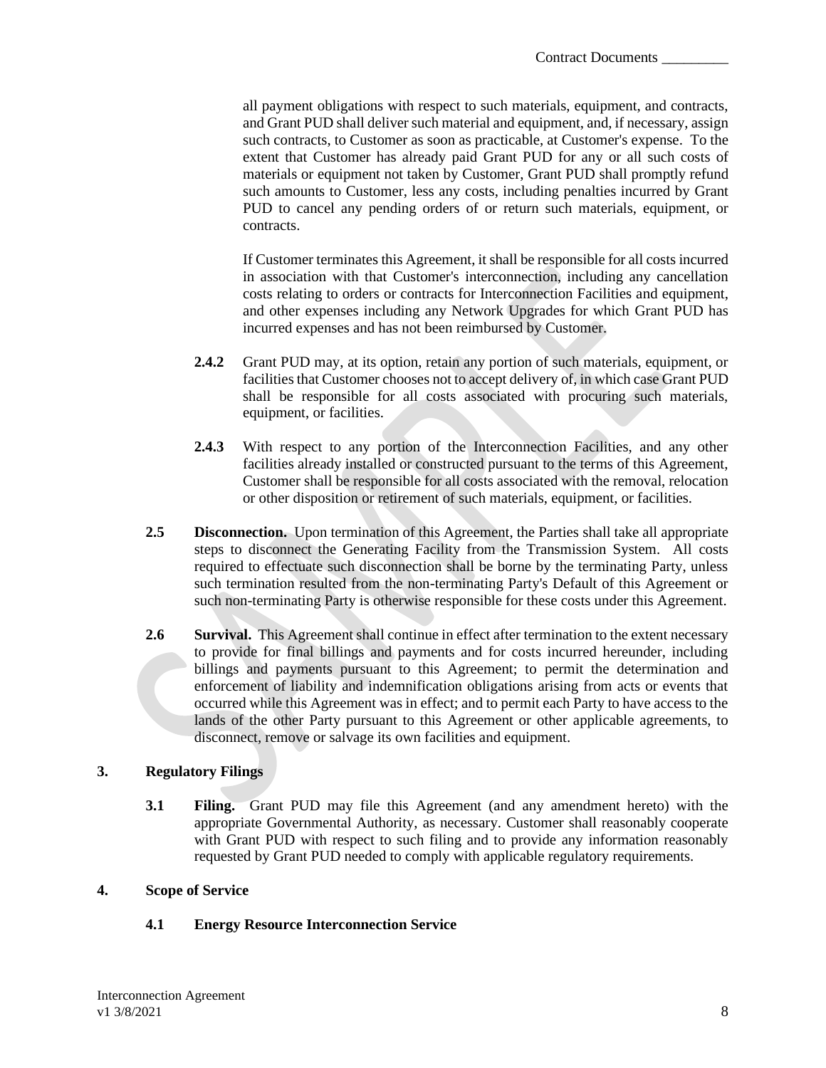all payment obligations with respect to such materials, equipment, and contracts, and Grant PUD shall deliver such material and equipment, and, if necessary, assign such contracts, to Customer as soon as practicable, at Customer's expense. To the extent that Customer has already paid Grant PUD for any or all such costs of materials or equipment not taken by Customer, Grant PUD shall promptly refund such amounts to Customer, less any costs, including penalties incurred by Grant PUD to cancel any pending orders of or return such materials, equipment, or contracts.

If Customer terminates this Agreement, it shall be responsible for all costs incurred in association with that Customer's interconnection, including any cancellation costs relating to orders or contracts for Interconnection Facilities and equipment, and other expenses including any Network Upgrades for which Grant PUD has incurred expenses and has not been reimbursed by Customer.

**2.4.2** Grant PUD may, at its option, retain any portion of such materials, equipment, or facilities that Customer chooses not to accept delivery of, in which case Grant PUD shall be responsible for all costs associated with procuring such materials, equipment, or facilities.

**2.4.3** With respect to any portion of the Interconnection Facilities, and any other facilities already installed or constructed pursuant to the terms of this Agreement, Customer shall be responsible for all costs associated with the removal, relocation or other disposition or retirement of such materials, equipment, or facilities.

**2.5 Disconnection.** Upon termination of this Agreement, the Parties shall take all appropriate steps to disconnect the Generating Facility from the Transmission System. All costs required to effectuate such disconnection shall be borne by the terminating Party, unless such termination resulted from the non-terminating Party's Default of this Agreement or such non-terminating Party is otherwise responsible for these costs under this Agreement.

**2.6 Survival.** This Agreement shall continue in effect after termination to the extent necessary to provide for final billings and payments and for costs incurred hereunder, including billings and payments pursuant to this Agreement; to permit the determination and enforcement of liability and indemnification obligations arising from acts or events that occurred while this Agreement was in effect; and to permit each Party to have access to the lands of the other Party pursuant to this Agreement or other applicable agreements, to disconnect, remove or salvage its own facilities and equipment.

## 3. Regulatory Filings

**3.1 Filing.** Grant PUD may file this Agreement (and any amendment hereto) with the appropriate Governmental Authority, as necessary. Customer shall reasonably cooperate with Grant PUD with respect to such filing and to provide any information reasonably requested by Grant PUD needed to comply with applicable regulatory requirements.

## 4. Scope of Service

### 4.1 Energy Resource Interconnection Service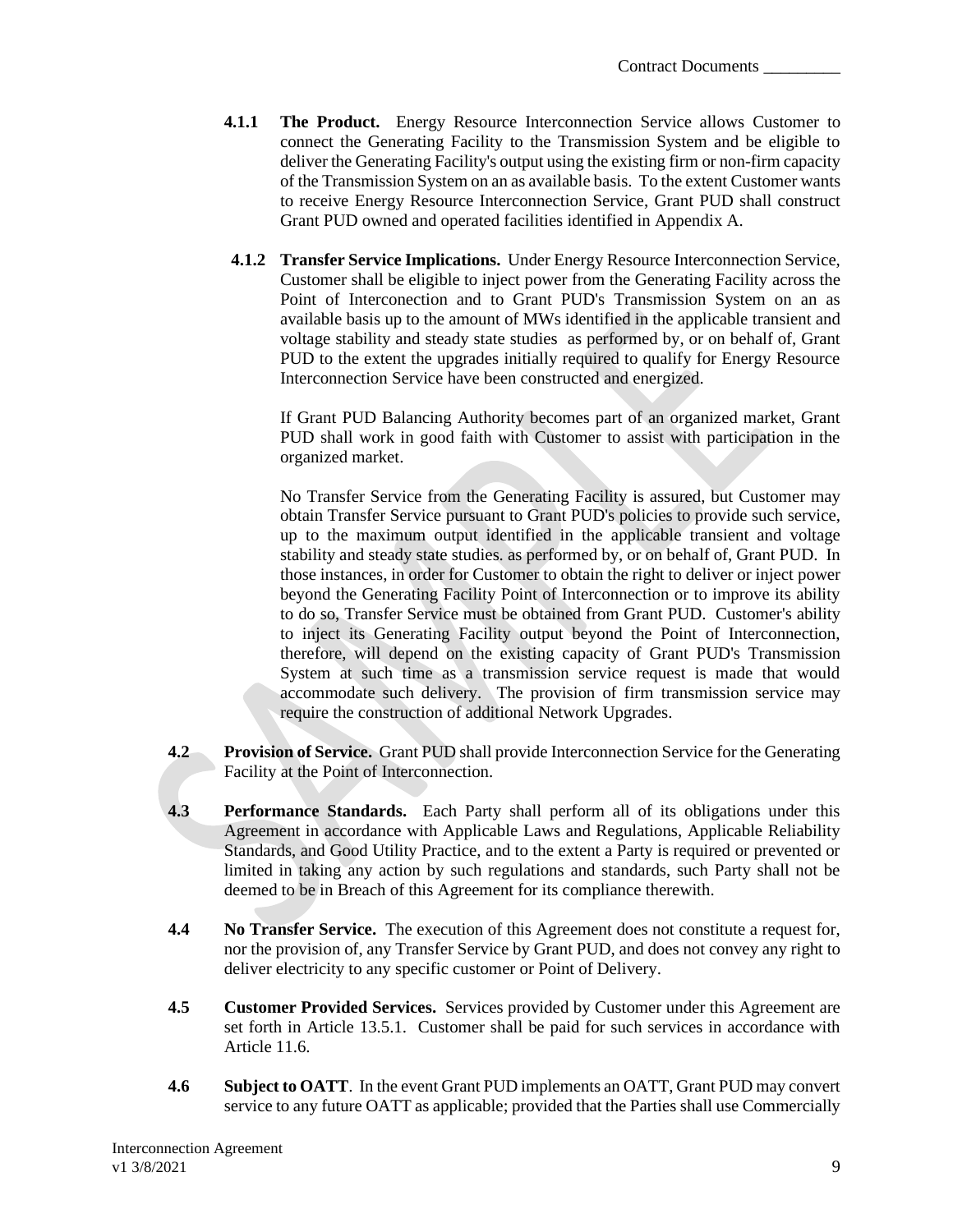**4.1.1 The Product.** Energy Resource Interconnection Service allows Customer to connect the Generating Facility to the Transmission System and be eligible to deliver the Generating Facility's output using the existing firm or non-firm capacity of the Transmission System on an as available basis. To the extent Customer wants to receive Energy Resource Interconnection Service, Grant PUD shall construct Grant PUD owned and operated facilities identified in Appendix A.

**4.1.2 Transfer Service Implications.** Under Energy Resource Interconnection Service, Customer shall be eligible to inject power from the Generating Facility across the Point of Interconection and to Grant PUD's Transmission System on an as available basis up to the amount of MWs identified in the applicable transient and voltage stability and steady state studies as performed by, or on behalf of, Grant PUD to the extent the upgrades initially required to qualify for Energy Resource Interconnection Service have been constructed and energized.

If Grant PUD Balancing Authority becomes part of an organized market, Grant PUD shall work in good faith with Customer to assist with participation in the organized market.

No Transfer Service from the Generating Facility is assured, but Customer may obtain Transfer Service pursuant to Grant PUD's policies to provide such service, up to the maximum output identified in the applicable transient and voltage stability and steady state studies. as performed by, or on behalf of, Grant PUD. In those instances, in order for Customer to obtain the right to deliver or inject power beyond the Generating Facility Point of Interconnection or to improve its ability to do so, Transfer Service must be obtained from Grant PUD. Customer's ability to inject its Generating Facility output beyond the Point of Interconnection, therefore, will depend on the existing capacity of Grant PUD's Transmission System at such time as a transmission service request is made that would accommodate such delivery. The provision of firm transmission service may require the construction of additional Network Upgrades.

**4.2 Provision of Service.** Grant PUD shall provide Interconnection Service for the Generating Facility at the Point of Interconnection.

**4.3 Performance Standards.** Each Party shall perform all of its obligations under this Agreement in accordance with Applicable Laws and Regulations, Applicable Reliability Standards, and Good Utility Practice, and to the extent a Party is required or prevented or limited in taking any action by such regulations and standards, such Party shall not be deemed to be in Breach of this Agreement for its compliance therewith.

**4.4 No Transfer Service.** The execution of this Agreement does not constitute a request for, nor the provision of, any Transfer Service by Grant PUD, and does not convey any right to deliver electricity to any specific customer or Point of Delivery.

**4.5 Customer Provided Services.** Services provided by Customer under this Agreement are set forth in Article 13.5.1. Customer shall be paid for such services in accordance with Article 11.6.

**4.6 Subject to OATT**. In the event Grant PUD implements an OATT, Grant PUD may convert service to any future OATT as applicable; provided that the Parties shall use Commercially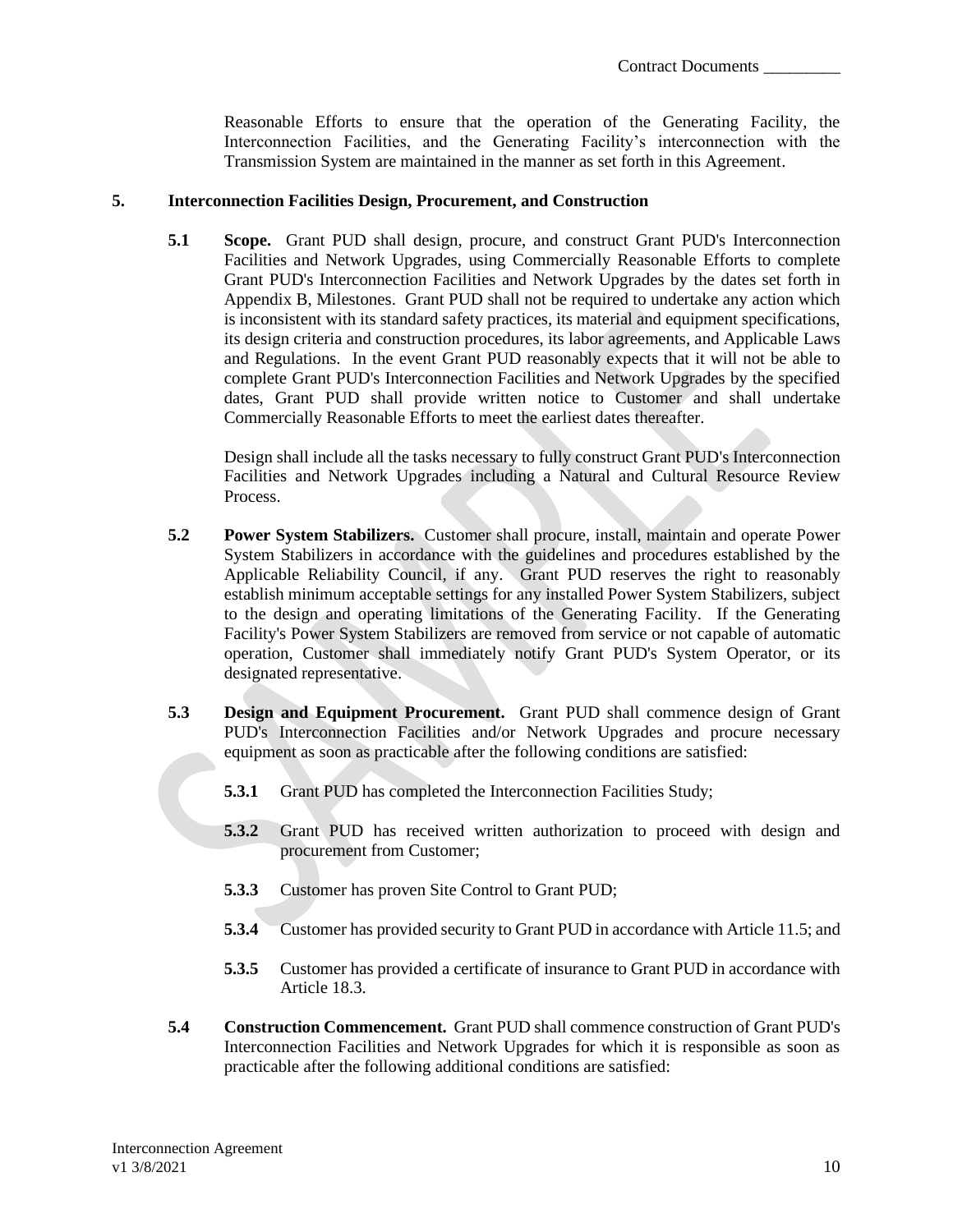Reasonable Efforts to ensure that the operation of the Generating Facility, the Interconnection Facilities, and the Generating Facility's interconnection with the Transmission System are maintained in the manner as set forth in this Agreement.

## 5. Interconnection Facilities Design, Procurement, and Construction

**5.1 Scope.** Grant PUD shall design, procure, and construct Grant PUD's Interconnection Facilities and Network Upgrades, using Commercially Reasonable Efforts to complete Grant PUD's Interconnection Facilities and Network Upgrades by the dates set forth in Appendix B, Milestones. Grant PUD shall not be required to undertake any action which is inconsistent with its standard safety practices, its material and equipment specifications, its design criteria and construction procedures, its labor agreements, and Applicable Laws and Regulations. In the event Grant PUD reasonably expects that it will not be able to complete Grant PUD's Interconnection Facilities and Network Upgrades by the specified dates, Grant PUD shall provide written notice to Customer and shall undertake Commercially Reasonable Efforts to meet the earliest dates thereafter.

Design shall include all the tasks necessary to fully construct Grant PUD's Interconnection Facilities and Network Upgrades including a Natural and Cultural Resource Review Process.

**5.2 Power System Stabilizers.** Customer shall procure, install, maintain and operate Power System Stabilizers in accordance with the guidelines and procedures established by the Applicable Reliability Council, if any. Grant PUD reserves the right to reasonably establish minimum acceptable settings for any installed Power System Stabilizers, subject to the design and operating limitations of the Generating Facility. If the Generating Facility's Power System Stabilizers are removed from service or not capable of automatic operation, Customer shall immediately notify Grant PUD's System Operator, or its designated representative.

**5.3 Design and Equipment Procurement.** Grant PUD shall commence design of Grant PUD's Interconnection Facilities and/or Network Upgrades and procure necessary equipment as soon as practicable after the following conditions are satisfied:

**5.3.1** Grant PUD has completed the Interconnection Facilities Study;

**5.3.2** Grant PUD has received written authorization to proceed with design and procurement from Customer;

**5.3.3** Customer has proven Site Control to Grant PUD;

**5.3.4** Customer has provided security to Grant PUD in accordance with Article 11.5; and

**5.3.5** Customer has provided a certificate of insurance to Grant PUD in accordance with Article 18.3.

**5.4 Construction Commencement.** Grant PUD shall commence construction of Grant PUD's Interconnection Facilities and Network Upgrades for which it is responsible as soon as practicable after the following additional conditions are satisfied: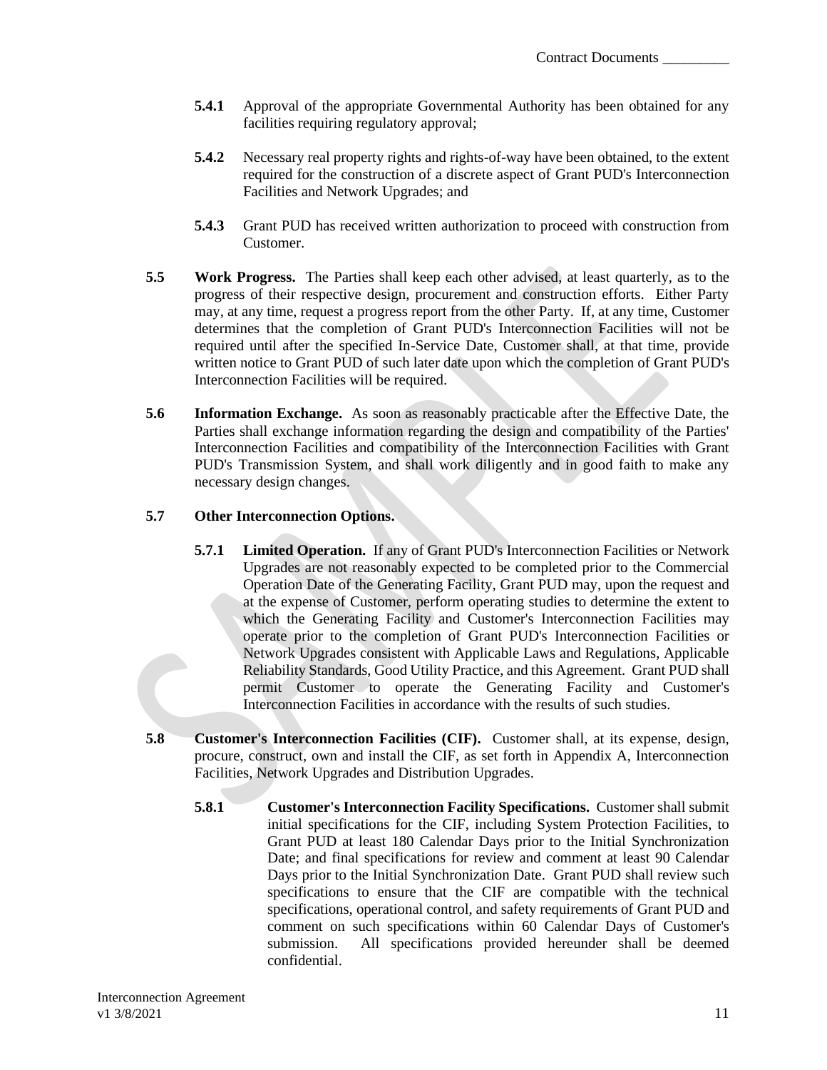**5.4.1** Approval of the appropriate Governmental Authority has been obtained for any facilities requiring regulatory approval;

**5.4.2** Necessary real property rights and rights-of-way have been obtained, to the extent required for the construction of a discrete aspect of Grant PUD's Interconnection Facilities and Network Upgrades; and

**5.4.3** Grant PUD has received written authorization to proceed with construction from Customer.

**5.5 Work Progress.** The Parties shall keep each other advised, at least quarterly, as to the progress of their respective design, procurement and construction efforts. Either Party may, at any time, request a progress report from the other Party. If, at any time, Customer determines that the completion of Grant PUD's Interconnection Facilities will not be required until after the specified In-Service Date, Customer shall, at that time, provide written notice to Grant PUD of such later date upon which the completion of Grant PUD's Interconnection Facilities will be required.

**5.6 Information Exchange.** As soon as reasonably practicable after the Effective Date, the Parties shall exchange information regarding the design and compatibility of the Parties' Interconnection Facilities and compatibility of the Interconnection Facilities with Grant PUD's Transmission System, and shall work diligently and in good faith to make any necessary design changes.

**5.7 Other Interconnection Options.**

**5.7.1 Limited Operation.** If any of Grant PUD's Interconnection Facilities or Network Upgrades are not reasonably expected to be completed prior to the Commercial Operation Date of the Generating Facility, Grant PUD may, upon the request and at the expense of Customer, perform operating studies to determine the extent to which the Generating Facility and Customer's Interconnection Facilities may operate prior to the completion of Grant PUD's Interconnection Facilities or Network Upgrades consistent with Applicable Laws and Regulations, Applicable Reliability Standards, Good Utility Practice, and this Agreement. Grant PUD shall permit Customer to operate the Generating Facility and Customer's Interconnection Facilities in accordance with the results of such studies.

**5.8 Customer's Interconnection Facilities (CIF).** Customer shall, at its expense, design, procure, construct, own and install the CIF, as set forth in Appendix A, Interconnection Facilities, Network Upgrades and Distribution Upgrades.

**5.8.1 Customer's Interconnection Facility Specifications.** Customer shall submit initial specifications for the CIF, including System Protection Facilities, to Grant PUD at least 180 Calendar Days prior to the Initial Synchronization Date; and final specifications for review and comment at least 90 Calendar Days prior to the Initial Synchronization Date. Grant PUD shall review such specifications to ensure that the CIF are compatible with the technical specifications, operational control, and safety requirements of Grant PUD and comment on such specifications within 60 Calendar Days of Customer's submission. All specifications provided hereunder shall be deemed confidential.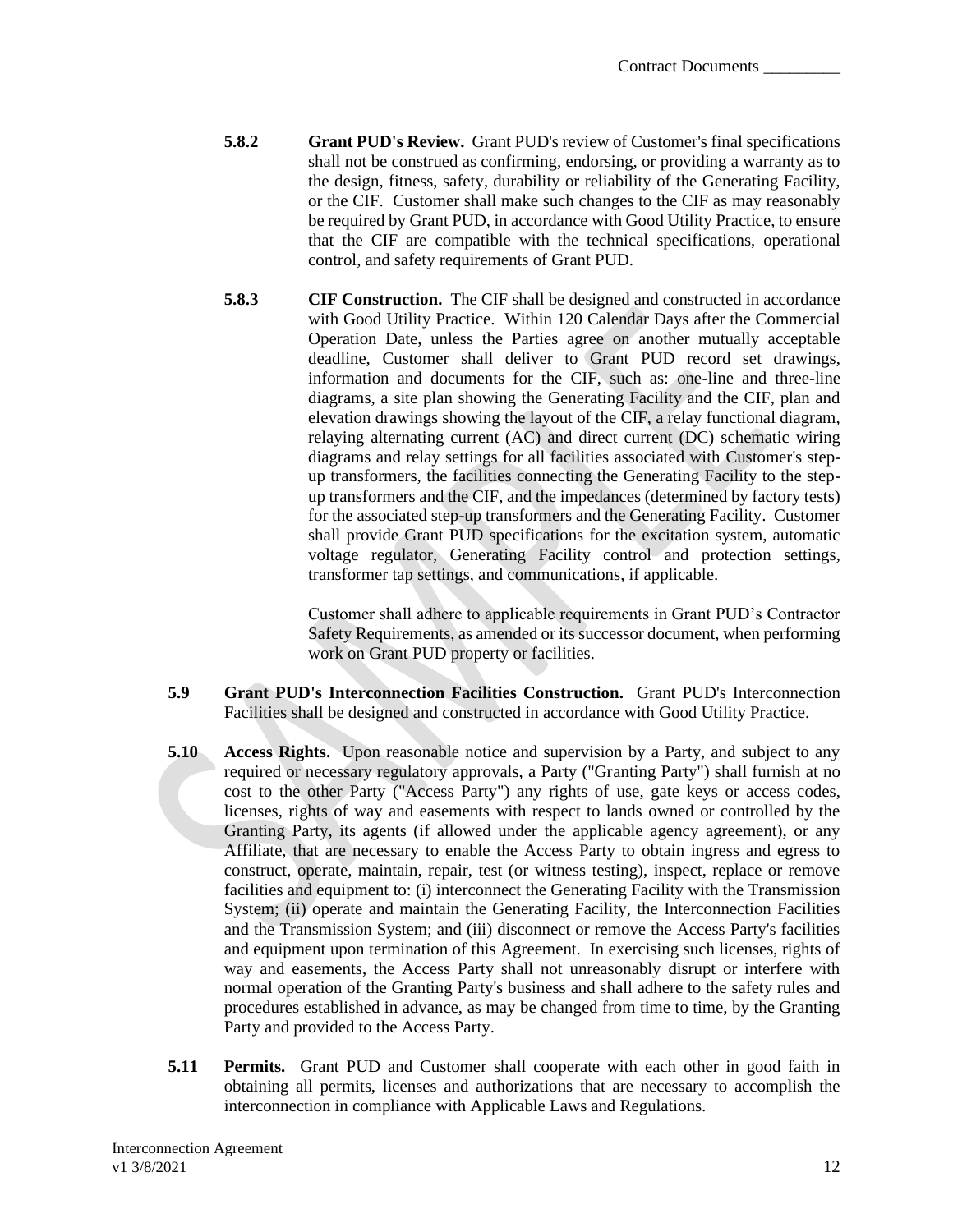**5.8.2 Grant PUD's Review.** Grant PUD's review of Customer's final specifications shall not be construed as confirming, endorsing, or providing a warranty as to the design, fitness, safety, durability or reliability of the Generating Facility, or the CIF. Customer shall make such changes to the CIF as may reasonably be required by Grant PUD, in accordance with Good Utility Practice, to ensure that the CIF are compatible with the technical specifications, operational control, and safety requirements of Grant PUD.

**5.8.3 CIF Construction.** The CIF shall be designed and constructed in accordance with Good Utility Practice. Within 120 Calendar Days after the Commercial Operation Date, unless the Parties agree on another mutually acceptable deadline, Customer shall deliver to Grant PUD record set drawings, information and documents for the CIF, such as: one-line and three-line diagrams, a site plan showing the Generating Facility and the CIF, plan and elevation drawings showing the layout of the CIF, a relay functional diagram, relaying alternating current (AC) and direct current (DC) schematic wiring diagrams and relay settings for all facilities associated with Customer's step-up transformers, the facilities connecting the Generating Facility to the step-up transformers and the CIF, and the impedances (determined by factory tests) for the associated step-up transformers and the Generating Facility. Customer shall provide Grant PUD specifications for the excitation system, automatic voltage regulator, Generating Facility control and protection settings, transformer tap settings, and communications, if applicable.

Customer shall adhere to applicable requirements in Grant PUD's Contractor Safety Requirements, as amended or its successor document, when performing work on Grant PUD property or facilities.

**5.9 Grant PUD's Interconnection Facilities Construction.** Grant PUD's Interconnection Facilities shall be designed and constructed in accordance with Good Utility Practice.

**5.10 Access Rights.** Upon reasonable notice and supervision by a Party, and subject to any required or necessary regulatory approvals, a Party ("Granting Party") shall furnish at no cost to the other Party ("Access Party") any rights of use, gate keys or access codes, licenses, rights of way and easements with respect to lands owned or controlled by the Granting Party, its agents (if allowed under the applicable agency agreement), or any Affiliate, that are necessary to enable the Access Party to obtain ingress and egress to construct, operate, maintain, repair, test (or witness testing), inspect, replace or remove facilities and equipment to: (i) interconnect the Generating Facility with the Transmission System; (ii) operate and maintain the Generating Facility, the Interconnection Facilities and the Transmission System; and (iii) disconnect or remove the Access Party's facilities and equipment upon termination of this Agreement. In exercising such licenses, rights of way and easements, the Access Party shall not unreasonably disrupt or interfere with normal operation of the Granting Party's business and shall adhere to the safety rules and procedures established in advance, as may be changed from time to time, by the Granting Party and provided to the Access Party.

**5.11 Permits.** Grant PUD and Customer shall cooperate with each other in good faith in obtaining all permits, licenses and authorizations that are necessary to accomplish the interconnection in compliance with Applicable Laws and Regulations.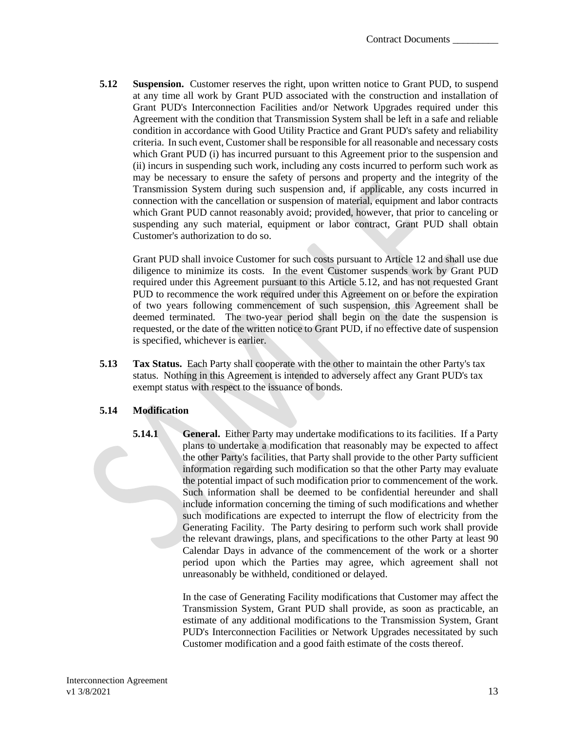**5.12 Suspension.** Customer reserves the right, upon written notice to Grant PUD, to suspend at any time all work by Grant PUD associated with the construction and installation of Grant PUD's Interconnection Facilities and/or Network Upgrades required under this Agreement with the condition that Transmission System shall be left in a safe and reliable condition in accordance with Good Utility Practice and Grant PUD's safety and reliability criteria. In such event, Customer shall be responsible for all reasonable and necessary costs which Grant PUD (i) has incurred pursuant to this Agreement prior to the suspension and (ii) incurs in suspending such work, including any costs incurred to perform such work as may be necessary to ensure the safety of persons and property and the integrity of the Transmission System during such suspension and, if applicable, any costs incurred in connection with the cancellation or suspension of material, equipment and labor contracts which Grant PUD cannot reasonably avoid; provided, however, that prior to canceling or suspending any such material, equipment or labor contract, Grant PUD shall obtain Customer's authorization to do so.

Grant PUD shall invoice Customer for such costs pursuant to Article 12 and shall use due diligence to minimize its costs. In the event Customer suspends work by Grant PUD required under this Agreement pursuant to this Article 5.12, and has not requested Grant PUD to recommence the work required under this Agreement on or before the expiration of two years following commencement of such suspension, this Agreement shall be deemed terminated. The two-year period shall begin on the date the suspension is requested, or the date of the written notice to Grant PUD, if no effective date of suspension is specified, whichever is earlier.

**5.13 Tax Status.** Each Party shall cooperate with the other to maintain the other Party's tax status. Nothing in this Agreement is intended to adversely affect any Grant PUD's tax exempt status with respect to the issuance of bonds.

**5.14 Modification**

**5.14.1 General.** Either Party may undertake modifications to its facilities. If a Party plans to undertake a modification that reasonably may be expected to affect the other Party's facilities, that Party shall provide to the other Party sufficient information regarding such modification so that the other Party may evaluate the potential impact of such modification prior to commencement of the work. Such information shall be deemed to be confidential hereunder and shall include information concerning the timing of such modifications and whether such modifications are expected to interrupt the flow of electricity from the Generating Facility. The Party desiring to perform such work shall provide the relevant drawings, plans, and specifications to the other Party at least 90 Calendar Days in advance of the commencement of the work or a shorter period upon which the Parties may agree, which agreement shall not unreasonably be withheld, conditioned or delayed.

In the case of Generating Facility modifications that Customer may affect the Transmission System, Grant PUD shall provide, as soon as practicable, an estimate of any additional modifications to the Transmission System, Grant PUD's Interconnection Facilities or Network Upgrades necessitated by such Customer modification and a good faith estimate of the costs thereof.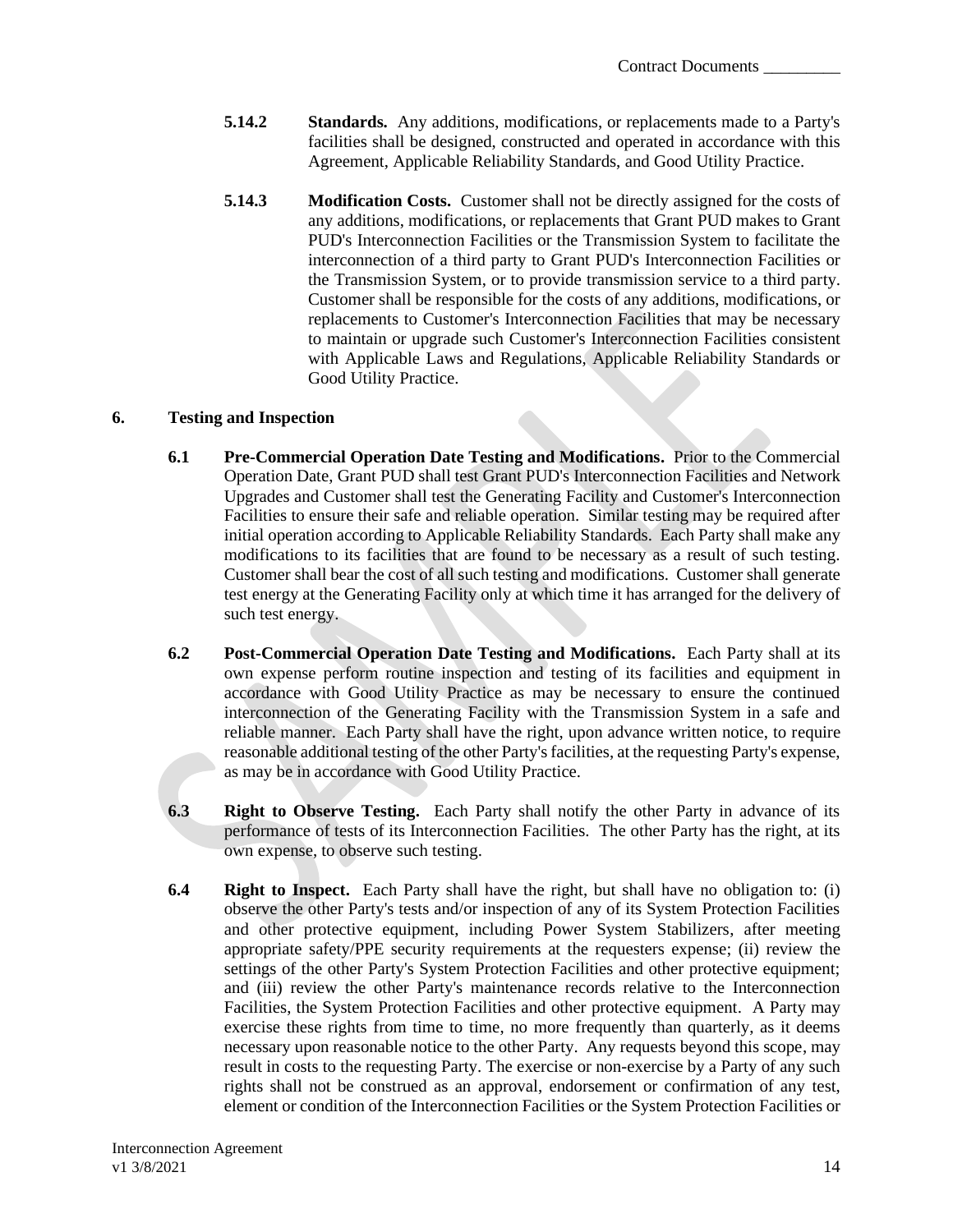**5.14.2 Standards.** Any additions, modifications, or replacements made to a Party's facilities shall be designed, constructed and operated in accordance with this Agreement, Applicable Reliability Standards, and Good Utility Practice.

**5.14.3 Modification Costs.** Customer shall not be directly assigned for the costs of any additions, modifications, or replacements that Grant PUD makes to Grant PUD's Interconnection Facilities or the Transmission System to facilitate the interconnection of a third party to Grant PUD's Interconnection Facilities or the Transmission System, or to provide transmission service to a third party. Customer shall be responsible for the costs of any additions, modifications, or replacements to Customer's Interconnection Facilities that may be necessary to maintain or upgrade such Customer's Interconnection Facilities consistent with Applicable Laws and Regulations, Applicable Reliability Standards or Good Utility Practice.

## 6. Testing and Inspection

**6.1 Pre-Commercial Operation Date Testing and Modifications.** Prior to the Commercial Operation Date, Grant PUD shall test Grant PUD's Interconnection Facilities and Network Upgrades and Customer shall test the Generating Facility and Customer's Interconnection Facilities to ensure their safe and reliable operation. Similar testing may be required after initial operation according to Applicable Reliability Standards. Each Party shall make any modifications to its facilities that are found to be necessary as a result of such testing. Customer shall bear the cost of all such testing and modifications. Customer shall generate test energy at the Generating Facility only at which time it has arranged for the delivery of such test energy.

**6.2 Post-Commercial Operation Date Testing and Modifications.** Each Party shall at its own expense perform routine inspection and testing of its facilities and equipment in accordance with Good Utility Practice as may be necessary to ensure the continued interconnection of the Generating Facility with the Transmission System in a safe and reliable manner. Each Party shall have the right, upon advance written notice, to require reasonable additional testing of the other Party's facilities, at the requesting Party's expense, as may be in accordance with Good Utility Practice.

**6.3 Right to Observe Testing.** Each Party shall notify the other Party in advance of its performance of tests of its Interconnection Facilities. The other Party has the right, at its own expense, to observe such testing.

**6.4 Right to Inspect.** Each Party shall have the right, but shall have no obligation to: (i) observe the other Party's tests and/or inspection of any of its System Protection Facilities and other protective equipment, including Power System Stabilizers, after meeting appropriate safety/PPE security requirements at the requesters expense; (ii) review the settings of the other Party's System Protection Facilities and other protective equipment; and (iii) review the other Party's maintenance records relative to the Interconnection Facilities, the System Protection Facilities and other protective equipment. A Party may exercise these rights from time to time, no more frequently than quarterly, as it deems necessary upon reasonable notice to the other Party. Any requests beyond this scope, may result in costs to the requesting Party. The exercise or non-exercise by a Party of any such rights shall not be construed as an approval, endorsement or confirmation of any test, element or condition of the Interconnection Facilities or the System Protection Facilities or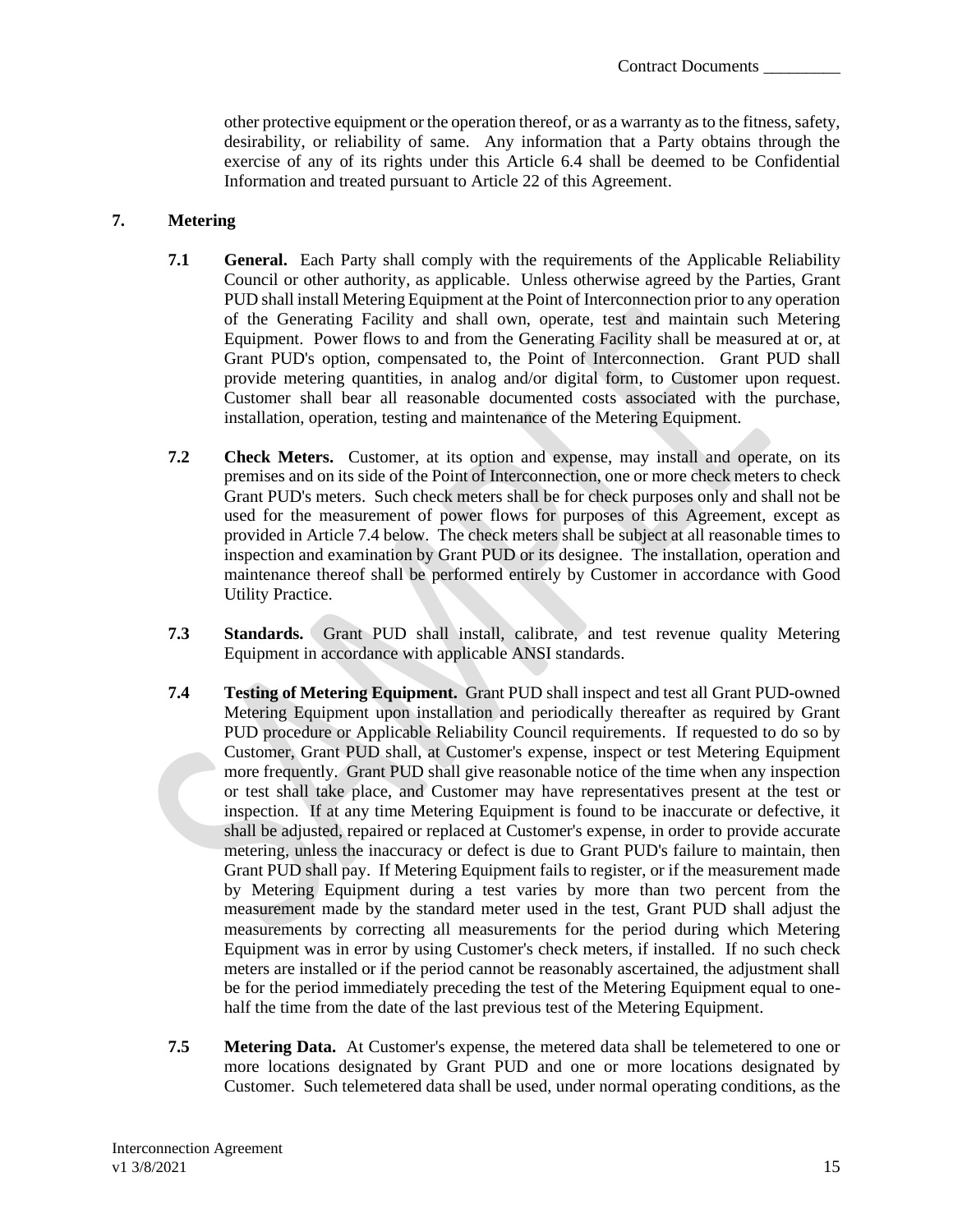other protective equipment or the operation thereof, or as a warranty as to the fitness, safety, desirability, or reliability of same. Any information that a Party obtains through the exercise of any of its rights under this Article 6.4 shall be deemed to be Confidential Information and treated pursuant to Article 22 of this Agreement.

## 7. Metering

**7.1 General.** Each Party shall comply with the requirements of the Applicable Reliability Council or other authority, as applicable. Unless otherwise agreed by the Parties, Grant PUD shall install Metering Equipment at the Point of Interconnection prior to any operation of the Generating Facility and shall own, operate, test and maintain such Metering Equipment. Power flows to and from the Generating Facility shall be measured at or, at Grant PUD's option, compensated to, the Point of Interconnection. Grant PUD shall provide metering quantities, in analog and/or digital form, to Customer upon request. Customer shall bear all reasonable documented costs associated with the purchase, installation, operation, testing and maintenance of the Metering Equipment.

**7.2 Check Meters.** Customer, at its option and expense, may install and operate, on its premises and on its side of the Point of Interconnection, one or more check meters to check Grant PUD's meters. Such check meters shall be for check purposes only and shall not be used for the measurement of power flows for purposes of this Agreement, except as provided in Article 7.4 below. The check meters shall be subject at all reasonable times to inspection and examination by Grant PUD or its designee. The installation, operation and maintenance thereof shall be performed entirely by Customer in accordance with Good Utility Practice.

**7.3 Standards.** Grant PUD shall install, calibrate, and test revenue quality Metering Equipment in accordance with applicable ANSI standards.

**7.4 Testing of Metering Equipment.** Grant PUD shall inspect and test all Grant PUD-owned Metering Equipment upon installation and periodically thereafter as required by Grant PUD procedure or Applicable Reliability Council requirements. If requested to do so by Customer, Grant PUD shall, at Customer's expense, inspect or test Metering Equipment more frequently. Grant PUD shall give reasonable notice of the time when any inspection or test shall take place, and Customer may have representatives present at the test or inspection. If at any time Metering Equipment is found to be inaccurate or defective, it shall be adjusted, repaired or replaced at Customer's expense, in order to provide accurate metering, unless the inaccuracy or defect is due to Grant PUD's failure to maintain, then Grant PUD shall pay. If Metering Equipment fails to register, or if the measurement made by Metering Equipment during a test varies by more than two percent from the measurement made by the standard meter used in the test, Grant PUD shall adjust the measurements by correcting all measurements for the period during which Metering Equipment was in error by using Customer's check meters, if installed. If no such check meters are installed or if the period cannot be reasonably ascertained, the adjustment shall be for the period immediately preceding the test of the Metering Equipment equal to one-half the time from the date of the last previous test of the Metering Equipment.

**7.5 Metering Data.** At Customer's expense, the metered data shall be telemetered to one or more locations designated by Grant PUD and one or more locations designated by Customer. Such telemetered data shall be used, under normal operating conditions, as the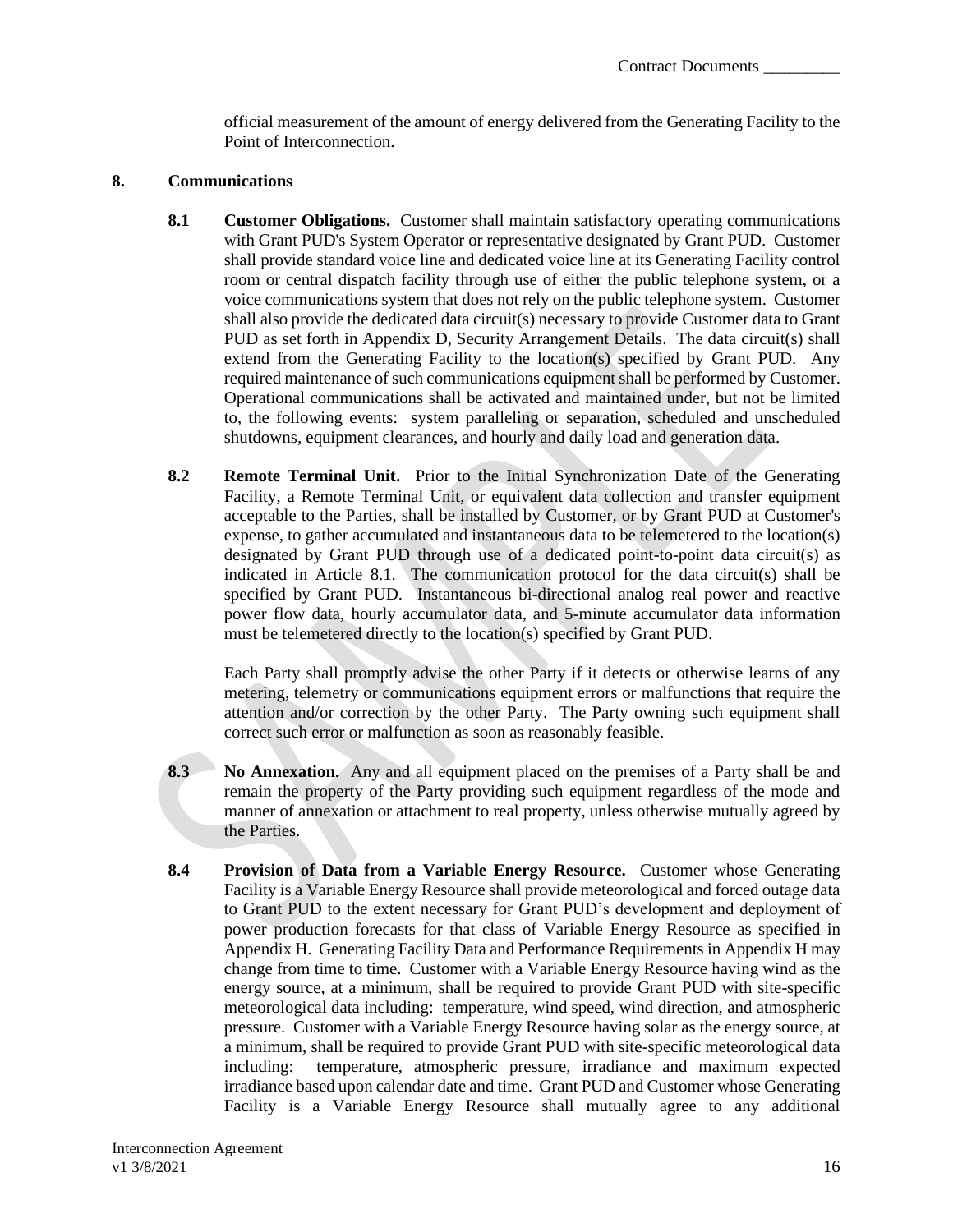official measurement of the amount of energy delivered from the Generating Facility to the Point of Interconnection.

## 8. Communications

**8.1 Customer Obligations.** Customer shall maintain satisfactory operating communications with Grant PUD's System Operator or representative designated by Grant PUD. Customer shall provide standard voice line and dedicated voice line at its Generating Facility control room or central dispatch facility through use of either the public telephone system, or a voice communications system that does not rely on the public telephone system. Customer shall also provide the dedicated data circuit(s) necessary to provide Customer data to Grant PUD as set forth in Appendix D, Security Arrangement Details. The data circuit(s) shall extend from the Generating Facility to the location(s) specified by Grant PUD. Any required maintenance of such communications equipment shall be performed by Customer. Operational communications shall be activated and maintained under, but not be limited to, the following events: system paralleling or separation, scheduled and unscheduled shutdowns, equipment clearances, and hourly and daily load and generation data.

**8.2 Remote Terminal Unit.** Prior to the Initial Synchronization Date of the Generating Facility, a Remote Terminal Unit, or equivalent data collection and transfer equipment acceptable to the Parties, shall be installed by Customer, or by Grant PUD at Customer's expense, to gather accumulated and instantaneous data to be telemetered to the location(s) designated by Grant PUD through use of a dedicated point-to-point data circuit(s) as indicated in Article 8.1. The communication protocol for the data circuit(s) shall be specified by Grant PUD. Instantaneous bi-directional analog real power and reactive power flow data, hourly accumulator data, and 5-minute accumulator data information must be telemetered directly to the location(s) specified by Grant PUD.

Each Party shall promptly advise the other Party if it detects or otherwise learns of any metering, telemetry or communications equipment errors or malfunctions that require the attention and/or correction by the other Party. The Party owning such equipment shall correct such error or malfunction as soon as reasonably feasible.

**8.3 No Annexation.** Any and all equipment placed on the premises of a Party shall be and remain the property of the Party providing such equipment regardless of the mode and manner of annexation or attachment to real property, unless otherwise mutually agreed by the Parties.

**8.4 Provision of Data from a Variable Energy Resource.** Customer whose Generating Facility is a Variable Energy Resource shall provide meteorological and forced outage data to Grant PUD to the extent necessary for Grant PUD's development and deployment of power production forecasts for that class of Variable Energy Resource as specified in Appendix H. Generating Facility Data and Performance Requirements in Appendix H may change from time to time. Customer with a Variable Energy Resource having wind as the energy source, at a minimum, shall be required to provide Grant PUD with site-specific meteorological data including: temperature, wind speed, wind direction, and atmospheric pressure. Customer with a Variable Energy Resource having solar as the energy source, at a minimum, shall be required to provide Grant PUD with site-specific meteorological data including: temperature, atmospheric pressure, irradiance and maximum expected irradiance based upon calendar date and time. Grant PUD and Customer whose Generating Facility is a Variable Energy Resource shall mutually agree to any additional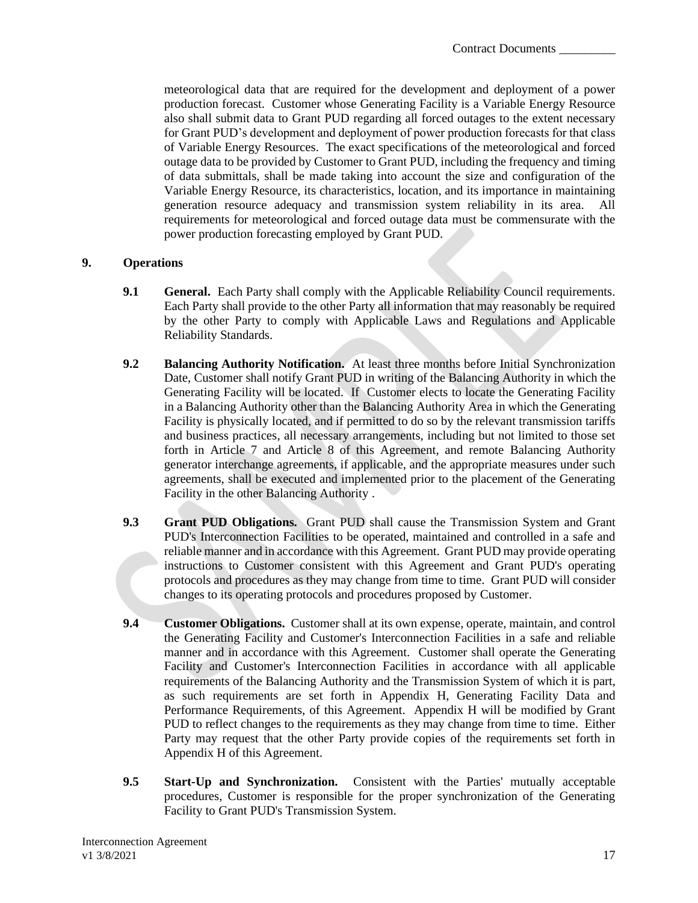meteorological data that are required for the development and deployment of a power production forecast. Customer whose Generating Facility is a Variable Energy Resource also shall submit data to Grant PUD regarding all forced outages to the extent necessary for Grant PUD's development and deployment of power production forecasts for that class of Variable Energy Resources. The exact specifications of the meteorological and forced outage data to be provided by Customer to Grant PUD, including the frequency and timing of data submittals, shall be made taking into account the size and configuration of the Variable Energy Resource, its characteristics, location, and its importance in maintaining generation resource adequacy and transmission system reliability in its area. All requirements for meteorological and forced outage data must be commensurate with the power production forecasting employed by Grant PUD.

## 9. Operations

**9.1 General.** Each Party shall comply with the Applicable Reliability Council requirements. Each Party shall provide to the other Party all information that may reasonably be required by the other Party to comply with Applicable Laws and Regulations and Applicable Reliability Standards.

**9.2 Balancing Authority Notification.** At least three months before Initial Synchronization Date, Customer shall notify Grant PUD in writing of the Balancing Authority in which the Generating Facility will be located. If Customer elects to locate the Generating Facility in a Balancing Authority other than the Balancing Authority Area in which the Generating Facility is physically located, and if permitted to do so by the relevant transmission tariffs and business practices, all necessary arrangements, including but not limited to those set forth in Article 7 and Article 8 of this Agreement, and remote Balancing Authority generator interchange agreements, if applicable, and the appropriate measures under such agreements, shall be executed and implemented prior to the placement of the Generating Facility in the other Balancing Authority .

**9.3 Grant PUD Obligations.** Grant PUD shall cause the Transmission System and Grant PUD's Interconnection Facilities to be operated, maintained and controlled in a safe and reliable manner and in accordance with this Agreement. Grant PUD may provide operating instructions to Customer consistent with this Agreement and Grant PUD's operating protocols and procedures as they may change from time to time. Grant PUD will consider changes to its operating protocols and procedures proposed by Customer.

**9.4 Customer Obligations.** Customer shall at its own expense, operate, maintain, and control the Generating Facility and Customer's Interconnection Facilities in a safe and reliable manner and in accordance with this Agreement. Customer shall operate the Generating Facility and Customer's Interconnection Facilities in accordance with all applicable requirements of the Balancing Authority and the Transmission System of which it is part, as such requirements are set forth in Appendix H, Generating Facility Data and Performance Requirements, of this Agreement. Appendix H will be modified by Grant PUD to reflect changes to the requirements as they may change from time to time. Either Party may request that the other Party provide copies of the requirements set forth in Appendix H of this Agreement.

**9.5 Start-Up and Synchronization.** Consistent with the Parties' mutually acceptable procedures, Customer is responsible for the proper synchronization of the Generating Facility to Grant PUD's Transmission System.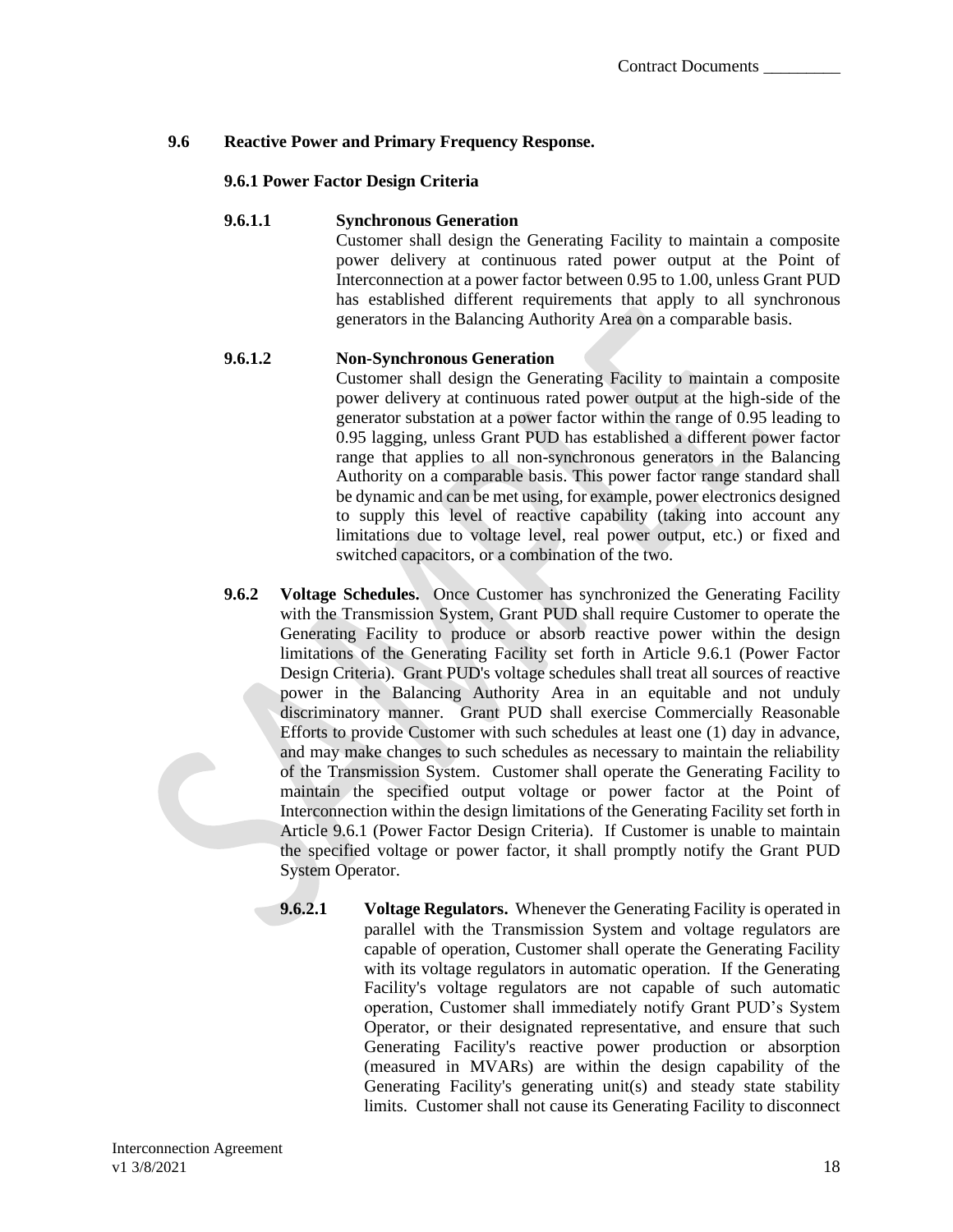**9.6 Reactive Power and Primary Frequency Response.**

**9.6.1 Power Factor Design Criteria**

**9.6.1.1 Synchronous Generation**

Customer shall design the Generating Facility to maintain a composite power delivery at continuous rated power output at the Point of Interconnection at a power factor between 0.95 to 1.00, unless Grant PUD has established different requirements that apply to all synchronous generators in the Balancing Authority Area on a comparable basis.

**9.6.1.2 Non-Synchronous Generation**

Customer shall design the Generating Facility to maintain a composite power delivery at continuous rated power output at the high-side of the generator substation at a power factor within the range of 0.95 leading to 0.95 lagging, unless Grant PUD has established a different power factor range that applies to all non-synchronous generators in the Balancing Authority on a comparable basis. This power factor range standard shall be dynamic and can be met using, for example, power electronics designed to supply this level of reactive capability (taking into account any limitations due to voltage level, real power output, etc.) or fixed and switched capacitors, or a combination of the two.

**9.6.2 Voltage Schedules.** Once Customer has synchronized the Generating Facility with the Transmission System, Grant PUD shall require Customer to operate the Generating Facility to produce or absorb reactive power within the design limitations of the Generating Facility set forth in Article 9.6.1 (Power Factor Design Criteria). Grant PUD's voltage schedules shall treat all sources of reactive power in the Balancing Authority Area in an equitable and not unduly discriminatory manner. Grant PUD shall exercise Commercially Reasonable Efforts to provide Customer with such schedules at least one (1) day in advance, and may make changes to such schedules as necessary to maintain the reliability of the Transmission System. Customer shall operate the Generating Facility to maintain the specified output voltage or power factor at the Point of Interconnection within the design limitations of the Generating Facility set forth in Article 9.6.1 (Power Factor Design Criteria). If Customer is unable to maintain the specified voltage or power factor, it shall promptly notify the Grant PUD System Operator.

**9.6.2.1 Voltage Regulators.** Whenever the Generating Facility is operated in parallel with the Transmission System and voltage regulators are capable of operation, Customer shall operate the Generating Facility with its voltage regulators in automatic operation. If the Generating Facility's voltage regulators are not capable of such automatic operation, Customer shall immediately notify Grant PUD's System Operator, or their designated representative, and ensure that such Generating Facility's reactive power production or absorption (measured in MVARs) are within the design capability of the Generating Facility's generating unit(s) and steady state stability limits. Customer shall not cause its Generating Facility to disconnect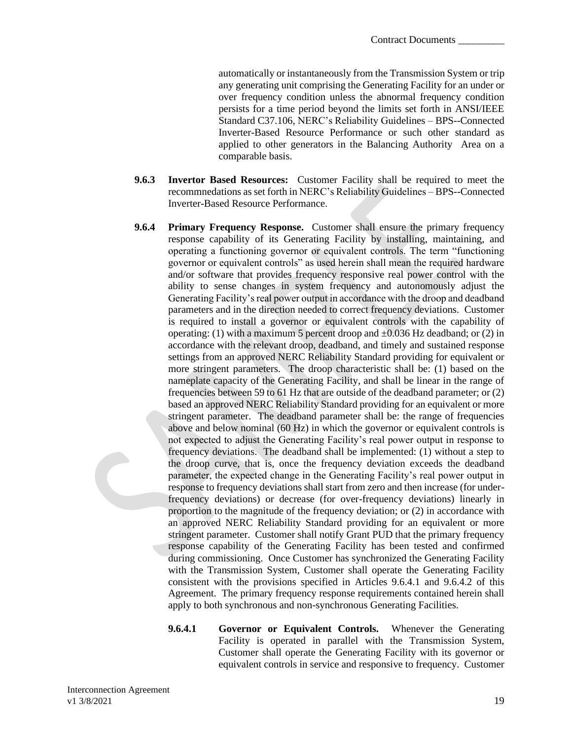automatically or instantaneously from the Transmission System or trip any generating unit comprising the Generating Facility for an under or over frequency condition unless the abnormal frequency condition persists for a time period beyond the limits set forth in ANSI/IEEE Standard C37.106, NERC's Reliability Guidelines – BPS--Connected Inverter-Based Resource Performance or such other standard as applied to other generators in the Balancing Authority Area on a comparable basis.

**9.6.3 Invertor Based Resources:** Customer Facility shall be required to meet the recommnedations as set forth in NERC's Reliability Guidelines – BPS--Connected Inverter-Based Resource Performance.

**9.6.4 Primary Frequency Response.** Customer shall ensure the primary frequency response capability of its Generating Facility by installing, maintaining, and operating a functioning governor or equivalent controls. The term "functioning governor or equivalent controls" as used herein shall mean the required hardware and/or software that provides frequency responsive real power control with the ability to sense changes in system frequency and autonomously adjust the Generating Facility's real power output in accordance with the droop and deadband parameters and in the direction needed to correct frequency deviations. Customer is required to install a governor or equivalent controls with the capability of operating: (1) with a maximum 5 percent droop and ±0.036 Hz deadband; or (2) in accordance with the relevant droop, deadband, and timely and sustained response settings from an approved NERC Reliability Standard providing for equivalent or more stringent parameters. The droop characteristic shall be: (1) based on the nameplate capacity of the Generating Facility, and shall be linear in the range of frequencies between 59 to 61 Hz that are outside of the deadband parameter; or (2) based an approved NERC Reliability Standard providing for an equivalent or more stringent parameter. The deadband parameter shall be: the range of frequencies above and below nominal (60 Hz) in which the governor or equivalent controls is not expected to adjust the Generating Facility's real power output in response to frequency deviations. The deadband shall be implemented: (1) without a step to the droop curve, that is, once the frequency deviation exceeds the deadband parameter, the expected change in the Generating Facility's real power output in response to frequency deviations shall start from zero and then increase (for under-frequency deviations) or decrease (for over-frequency deviations) linearly in proportion to the magnitude of the frequency deviation; or (2) in accordance with an approved NERC Reliability Standard providing for an equivalent or more stringent parameter. Customer shall notify Grant PUD that the primary frequency response capability of the Generating Facility has been tested and confirmed during commissioning. Once Customer has synchronized the Generating Facility with the Transmission System, Customer shall operate the Generating Facility consistent with the provisions specified in Articles 9.6.4.1 and 9.6.4.2 of this Agreement. The primary frequency response requirements contained herein shall apply to both synchronous and non-synchronous Generating Facilities.

**9.6.4.1 Governor or Equivalent Controls.** Whenever the Generating Facility is operated in parallel with the Transmission System, Customer shall operate the Generating Facility with its governor or equivalent controls in service and responsive to frequency. Customer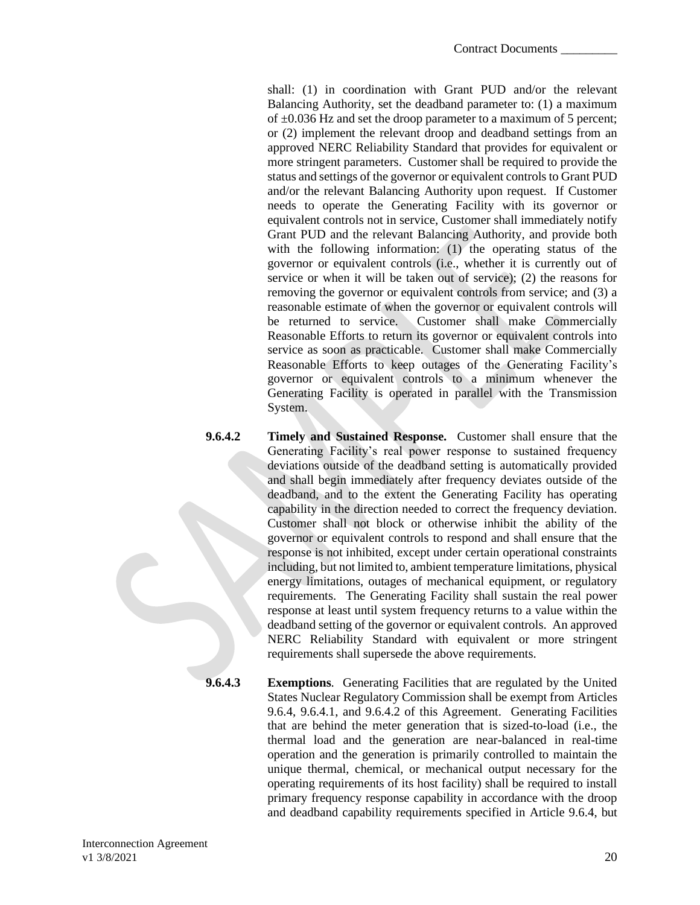shall: (1) in coordination with Grant PUD and/or the relevant Balancing Authority, set the deadband parameter to: (1) a maximum of ±0.036 Hz and set the droop parameter to a maximum of 5 percent; or (2) implement the relevant droop and deadband settings from an approved NERC Reliability Standard that provides for equivalent or more stringent parameters. Customer shall be required to provide the status and settings of the governor or equivalent controls to Grant PUD and/or the relevant Balancing Authority upon request. If Customer needs to operate the Generating Facility with its governor or equivalent controls not in service, Customer shall immediately notify Grant PUD and the relevant Balancing Authority, and provide both with the following information: (1) the operating status of the governor or equivalent controls (i.e., whether it is currently out of service or when it will be taken out of service); (2) the reasons for removing the governor or equivalent controls from service; and (3) a reasonable estimate of when the governor or equivalent controls will be returned to service. Customer shall make Commercially Reasonable Efforts to return its governor or equivalent controls into service as soon as practicable. Customer shall make Commercially Reasonable Efforts to keep outages of the Generating Facility's governor or equivalent controls to a minimum whenever the Generating Facility is operated in parallel with the Transmission System.

**9.6.4.2 Timely and Sustained Response.** Customer shall ensure that the Generating Facility's real power response to sustained frequency deviations outside of the deadband setting is automatically provided and shall begin immediately after frequency deviates outside of the deadband, and to the extent the Generating Facility has operating capability in the direction needed to correct the frequency deviation. Customer shall not block or otherwise inhibit the ability of the governor or equivalent controls to respond and shall ensure that the response is not inhibited, except under certain operational constraints including, but not limited to, ambient temperature limitations, physical energy limitations, outages of mechanical equipment, or regulatory requirements. The Generating Facility shall sustain the real power response at least until system frequency returns to a value within the deadband setting of the governor or equivalent controls. An approved NERC Reliability Standard with equivalent or more stringent requirements shall supersede the above requirements.

**9.6.4.3 Exemptions**. Generating Facilities that are regulated by the United States Nuclear Regulatory Commission shall be exempt from Articles 9.6.4, 9.6.4.1, and 9.6.4.2 of this Agreement. Generating Facilities that are behind the meter generation that is sized-to-load (i.e., the thermal load and the generation are near-balanced in real-time operation and the generation is primarily controlled to maintain the unique thermal, chemical, or mechanical output necessary for the operating requirements of its host facility) shall be required to install primary frequency response capability in accordance with the droop and deadband capability requirements specified in Article 9.6.4, but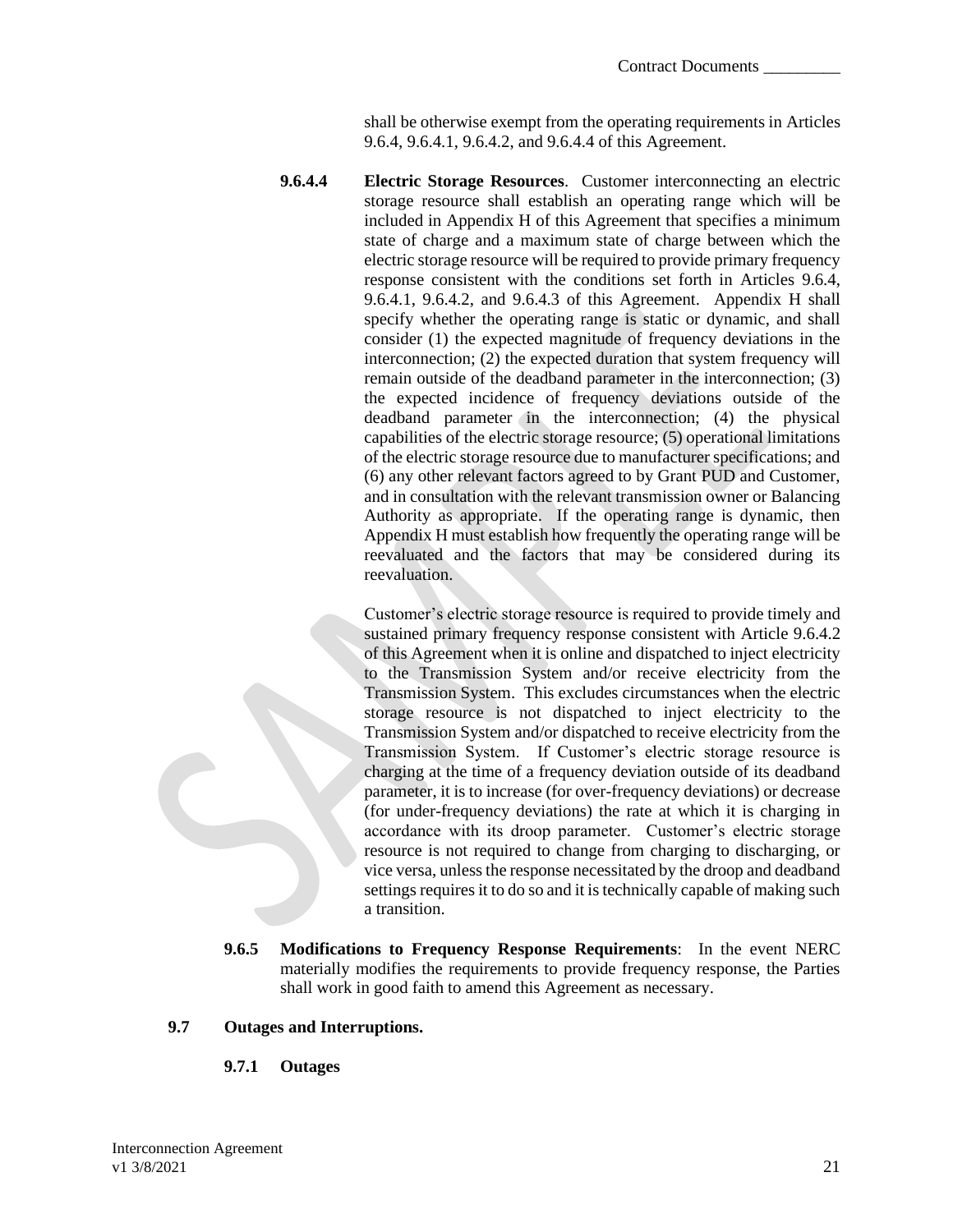shall be otherwise exempt from the operating requirements in Articles 9.6.4, 9.6.4.1, 9.6.4.2, and 9.6.4.4 of this Agreement.

**9.6.4.4 Electric Storage Resources**. Customer interconnecting an electric storage resource shall establish an operating range which will be included in Appendix H of this Agreement that specifies a minimum state of charge and a maximum state of charge between which the electric storage resource will be required to provide primary frequency response consistent with the conditions set forth in Articles 9.6.4, 9.6.4.1, 9.6.4.2, and 9.6.4.3 of this Agreement. Appendix H shall specify whether the operating range is static or dynamic, and shall consider (1) the expected magnitude of frequency deviations in the interconnection; (2) the expected duration that system frequency will remain outside of the deadband parameter in the interconnection; (3) the expected incidence of frequency deviations outside of the deadband parameter in the interconnection; (4) the physical capabilities of the electric storage resource; (5) operational limitations of the electric storage resource due to manufacturer specifications; and (6) any other relevant factors agreed to by Grant PUD and Customer, and in consultation with the relevant transmission owner or Balancing Authority as appropriate. If the operating range is dynamic, then Appendix H must establish how frequently the operating range will be reevaluated and the factors that may be considered during its reevaluation.

Customer's electric storage resource is required to provide timely and sustained primary frequency response consistent with Article 9.6.4.2 of this Agreement when it is online and dispatched to inject electricity to the Transmission System and/or receive electricity from the Transmission System. This excludes circumstances when the electric storage resource is not dispatched to inject electricity to the Transmission System and/or dispatched to receive electricity from the Transmission System. If Customer's electric storage resource is charging at the time of a frequency deviation outside of its deadband parameter, it is to increase (for over-frequency deviations) or decrease (for under-frequency deviations) the rate at which it is charging in accordance with its droop parameter. Customer's electric storage resource is not required to change from charging to discharging, or vice versa, unless the response necessitated by the droop and deadband settings requires it to do so and it is technically capable of making such a transition.

**9.6.5 Modifications to Frequency Response Requirements**: In the event NERC materially modifies the requirements to provide frequency response, the Parties shall work in good faith to amend this Agreement as necessary.

**9.7 Outages and Interruptions.**

**9.7.1 Outages**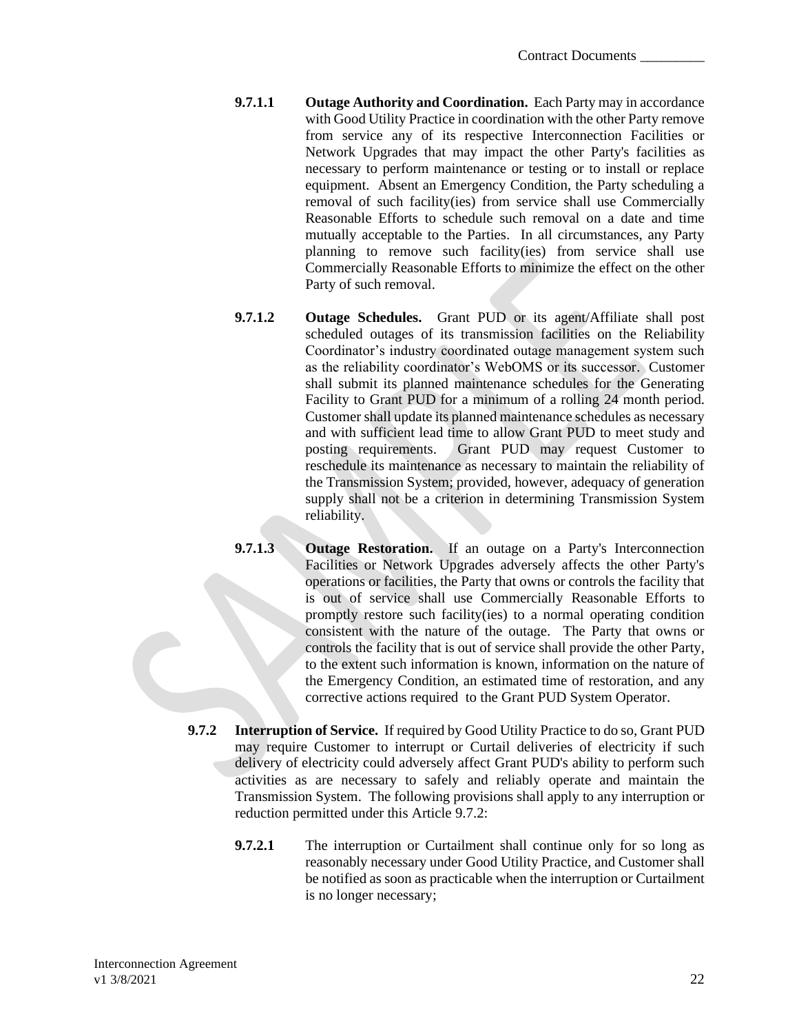**9.7.1.1 Outage Authority and Coordination.** Each Party may in accordance with Good Utility Practice in coordination with the other Party remove from service any of its respective Interconnection Facilities or Network Upgrades that may impact the other Party's facilities as necessary to perform maintenance or testing or to install or replace equipment. Absent an Emergency Condition, the Party scheduling a removal of such facility(ies) from service shall use Commercially Reasonable Efforts to schedule such removal on a date and time mutually acceptable to the Parties. In all circumstances, any Party planning to remove such facility(ies) from service shall use Commercially Reasonable Efforts to minimize the effect on the other Party of such removal.

**9.7.1.2 Outage Schedules.** Grant PUD or its agent/Affiliate shall post scheduled outages of its transmission facilities on the Reliability Coordinator's industry coordinated outage management system such as the reliability coordinator's WebOMS or its successor. Customer shall submit its planned maintenance schedules for the Generating Facility to Grant PUD for a minimum of a rolling 24 month period. Customer shall update its planned maintenance schedules as necessary and with sufficient lead time to allow Grant PUD to meet study and posting requirements. Grant PUD may request Customer to reschedule its maintenance as necessary to maintain the reliability of the Transmission System; provided, however, adequacy of generation supply shall not be a criterion in determining Transmission System reliability.

**9.7.1.3 Outage Restoration.** If an outage on a Party's Interconnection Facilities or Network Upgrades adversely affects the other Party's operations or facilities, the Party that owns or controls the facility that is out of service shall use Commercially Reasonable Efforts to promptly restore such facility(ies) to a normal operating condition consistent with the nature of the outage. The Party that owns or controls the facility that is out of service shall provide the other Party, to the extent such information is known, information on the nature of the Emergency Condition, an estimated time of restoration, and any corrective actions required to the Grant PUD System Operator.

**9.7.2 Interruption of Service.** If required by Good Utility Practice to do so, Grant PUD may require Customer to interrupt or Curtail deliveries of electricity if such delivery of electricity could adversely affect Grant PUD's ability to perform such activities as are necessary to safely and reliably operate and maintain the Transmission System. The following provisions shall apply to any interruption or reduction permitted under this Article 9.7.2:

**9.7.2.1** The interruption or Curtailment shall continue only for so long as reasonably necessary under Good Utility Practice, and Customer shall be notified as soon as practicable when the interruption or Curtailment is no longer necessary;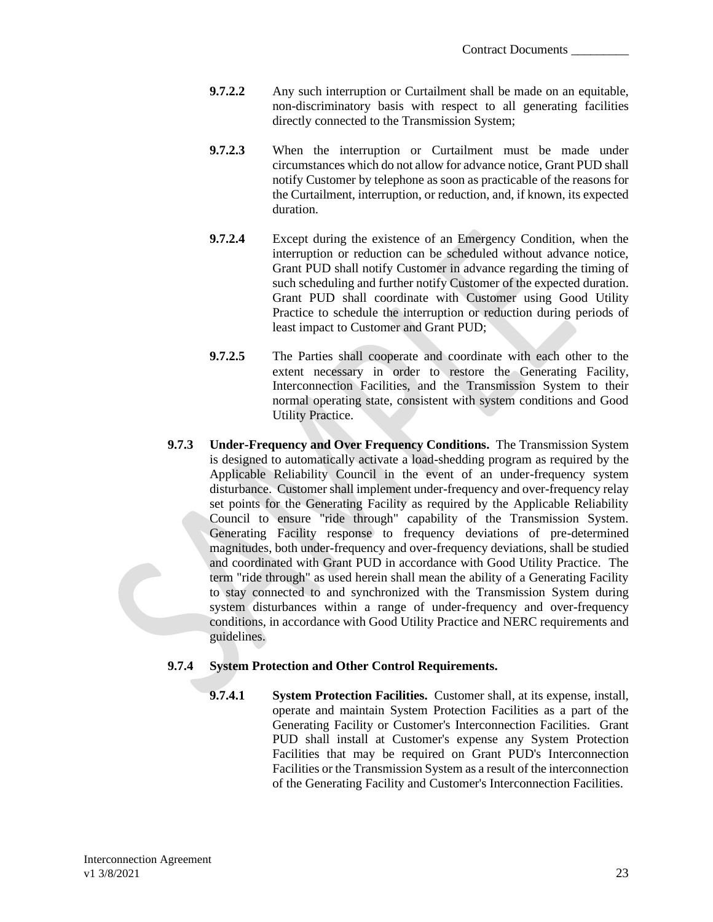**9.7.2.2** Any such interruption or Curtailment shall be made on an equitable, non-discriminatory basis with respect to all generating facilities directly connected to the Transmission System;

**9.7.2.3** When the interruption or Curtailment must be made under circumstances which do not allow for advance notice, Grant PUD shall notify Customer by telephone as soon as practicable of the reasons for the Curtailment, interruption, or reduction, and, if known, its expected duration.

**9.7.2.4** Except during the existence of an Emergency Condition, when the interruption or reduction can be scheduled without advance notice, Grant PUD shall notify Customer in advance regarding the timing of such scheduling and further notify Customer of the expected duration. Grant PUD shall coordinate with Customer using Good Utility Practice to schedule the interruption or reduction during periods of least impact to Customer and Grant PUD;

**9.7.2.5** The Parties shall cooperate and coordinate with each other to the extent necessary in order to restore the Generating Facility, Interconnection Facilities, and the Transmission System to their normal operating state, consistent with system conditions and Good Utility Practice.

**9.7.3 Under-Frequency and Over Frequency Conditions.** The Transmission System is designed to automatically activate a load-shedding program as required by the Applicable Reliability Council in the event of an under-frequency system disturbance. Customer shall implement under-frequency and over-frequency relay set points for the Generating Facility as required by the Applicable Reliability Council to ensure "ride through" capability of the Transmission System. Generating Facility response to frequency deviations of pre-determined magnitudes, both under-frequency and over-frequency deviations, shall be studied and coordinated with Grant PUD in accordance with Good Utility Practice. The term "ride through" as used herein shall mean the ability of a Generating Facility to stay connected to and synchronized with the Transmission System during system disturbances within a range of under-frequency and over-frequency conditions, in accordance with Good Utility Practice and NERC requirements and guidelines.

**9.7.4 System Protection and Other Control Requirements.**

**9.7.4.1 System Protection Facilities.** Customer shall, at its expense, install, operate and maintain System Protection Facilities as a part of the Generating Facility or Customer's Interconnection Facilities. Grant PUD shall install at Customer's expense any System Protection Facilities that may be required on Grant PUD's Interconnection Facilities or the Transmission System as a result of the interconnection of the Generating Facility and Customer's Interconnection Facilities.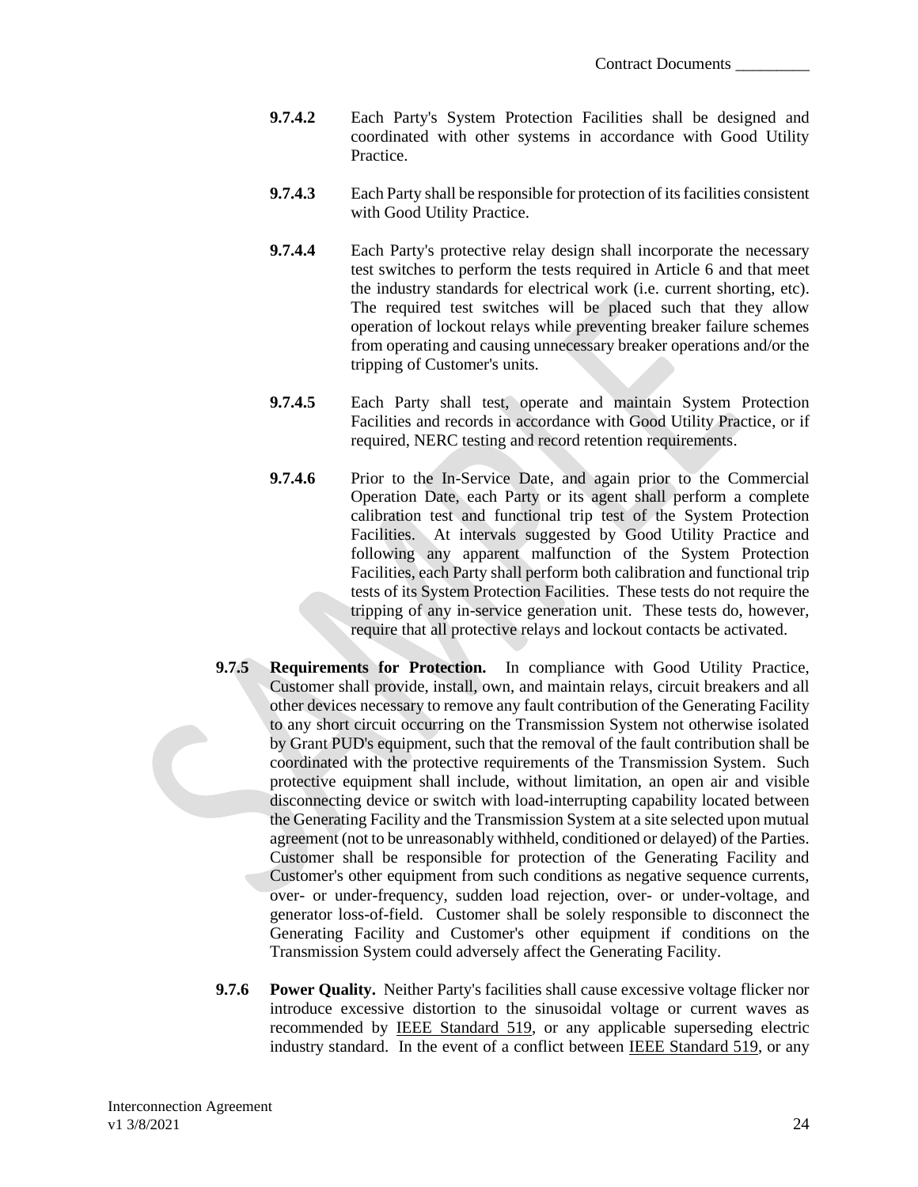**9.7.4.2** Each Party's System Protection Facilities shall be designed and coordinated with other systems in accordance with Good Utility Practice.

**9.7.4.3** Each Party shall be responsible for protection of its facilities consistent with Good Utility Practice.

**9.7.4.4** Each Party's protective relay design shall incorporate the necessary test switches to perform the tests required in Article 6 and that meet the industry standards for electrical work (i.e. current shorting, etc). The required test switches will be placed such that they allow operation of lockout relays while preventing breaker failure schemes from operating and causing unnecessary breaker operations and/or the tripping of Customer's units.

**9.7.4.5** Each Party shall test, operate and maintain System Protection Facilities and records in accordance with Good Utility Practice, or if required, NERC testing and record retention requirements.

**9.7.4.6** Prior to the In-Service Date, and again prior to the Commercial Operation Date, each Party or its agent shall perform a complete calibration test and functional trip test of the System Protection Facilities. At intervals suggested by Good Utility Practice and following any apparent malfunction of the System Protection Facilities, each Party shall perform both calibration and functional trip tests of its System Protection Facilities. These tests do not require the tripping of any in-service generation unit. These tests do, however, require that all protective relays and lockout contacts be activated.

**9.7.5 Requirements for Protection.** In compliance with Good Utility Practice, Customer shall provide, install, own, and maintain relays, circuit breakers and all other devices necessary to remove any fault contribution of the Generating Facility to any short circuit occurring on the Transmission System not otherwise isolated by Grant PUD's equipment, such that the removal of the fault contribution shall be coordinated with the protective requirements of the Transmission System. Such protective equipment shall include, without limitation, an open air and visible disconnecting device or switch with load-interrupting capability located between the Generating Facility and the Transmission System at a site selected upon mutual agreement (not to be unreasonably withheld, conditioned or delayed) of the Parties. Customer shall be responsible for protection of the Generating Facility and Customer's other equipment from such conditions as negative sequence currents, over- or under-frequency, sudden load rejection, over- or under-voltage, and generator loss-of-field. Customer shall be solely responsible to disconnect the Generating Facility and Customer's other equipment if conditions on the Transmission System could adversely affect the Generating Facility.

**9.7.6 Power Quality.** Neither Party's facilities shall cause excessive voltage flicker nor introduce excessive distortion to the sinusoidal voltage or current waves as recommended by IEEE Standard 519, or any applicable superseding electric industry standard. In the event of a conflict between IEEE Standard 519, or any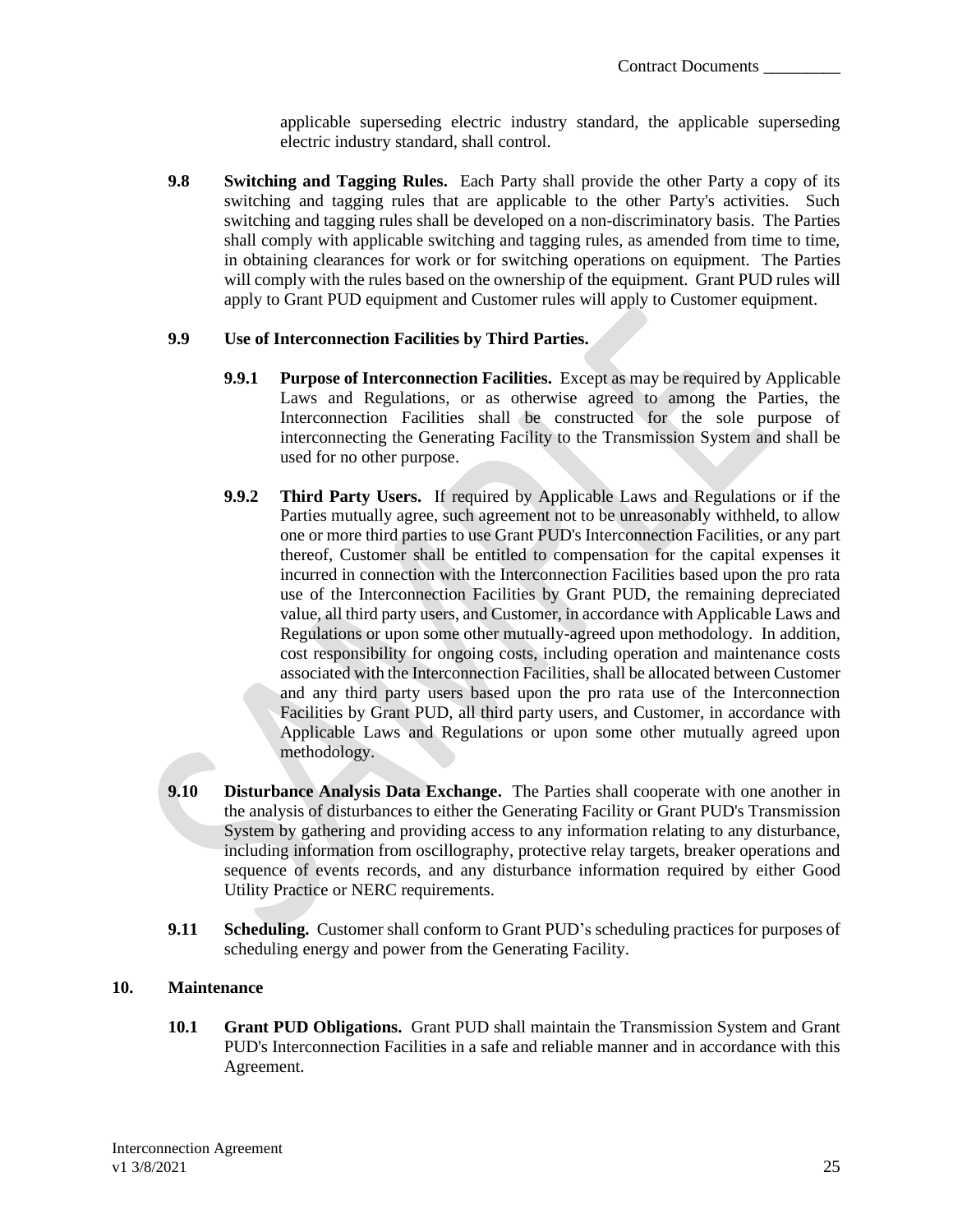applicable superseding electric industry standard, the applicable superseding electric industry standard, shall control.

**9.8 Switching and Tagging Rules.** Each Party shall provide the other Party a copy of its switching and tagging rules that are applicable to the other Party's activities. Such switching and tagging rules shall be developed on a non-discriminatory basis. The Parties shall comply with applicable switching and tagging rules, as amended from time to time, in obtaining clearances for work or for switching operations on equipment. The Parties will comply with the rules based on the ownership of the equipment. Grant PUD rules will apply to Grant PUD equipment and Customer rules will apply to Customer equipment.

**9.9 Use of Interconnection Facilities by Third Parties.**

**9.9.1 Purpose of Interconnection Facilities.** Except as may be required by Applicable Laws and Regulations, or as otherwise agreed to among the Parties, the Interconnection Facilities shall be constructed for the sole purpose of interconnecting the Generating Facility to the Transmission System and shall be used for no other purpose.

**9.9.2 Third Party Users.** If required by Applicable Laws and Regulations or if the Parties mutually agree, such agreement not to be unreasonably withheld, to allow one or more third parties to use Grant PUD's Interconnection Facilities, or any part thereof, Customer shall be entitled to compensation for the capital expenses it incurred in connection with the Interconnection Facilities based upon the pro rata use of the Interconnection Facilities by Grant PUD, the remaining depreciated value, all third party users, and Customer, in accordance with Applicable Laws and Regulations or upon some other mutually-agreed upon methodology. In addition, cost responsibility for ongoing costs, including operation and maintenance costs associated with the Interconnection Facilities, shall be allocated between Customer and any third party users based upon the pro rata use of the Interconnection Facilities by Grant PUD, all third party users, and Customer, in accordance with Applicable Laws and Regulations or upon some other mutually agreed upon methodology.

**9.10 Disturbance Analysis Data Exchange.** The Parties shall cooperate with one another in the analysis of disturbances to either the Generating Facility or Grant PUD's Transmission System by gathering and providing access to any information relating to any disturbance, including information from oscillography, protective relay targets, breaker operations and sequence of events records, and any disturbance information required by either Good Utility Practice or NERC requirements.

**9.11 Scheduling.** Customer shall conform to Grant PUD's scheduling practices for purposes of scheduling energy and power from the Generating Facility.

## 10. Maintenance

**10.1 Grant PUD Obligations.** Grant PUD shall maintain the Transmission System and Grant PUD's Interconnection Facilities in a safe and reliable manner and in accordance with this Agreement.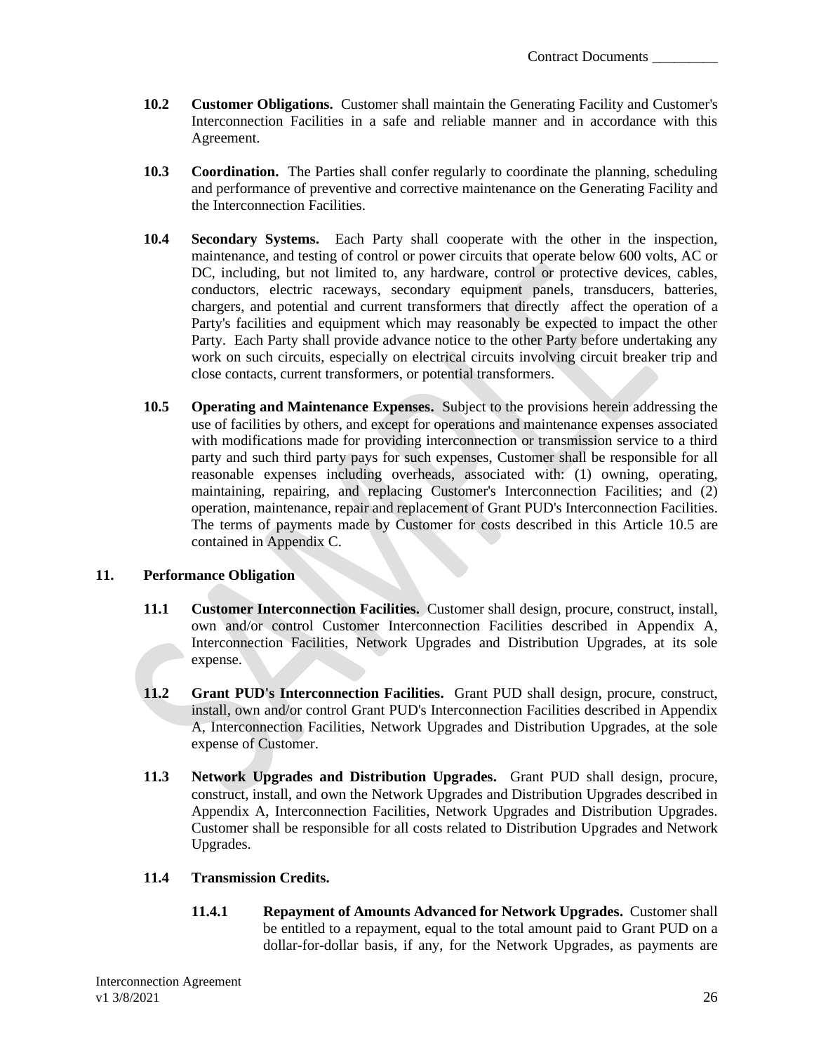**10.2 Customer Obligations.** Customer shall maintain the Generating Facility and Customer's Interconnection Facilities in a safe and reliable manner and in accordance with this Agreement.

**10.3 Coordination.** The Parties shall confer regularly to coordinate the planning, scheduling and performance of preventive and corrective maintenance on the Generating Facility and the Interconnection Facilities.

**10.4 Secondary Systems.** Each Party shall cooperate with the other in the inspection, maintenance, and testing of control or power circuits that operate below 600 volts, AC or DC, including, but not limited to, any hardware, control or protective devices, cables, conductors, electric raceways, secondary equipment panels, transducers, batteries, chargers, and potential and current transformers that directly affect the operation of a Party's facilities and equipment which may reasonably be expected to impact the other Party. Each Party shall provide advance notice to the other Party before undertaking any work on such circuits, especially on electrical circuits involving circuit breaker trip and close contacts, current transformers, or potential transformers.

**10.5 Operating and Maintenance Expenses.** Subject to the provisions herein addressing the use of facilities by others, and except for operations and maintenance expenses associated with modifications made for providing interconnection or transmission service to a third party and such third party pays for such expenses, Customer shall be responsible for all reasonable expenses including overheads, associated with: (1) owning, operating, maintaining, repairing, and replacing Customer's Interconnection Facilities; and (2) operation, maintenance, repair and replacement of Grant PUD's Interconnection Facilities. The terms of payments made by Customer for costs described in this Article 10.5 are contained in Appendix C.

## 11. Performance Obligation

**11.1 Customer Interconnection Facilities.** Customer shall design, procure, construct, install, own and/or control Customer Interconnection Facilities described in Appendix A, Interconnection Facilities, Network Upgrades and Distribution Upgrades, at its sole expense.

**11.2 Grant PUD's Interconnection Facilities.** Grant PUD shall design, procure, construct, install, own and/or control Grant PUD's Interconnection Facilities described in Appendix A, Interconnection Facilities, Network Upgrades and Distribution Upgrades, at the sole expense of Customer.

**11.3 Network Upgrades and Distribution Upgrades.** Grant PUD shall design, procure, construct, install, and own the Network Upgrades and Distribution Upgrades described in Appendix A, Interconnection Facilities, Network Upgrades and Distribution Upgrades. Customer shall be responsible for all costs related to Distribution Upgrades and Network Upgrades.

**11.4 Transmission Credits.**

**11.4.1 Repayment of Amounts Advanced for Network Upgrades.** Customer shall be entitled to a repayment, equal to the total amount paid to Grant PUD on a dollar-for-dollar basis, if any, for the Network Upgrades, as payments are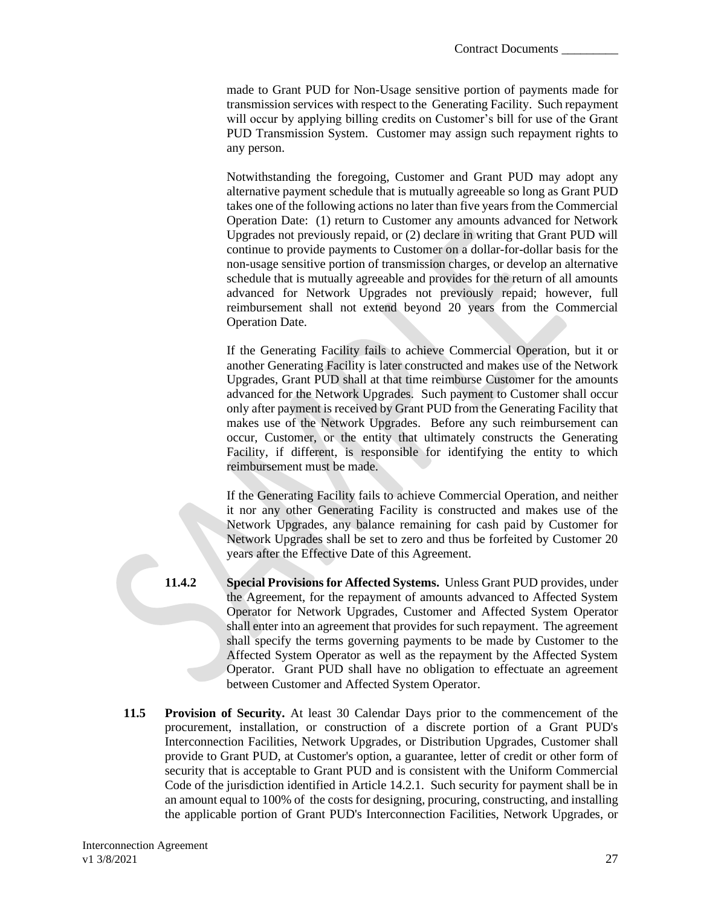made to Grant PUD for Non-Usage sensitive portion of payments made for transmission services with respect to the Generating Facility. Such repayment will occur by applying billing credits on Customer's bill for use of the Grant PUD Transmission System. Customer may assign such repayment rights to any person.

Notwithstanding the foregoing, Customer and Grant PUD may adopt any alternative payment schedule that is mutually agreeable so long as Grant PUD takes one of the following actions no later than five years from the Commercial Operation Date: (1) return to Customer any amounts advanced for Network Upgrades not previously repaid, or (2) declare in writing that Grant PUD will continue to provide payments to Customer on a dollar-for-dollar basis for the non-usage sensitive portion of transmission charges, or develop an alternative schedule that is mutually agreeable and provides for the return of all amounts advanced for Network Upgrades not previously repaid; however, full reimbursement shall not extend beyond 20 years from the Commercial Operation Date.

If the Generating Facility fails to achieve Commercial Operation, but it or another Generating Facility is later constructed and makes use of the Network Upgrades, Grant PUD shall at that time reimburse Customer for the amounts advanced for the Network Upgrades. Such payment to Customer shall occur only after payment is received by Grant PUD from the Generating Facility that makes use of the Network Upgrades. Before any such reimbursement can occur, Customer, or the entity that ultimately constructs the Generating Facility, if different, is responsible for identifying the entity to which reimbursement must be made.

If the Generating Facility fails to achieve Commercial Operation, and neither it nor any other Generating Facility is constructed and makes use of the Network Upgrades, any balance remaining for cash paid by Customer for Network Upgrades shall be set to zero and thus be forfeited by Customer 20 years after the Effective Date of this Agreement.

**11.4.2 Special Provisions for Affected Systems.** Unless Grant PUD provides, under the Agreement, for the repayment of amounts advanced to Affected System Operator for Network Upgrades, Customer and Affected System Operator shall enter into an agreement that provides for such repayment. The agreement shall specify the terms governing payments to be made by Customer to the Affected System Operator as well as the repayment by the Affected System Operator. Grant PUD shall have no obligation to effectuate an agreement between Customer and Affected System Operator.

**11.5 Provision of Security.** At least 30 Calendar Days prior to the commencement of the procurement, installation, or construction of a discrete portion of a Grant PUD's Interconnection Facilities, Network Upgrades, or Distribution Upgrades, Customer shall provide to Grant PUD, at Customer's option, a guarantee, letter of credit or other form of security that is acceptable to Grant PUD and is consistent with the Uniform Commercial Code of the jurisdiction identified in Article 14.2.1. Such security for payment shall be in an amount equal to 100% of the costs for designing, procuring, constructing, and installing the applicable portion of Grant PUD's Interconnection Facilities, Network Upgrades, or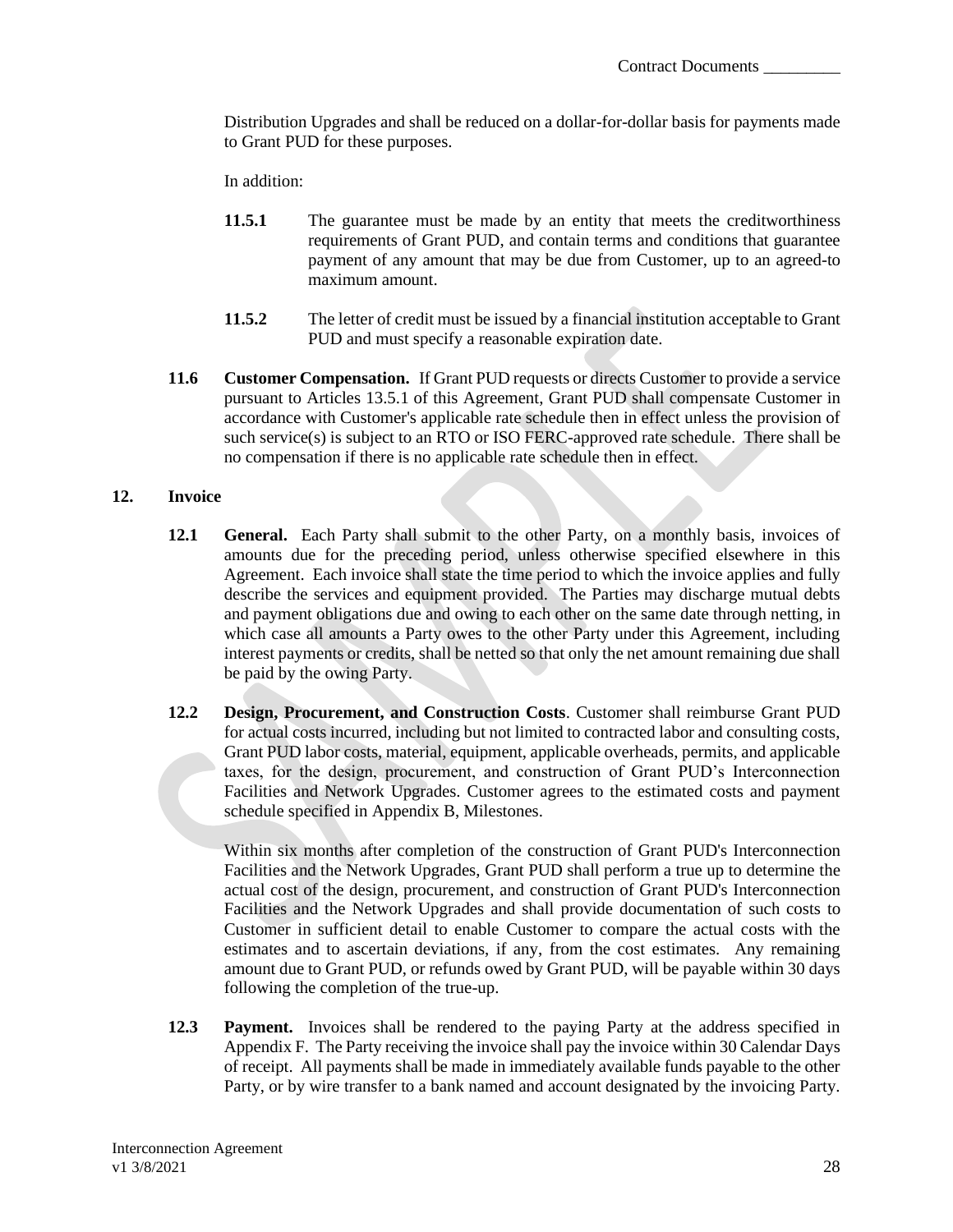Distribution Upgrades and shall be reduced on a dollar-for-dollar basis for payments made to Grant PUD for these purposes.

In addition:

**11.5.1** The guarantee must be made by an entity that meets the creditworthiness requirements of Grant PUD, and contain terms and conditions that guarantee payment of any amount that may be due from Customer, up to an agreed-to maximum amount.

**11.5.2** The letter of credit must be issued by a financial institution acceptable to Grant PUD and must specify a reasonable expiration date.

**11.6 Customer Compensation.** If Grant PUD requests or directs Customer to provide a service pursuant to Articles 13.5.1 of this Agreement, Grant PUD shall compensate Customer in accordance with Customer's applicable rate schedule then in effect unless the provision of such service(s) is subject to an RTO or ISO FERC-approved rate schedule. There shall be no compensation if there is no applicable rate schedule then in effect.

## 12. Invoice

**12.1 General.** Each Party shall submit to the other Party, on a monthly basis, invoices of amounts due for the preceding period, unless otherwise specified elsewhere in this Agreement. Each invoice shall state the time period to which the invoice applies and fully describe the services and equipment provided. The Parties may discharge mutual debts and payment obligations due and owing to each other on the same date through netting, in which case all amounts a Party owes to the other Party under this Agreement, including interest payments or credits, shall be netted so that only the net amount remaining due shall be paid by the owing Party.

**12.2 Design, Procurement, and Construction Costs**. Customer shall reimburse Grant PUD for actual costs incurred, including but not limited to contracted labor and consulting costs, Grant PUD labor costs, material, equipment, applicable overheads, permits, and applicable taxes, for the design, procurement, and construction of Grant PUD's Interconnection Facilities and Network Upgrades. Customer agrees to the estimated costs and payment schedule specified in Appendix B, Milestones.

Within six months after completion of the construction of Grant PUD's Interconnection Facilities and the Network Upgrades, Grant PUD shall perform a true up to determine the actual cost of the design, procurement, and construction of Grant PUD's Interconnection Facilities and the Network Upgrades and shall provide documentation of such costs to Customer in sufficient detail to enable Customer to compare the actual costs with the estimates and to ascertain deviations, if any, from the cost estimates. Any remaining amount due to Grant PUD, or refunds owed by Grant PUD, will be payable within 30 days following the completion of the true-up.

**12.3 Payment.** Invoices shall be rendered to the paying Party at the address specified in Appendix F. The Party receiving the invoice shall pay the invoice within 30 Calendar Days of receipt. All payments shall be made in immediately available funds payable to the other Party, or by wire transfer to a bank named and account designated by the invoicing Party.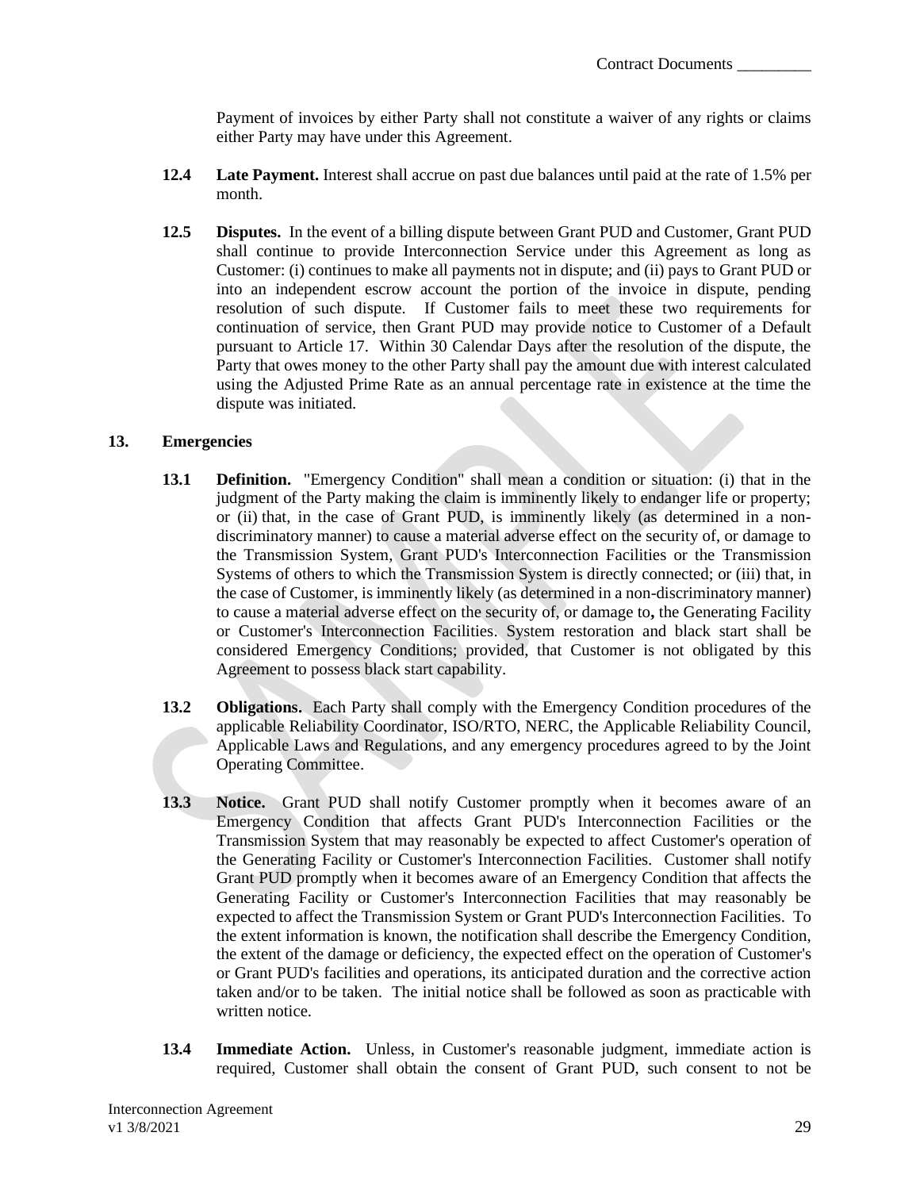Payment of invoices by either Party shall not constitute a waiver of any rights or claims either Party may have under this Agreement.

**12.4 Late Payment.** Interest shall accrue on past due balances until paid at the rate of 1.5% per month.

**12.5 Disputes.** In the event of a billing dispute between Grant PUD and Customer, Grant PUD shall continue to provide Interconnection Service under this Agreement as long as Customer: (i) continues to make all payments not in dispute; and (ii) pays to Grant PUD or into an independent escrow account the portion of the invoice in dispute, pending resolution of such dispute. If Customer fails to meet these two requirements for continuation of service, then Grant PUD may provide notice to Customer of a Default pursuant to Article 17. Within 30 Calendar Days after the resolution of the dispute, the Party that owes money to the other Party shall pay the amount due with interest calculated using the Adjusted Prime Rate as an annual percentage rate in existence at the time the dispute was initiated.

## 13. Emergencies

**13.1 Definition.** "Emergency Condition" shall mean a condition or situation: (i) that in the judgment of the Party making the claim is imminently likely to endanger life or property; or (ii) that, in the case of Grant PUD, is imminently likely (as determined in a non-discriminatory manner) to cause a material adverse effect on the security of, or damage to the Transmission System, Grant PUD's Interconnection Facilities or the Transmission Systems of others to which the Transmission System is directly connected; or (iii) that, in the case of Customer, is imminently likely (as determined in a non-discriminatory manner) to cause a material adverse effect on the security of, or damage to**,** the Generating Facility or Customer's Interconnection Facilities. System restoration and black start shall be considered Emergency Conditions; provided, that Customer is not obligated by this Agreement to possess black start capability.

**13.2 Obligations.** Each Party shall comply with the Emergency Condition procedures of the applicable Reliability Coordinator, ISO/RTO, NERC, the Applicable Reliability Council, Applicable Laws and Regulations, and any emergency procedures agreed to by the Joint Operating Committee.

**13.3 Notice.** Grant PUD shall notify Customer promptly when it becomes aware of an Emergency Condition that affects Grant PUD's Interconnection Facilities or the Transmission System that may reasonably be expected to affect Customer's operation of the Generating Facility or Customer's Interconnection Facilities. Customer shall notify Grant PUD promptly when it becomes aware of an Emergency Condition that affects the Generating Facility or Customer's Interconnection Facilities that may reasonably be expected to affect the Transmission System or Grant PUD's Interconnection Facilities. To the extent information is known, the notification shall describe the Emergency Condition, the extent of the damage or deficiency, the expected effect on the operation of Customer's or Grant PUD's facilities and operations, its anticipated duration and the corrective action taken and/or to be taken. The initial notice shall be followed as soon as practicable with written notice.

**13.4 Immediate Action.** Unless, in Customer's reasonable judgment, immediate action is required, Customer shall obtain the consent of Grant PUD, such consent to not be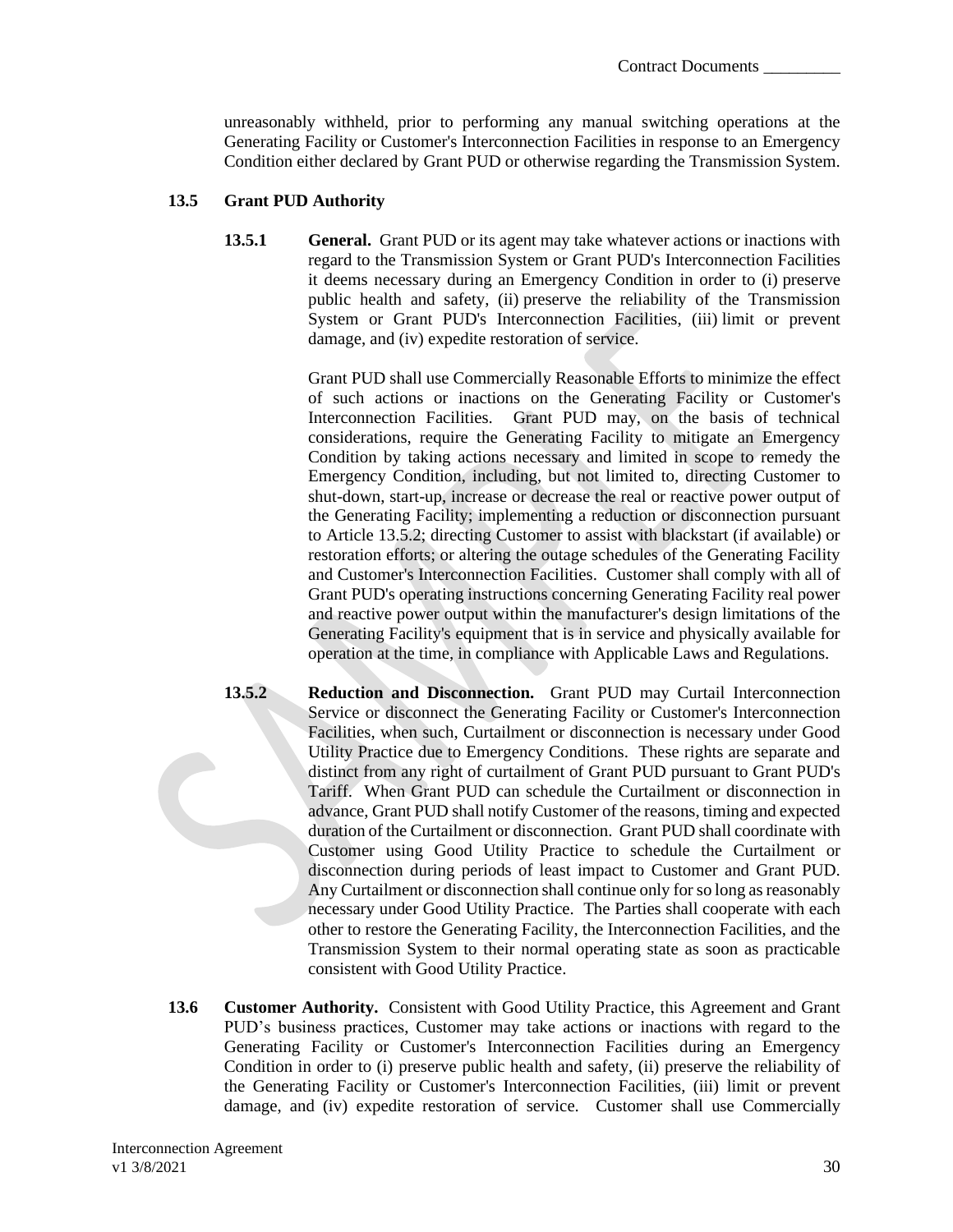unreasonably withheld, prior to performing any manual switching operations at the Generating Facility or Customer's Interconnection Facilities in response to an Emergency Condition either declared by Grant PUD or otherwise regarding the Transmission System.

### 13.5 Grant PUD Authority

**13.5.1 General.** Grant PUD or its agent may take whatever actions or inactions with regard to the Transmission System or Grant PUD's Interconnection Facilities it deems necessary during an Emergency Condition in order to (i) preserve public health and safety, (ii) preserve the reliability of the Transmission System or Grant PUD's Interconnection Facilities, (iii) limit or prevent damage, and (iv) expedite restoration of service.

Grant PUD shall use Commercially Reasonable Efforts to minimize the effect of such actions or inactions on the Generating Facility or Customer's Interconnection Facilities. Grant PUD may, on the basis of technical considerations, require the Generating Facility to mitigate an Emergency Condition by taking actions necessary and limited in scope to remedy the Emergency Condition, including, but not limited to, directing Customer to shut-down, start-up, increase or decrease the real or reactive power output of the Generating Facility; implementing a reduction or disconnection pursuant to Article 13.5.2; directing Customer to assist with blackstart (if available) or restoration efforts; or altering the outage schedules of the Generating Facility and Customer's Interconnection Facilities. Customer shall comply with all of Grant PUD's operating instructions concerning Generating Facility real power and reactive power output within the manufacturer's design limitations of the Generating Facility's equipment that is in service and physically available for operation at the time, in compliance with Applicable Laws and Regulations.

**13.5.2 Reduction and Disconnection.** Grant PUD may Curtail Interconnection Service or disconnect the Generating Facility or Customer's Interconnection Facilities, when such, Curtailment or disconnection is necessary under Good Utility Practice due to Emergency Conditions. These rights are separate and distinct from any right of curtailment of Grant PUD pursuant to Grant PUD's Tariff. When Grant PUD can schedule the Curtailment or disconnection in advance, Grant PUD shall notify Customer of the reasons, timing and expected duration of the Curtailment or disconnection. Grant PUD shall coordinate with Customer using Good Utility Practice to schedule the Curtailment or disconnection during periods of least impact to Customer and Grant PUD. Any Curtailment or disconnection shall continue only for so long as reasonably necessary under Good Utility Practice. The Parties shall cooperate with each other to restore the Generating Facility, the Interconnection Facilities, and the Transmission System to their normal operating state as soon as practicable consistent with Good Utility Practice.

**13.6 Customer Authority.** Consistent with Good Utility Practice, this Agreement and Grant PUD's business practices, Customer may take actions or inactions with regard to the Generating Facility or Customer's Interconnection Facilities during an Emergency Condition in order to (i) preserve public health and safety, (ii) preserve the reliability of the Generating Facility or Customer's Interconnection Facilities, (iii) limit or prevent damage, and (iv) expedite restoration of service. Customer shall use Commercially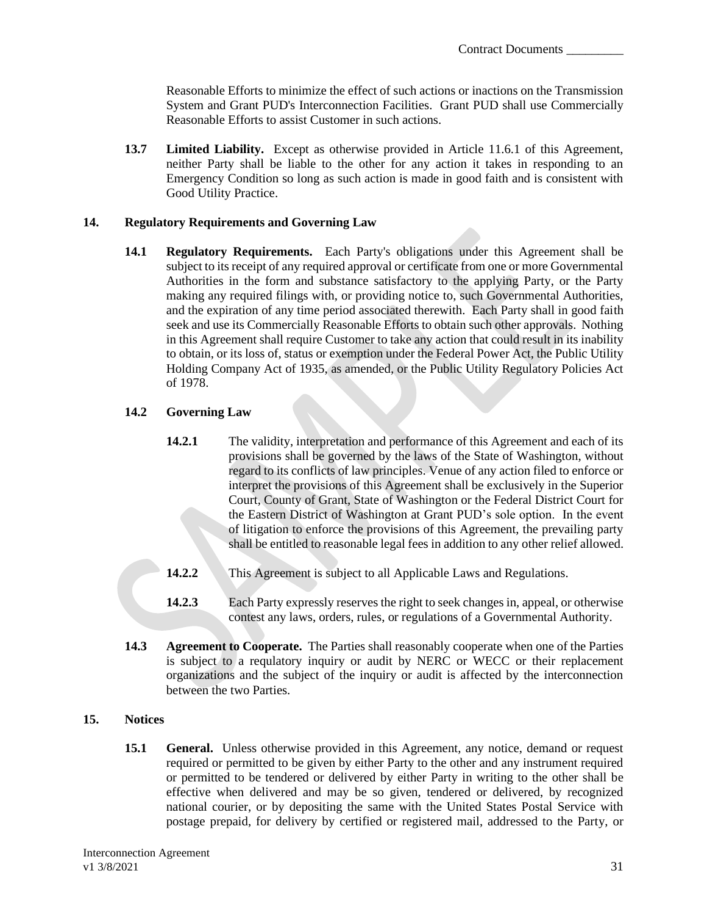Reasonable Efforts to minimize the effect of such actions or inactions on the Transmission System and Grant PUD's Interconnection Facilities. Grant PUD shall use Commercially Reasonable Efforts to assist Customer in such actions.

**13.7 Limited Liability.** Except as otherwise provided in Article 11.6.1 of this Agreement, neither Party shall be liable to the other for any action it takes in responding to an Emergency Condition so long as such action is made in good faith and is consistent with Good Utility Practice.

## 14. Regulatory Requirements and Governing Law

**14.1 Regulatory Requirements.** Each Party's obligations under this Agreement shall be subject to its receipt of any required approval or certificate from one or more Governmental Authorities in the form and substance satisfactory to the applying Party, or the Party making any required filings with, or providing notice to, such Governmental Authorities, and the expiration of any time period associated therewith. Each Party shall in good faith seek and use its Commercially Reasonable Efforts to obtain such other approvals. Nothing in this Agreement shall require Customer to take any action that could result in its inability to obtain, or its loss of, status or exemption under the Federal Power Act, the Public Utility Holding Company Act of 1935, as amended, or the Public Utility Regulatory Policies Act of 1978.

**14.2 Governing Law**

**14.2.1** The validity, interpretation and performance of this Agreement and each of its provisions shall be governed by the laws of the State of Washington, without regard to its conflicts of law principles. Venue of any action filed to enforce or interpret the provisions of this Agreement shall be exclusively in the Superior Court, County of Grant, State of Washington or the Federal District Court for the Eastern District of Washington at Grant PUD's sole option. In the event of litigation to enforce the provisions of this Agreement, the prevailing party shall be entitled to reasonable legal fees in addition to any other relief allowed.

**14.2.2** This Agreement is subject to all Applicable Laws and Regulations.

**14.2.3** Each Party expressly reserves the right to seek changes in, appeal, or otherwise contest any laws, orders, rules, or regulations of a Governmental Authority.

**14.3 Agreement to Cooperate.** The Parties shall reasonably cooperate when one of the Parties is subject to a requlatory inquiry or audit by NERC or WECC or their replacement organizations and the subject of the inquiry or audit is affected by the interconnection between the two Parties.

## 15. Notices

**15.1 General.** Unless otherwise provided in this Agreement, any notice, demand or request required or permitted to be given by either Party to the other and any instrument required or permitted to be tendered or delivered by either Party in writing to the other shall be effective when delivered and may be so given, tendered or delivered, by recognized national courier, or by depositing the same with the United States Postal Service with postage prepaid, for delivery by certified or registered mail, addressed to the Party, or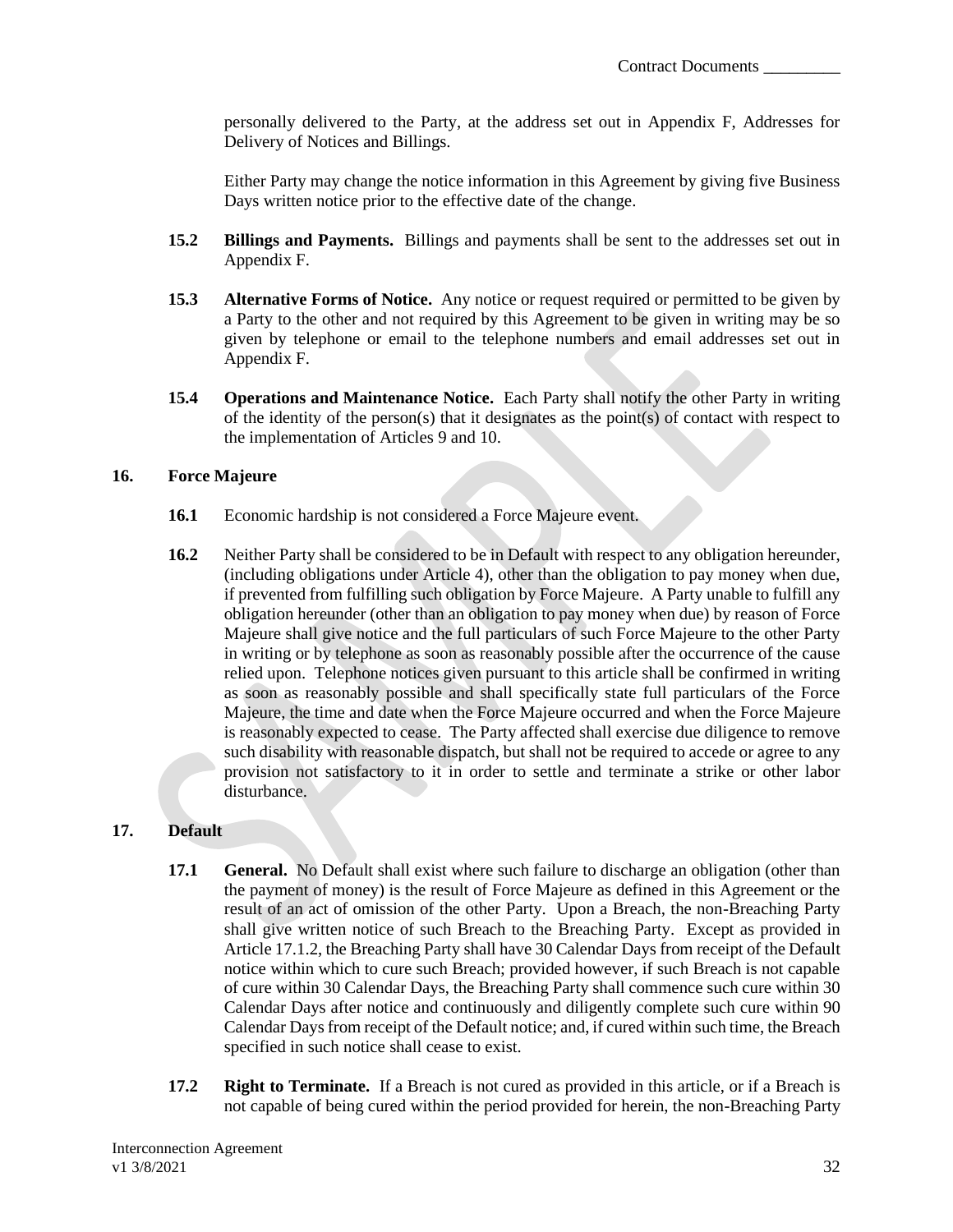personally delivered to the Party, at the address set out in Appendix F, Addresses for Delivery of Notices and Billings.

Either Party may change the notice information in this Agreement by giving five Business Days written notice prior to the effective date of the change.

**15.2 Billings and Payments.** Billings and payments shall be sent to the addresses set out in Appendix F.

**15.3 Alternative Forms of Notice.** Any notice or request required or permitted to be given by a Party to the other and not required by this Agreement to be given in writing may be so given by telephone or email to the telephone numbers and email addresses set out in Appendix F.

**15.4 Operations and Maintenance Notice.** Each Party shall notify the other Party in writing of the identity of the person(s) that it designates as the point(s) of contact with respect to the implementation of Articles 9 and 10.

## 16. Force Majeure

**16.1** Economic hardship is not considered a Force Majeure event.

**16.2** Neither Party shall be considered to be in Default with respect to any obligation hereunder, (including obligations under Article 4), other than the obligation to pay money when due, if prevented from fulfilling such obligation by Force Majeure. A Party unable to fulfill any obligation hereunder (other than an obligation to pay money when due) by reason of Force Majeure shall give notice and the full particulars of such Force Majeure to the other Party in writing or by telephone as soon as reasonably possible after the occurrence of the cause relied upon. Telephone notices given pursuant to this article shall be confirmed in writing as soon as reasonably possible and shall specifically state full particulars of the Force Majeure, the time and date when the Force Majeure occurred and when the Force Majeure is reasonably expected to cease. The Party affected shall exercise due diligence to remove such disability with reasonable dispatch, but shall not be required to accede or agree to any provision not satisfactory to it in order to settle and terminate a strike or other labor disturbance.

## 17. Default

**17.1 General.** No Default shall exist where such failure to discharge an obligation (other than the payment of money) is the result of Force Majeure as defined in this Agreement or the result of an act of omission of the other Party. Upon a Breach, the non-Breaching Party shall give written notice of such Breach to the Breaching Party. Except as provided in Article 17.1.2, the Breaching Party shall have 30 Calendar Days from receipt of the Default notice within which to cure such Breach; provided however, if such Breach is not capable of cure within 30 Calendar Days, the Breaching Party shall commence such cure within 30 Calendar Days after notice and continuously and diligently complete such cure within 90 Calendar Days from receipt of the Default notice; and, if cured within such time, the Breach specified in such notice shall cease to exist.

**17.2 Right to Terminate.** If a Breach is not cured as provided in this article, or if a Breach is not capable of being cured within the period provided for herein, the non-Breaching Party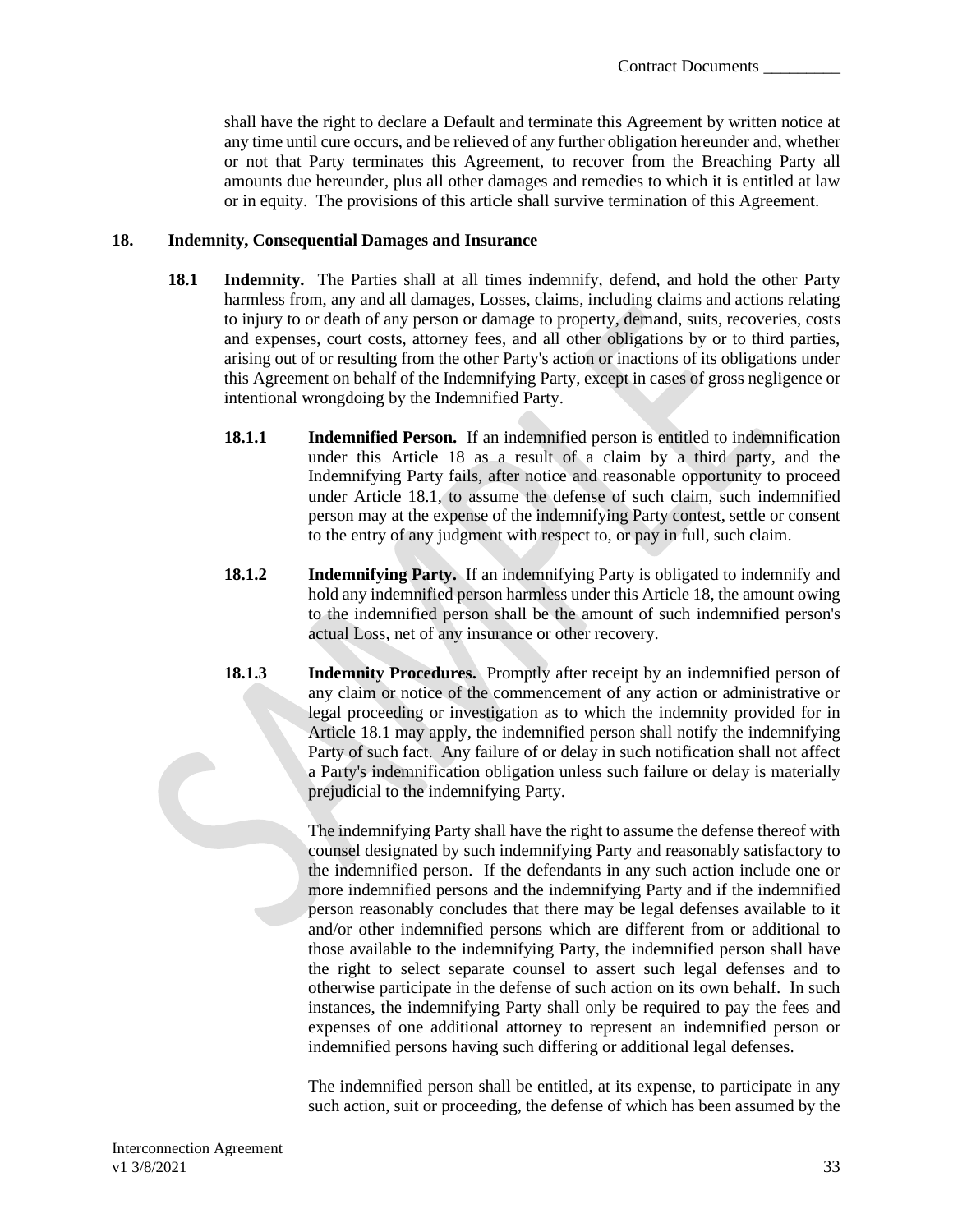shall have the right to declare a Default and terminate this Agreement by written notice at any time until cure occurs, and be relieved of any further obligation hereunder and, whether or not that Party terminates this Agreement, to recover from the Breaching Party all amounts due hereunder, plus all other damages and remedies to which it is entitled at law or in equity. The provisions of this article shall survive termination of this Agreement.

## 18. Indemnity, Consequential Damages and Insurance

**18.1 Indemnity.** The Parties shall at all times indemnify, defend, and hold the other Party harmless from, any and all damages, Losses, claims, including claims and actions relating to injury to or death of any person or damage to property, demand, suits, recoveries, costs and expenses, court costs, attorney fees, and all other obligations by or to third parties, arising out of or resulting from the other Party's action or inactions of its obligations under this Agreement on behalf of the Indemnifying Party, except in cases of gross negligence or intentional wrongdoing by the Indemnified Party.

**18.1.1 Indemnified Person.** If an indemnified person is entitled to indemnification under this Article 18 as a result of a claim by a third party, and the Indemnifying Party fails, after notice and reasonable opportunity to proceed under Article 18.1, to assume the defense of such claim, such indemnified person may at the expense of the indemnifying Party contest, settle or consent to the entry of any judgment with respect to, or pay in full, such claim.

**18.1.2 Indemnifying Party.** If an indemnifying Party is obligated to indemnify and hold any indemnified person harmless under this Article 18, the amount owing to the indemnified person shall be the amount of such indemnified person's actual Loss, net of any insurance or other recovery.

**18.1.3 Indemnity Procedures.** Promptly after receipt by an indemnified person of any claim or notice of the commencement of any action or administrative or legal proceeding or investigation as to which the indemnity provided for in Article 18.1 may apply, the indemnified person shall notify the indemnifying Party of such fact. Any failure of or delay in such notification shall not affect a Party's indemnification obligation unless such failure or delay is materially prejudicial to the indemnifying Party.

The indemnifying Party shall have the right to assume the defense thereof with counsel designated by such indemnifying Party and reasonably satisfactory to the indemnified person. If the defendants in any such action include one or more indemnified persons and the indemnifying Party and if the indemnified person reasonably concludes that there may be legal defenses available to it and/or other indemnified persons which are different from or additional to those available to the indemnifying Party, the indemnified person shall have the right to select separate counsel to assert such legal defenses and to otherwise participate in the defense of such action on its own behalf. In such instances, the indemnifying Party shall only be required to pay the fees and expenses of one additional attorney to represent an indemnified person or indemnified persons having such differing or additional legal defenses.

The indemnified person shall be entitled, at its expense, to participate in any such action, suit or proceeding, the defense of which has been assumed by the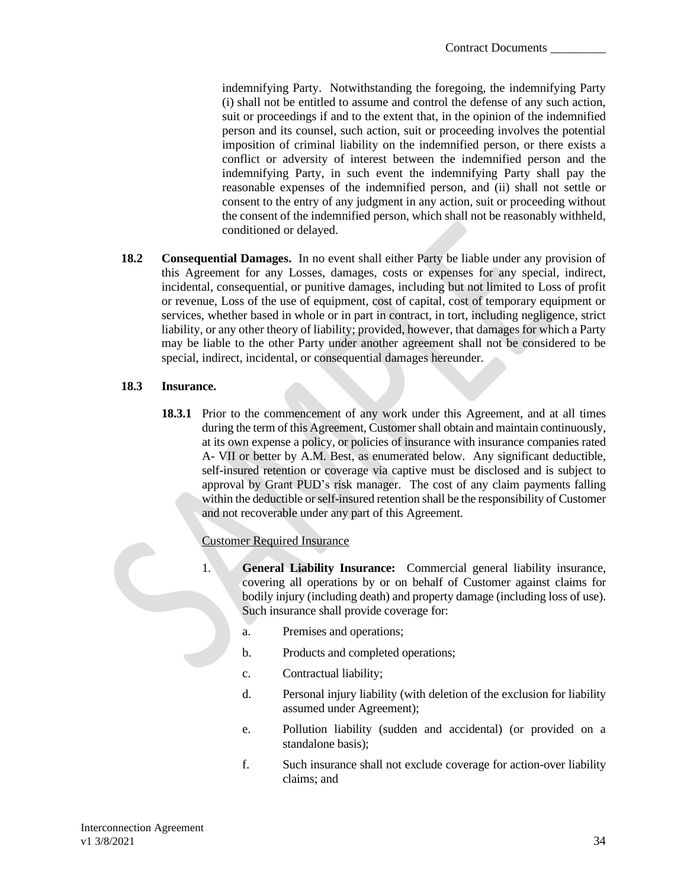indemnifying Party. Notwithstanding the foregoing, the indemnifying Party (i) shall not be entitled to assume and control the defense of any such action, suit or proceedings if and to the extent that, in the opinion of the indemnified person and its counsel, such action, suit or proceeding involves the potential imposition of criminal liability on the indemnified person, or there exists a conflict or adversity of interest between the indemnified person and the indemnifying Party, in such event the indemnifying Party shall pay the reasonable expenses of the indemnified person, and (ii) shall not settle or consent to the entry of any judgment in any action, suit or proceeding without the consent of the indemnified person, which shall not be reasonably withheld, conditioned or delayed.

**18.2 Consequential Damages.** In no event shall either Party be liable under any provision of this Agreement for any Losses, damages, costs or expenses for any special, indirect, incidental, consequential, or punitive damages, including but not limited to Loss of profit or revenue, Loss of the use of equipment, cost of capital, cost of temporary equipment or services, whether based in whole or in part in contract, in tort, including negligence, strict liability, or any other theory of liability; provided, however, that damages for which a Party may be liable to the other Party under another agreement shall not be considered to be special, indirect, incidental, or consequential damages hereunder.

**18.3 Insurance.**

**18.3.1** Prior to the commencement of any work under this Agreement, and at all times during the term of this Agreement, Customer shall obtain and maintain continuously, at its own expense a policy, or policies of insurance with insurance companies rated A- VII or better by A.M. Best, as enumerated below. Any significant deductible, self-insured retention or coverage via captive must be disclosed and is subject to approval by Grant PUD's risk manager. The cost of any claim payments falling within the deductible or self-insured retention shall be the responsibility of Customer and not recoverable under any part of this Agreement.

Customer Required Insurance

1. **General Liability Insurance:** Commercial general liability insurance, covering all operations by or on behalf of Customer against claims for bodily injury (including death) and property damage (including loss of use). Such insurance shall provide coverage for:

   a. Premises and operations;

   b. Products and completed operations;

   c. Contractual liability;

   d. Personal injury liability (with deletion of the exclusion for liability assumed under Agreement);

   e. Pollution liability (sudden and accidental) (or provided on a standalone basis);

   f. Such insurance shall not exclude coverage for action-over liability claims; and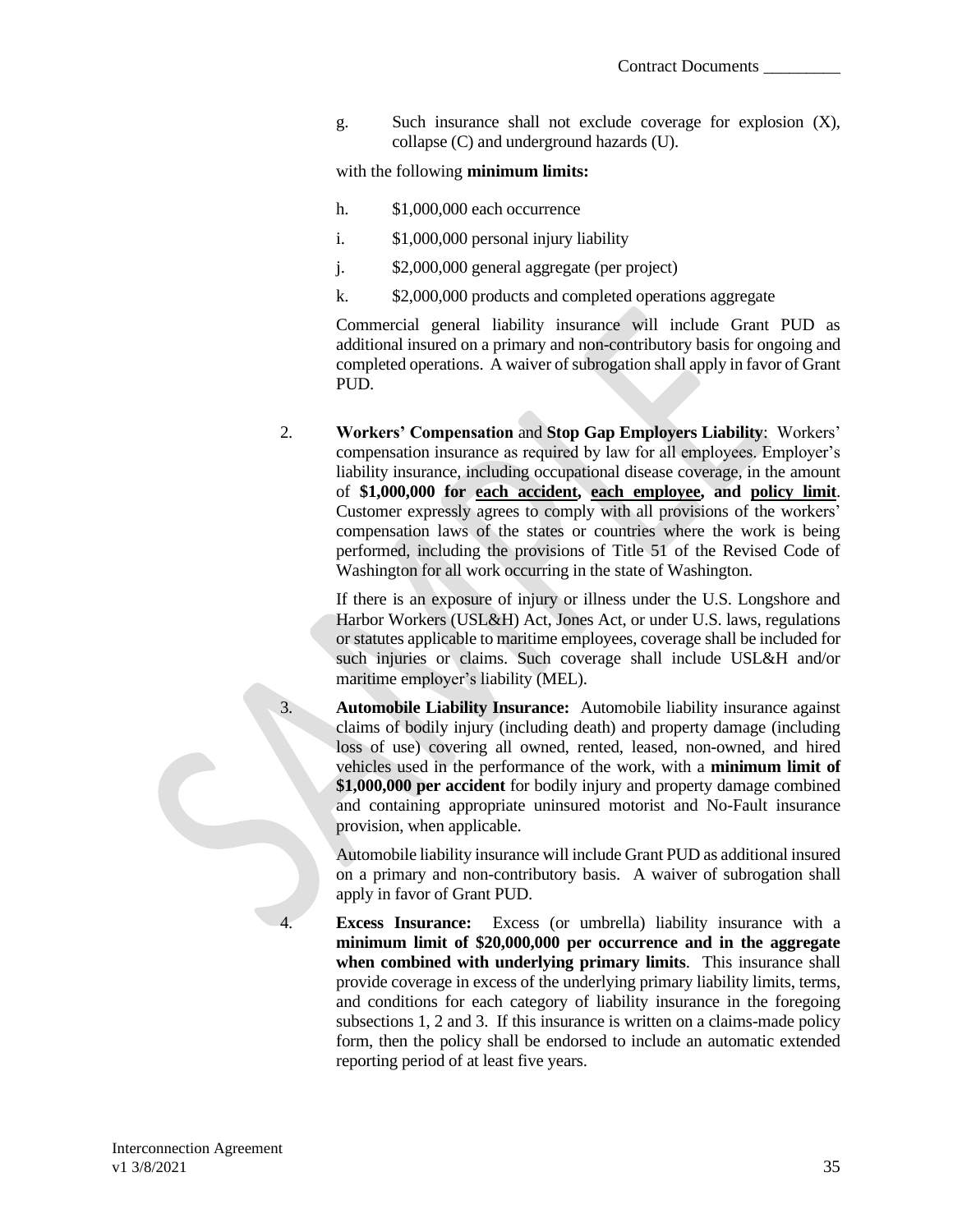g. Such insurance shall not exclude coverage for explosion (X), collapse (C) and underground hazards (U).

with the following **minimum limits:**

h. $1,000,000 each occurrence

i. $1,000,000 personal injury liability

j. $2,000,000 general aggregate (per project)

k. $2,000,000 products and completed operations aggregate

Commercial general liability insurance will include Grant PUD as additional insured on a primary and non-contributory basis for ongoing and completed operations. A waiver of subrogation shall apply in favor of Grant PUD.

2. **Workers' Compensation** and **Stop Gap Employers Liability**: Workers' compensation insurance as required by law for all employees. Employer's liability insurance, including occupational disease coverage, in the amount of **$1,000,000 for <u>each accident</u>, <u>each employee</u>, and <u>policy limit</u>**. Customer expressly agrees to comply with all provisions of the workers' compensation laws of the states or countries where the work is being performed, including the provisions of Title 51 of the Revised Code of Washington for all work occurring in the state of Washington.

   If there is an exposure of injury or illness under the U.S. Longshore and Harbor Workers (USL&H) Act, Jones Act, or under U.S. laws, regulations or statutes applicable to maritime employees, coverage shall be included for such injuries or claims. Such coverage shall include USL&H and/or maritime employer's liability (MEL).

3. **Automobile Liability Insurance:** Automobile liability insurance against claims of bodily injury (including death) and property damage (including loss of use) covering all owned, rented, leased, non-owned, and hired vehicles used in the performance of the work, with a **minimum limit of $1,000,000 per accident** for bodily injury and property damage combined and containing appropriate uninsured motorist and No-Fault insurance provision, when applicable.

   Automobile liability insurance will include Grant PUD as additional insured on a primary and non-contributory basis. A waiver of subrogation shall apply in favor of Grant PUD.

4. **Excess Insurance:** Excess (or umbrella) liability insurance with a **minimum limit of $20,000,000 per occurrence and in the aggregate when combined with underlying primary limits**. This insurance shall provide coverage in excess of the underlying primary liability limits, terms, and conditions for each category of liability insurance in the foregoing subsections 1, 2 and 3. If this insurance is written on a claims-made policy form, then the policy shall be endorsed to include an automatic extended reporting period of at least five years.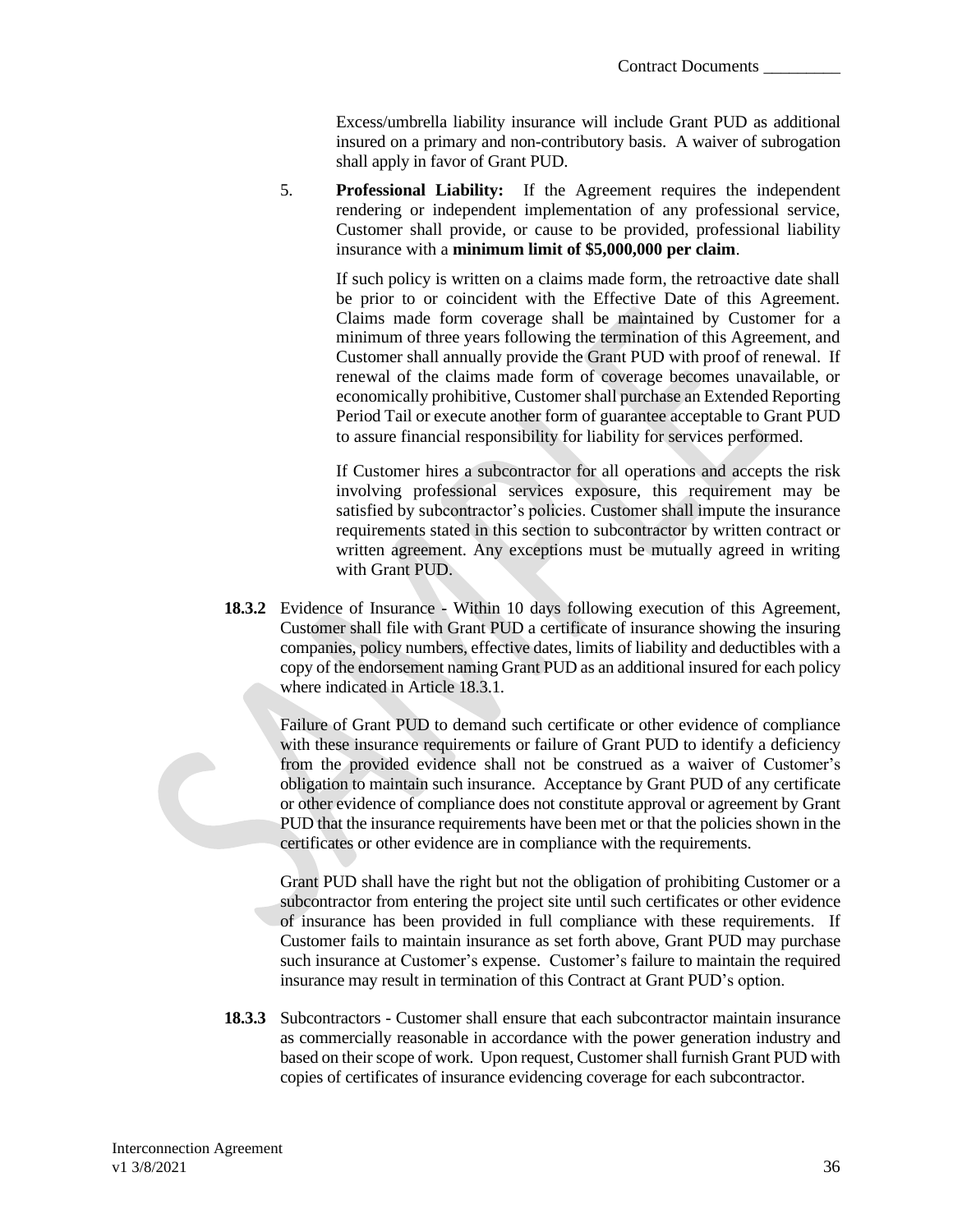Excess/umbrella liability insurance will include Grant PUD as additional insured on a primary and non-contributory basis. A waiver of subrogation shall apply in favor of Grant PUD.

5. **Professional Liability:** If the Agreement requires the independent rendering or independent implementation of any professional service, Customer shall provide, or cause to be provided, professional liability insurance with a **minimum limit of $5,000,000 per claim**.

   If such policy is written on a claims made form, the retroactive date shall be prior to or coincident with the Effective Date of this Agreement. Claims made form coverage shall be maintained by Customer for a minimum of three years following the termination of this Agreement, and Customer shall annually provide the Grant PUD with proof of renewal. If renewal of the claims made form of coverage becomes unavailable, or economically prohibitive, Customer shall purchase an Extended Reporting Period Tail or execute another form of guarantee acceptable to Grant PUD to assure financial responsibility for liability for services performed.

   If Customer hires a subcontractor for all operations and accepts the risk involving professional services exposure, this requirement may be satisfied by subcontractor's policies. Customer shall impute the insurance requirements stated in this section to subcontractor by written contract or written agreement. Any exceptions must be mutually agreed in writing with Grant PUD.

**18.3.2** Evidence of Insurance - Within 10 days following execution of this Agreement, Customer shall file with Grant PUD a certificate of insurance showing the insuring companies, policy numbers, effective dates, limits of liability and deductibles with a copy of the endorsement naming Grant PUD as an additional insured for each policy where indicated in Article 18.3.1.

Failure of Grant PUD to demand such certificate or other evidence of compliance with these insurance requirements or failure of Grant PUD to identify a deficiency from the provided evidence shall not be construed as a waiver of Customer's obligation to maintain such insurance. Acceptance by Grant PUD of any certificate or other evidence of compliance does not constitute approval or agreement by Grant PUD that the insurance requirements have been met or that the policies shown in the certificates or other evidence are in compliance with the requirements.

Grant PUD shall have the right but not the obligation of prohibiting Customer or a subcontractor from entering the project site until such certificates or other evidence of insurance has been provided in full compliance with these requirements. If Customer fails to maintain insurance as set forth above, Grant PUD may purchase such insurance at Customer's expense. Customer's failure to maintain the required insurance may result in termination of this Contract at Grant PUD's option.

**18.3.3** Subcontractors - Customer shall ensure that each subcontractor maintain insurance as commercially reasonable in accordance with the power generation industry and based on their scope of work. Upon request, Customer shall furnish Grant PUD with copies of certificates of insurance evidencing coverage for each subcontractor.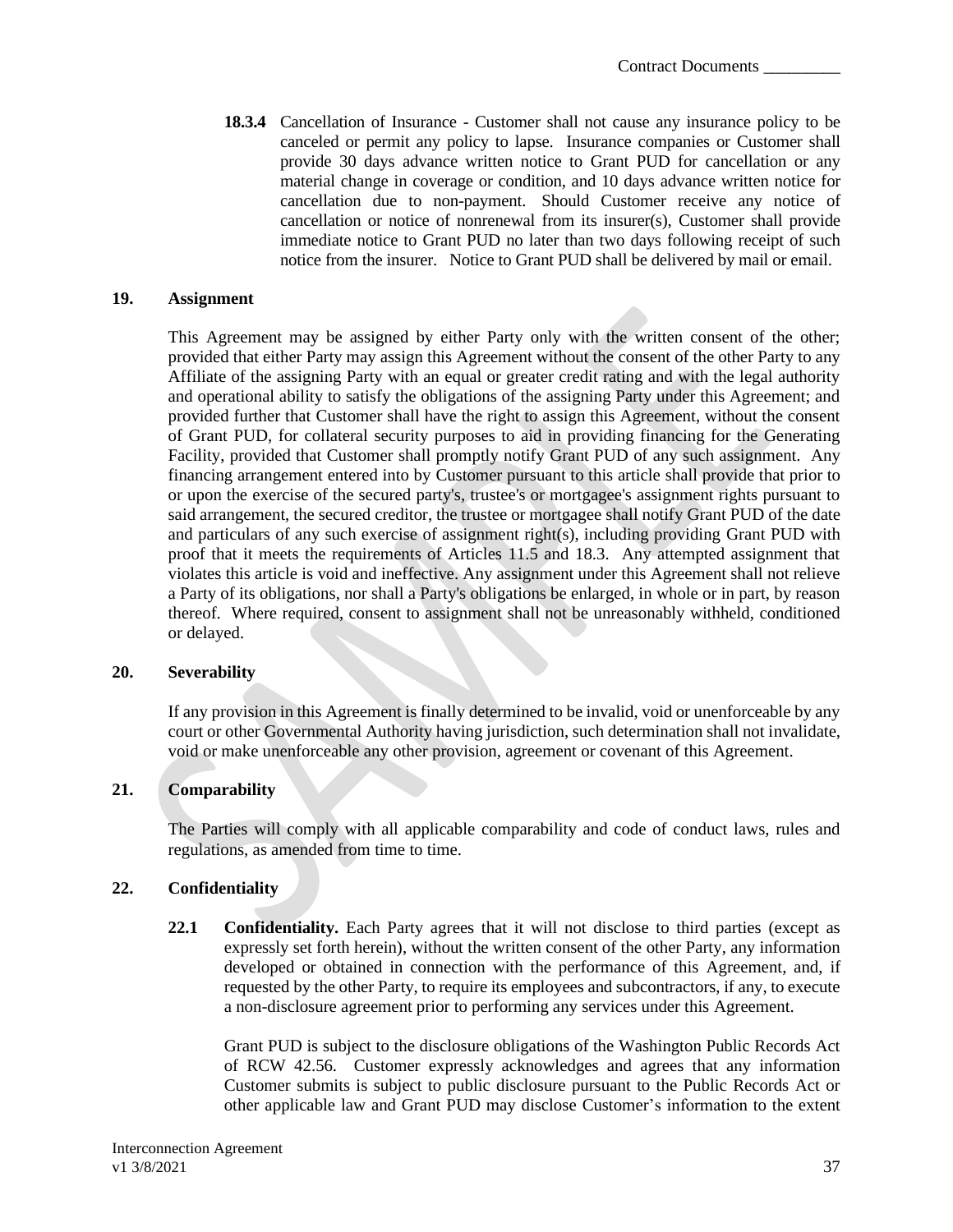**18.3.4** Cancellation of Insurance - Customer shall not cause any insurance policy to be canceled or permit any policy to lapse. Insurance companies or Customer shall provide 30 days advance written notice to Grant PUD for cancellation or any material change in coverage or condition, and 10 days advance written notice for cancellation due to non-payment. Should Customer receive any notice of cancellation or notice of nonrenewal from its insurer(s), Customer shall provide immediate notice to Grant PUD no later than two days following receipt of such notice from the insurer. Notice to Grant PUD shall be delivered by mail or email.

## 19. Assignment

This Agreement may be assigned by either Party only with the written consent of the other; provided that either Party may assign this Agreement without the consent of the other Party to any Affiliate of the assigning Party with an equal or greater credit rating and with the legal authority and operational ability to satisfy the obligations of the assigning Party under this Agreement; and provided further that Customer shall have the right to assign this Agreement, without the consent of Grant PUD, for collateral security purposes to aid in providing financing for the Generating Facility, provided that Customer shall promptly notify Grant PUD of any such assignment. Any financing arrangement entered into by Customer pursuant to this article shall provide that prior to or upon the exercise of the secured party's, trustee's or mortgagee's assignment rights pursuant to said arrangement, the secured creditor, the trustee or mortgagee shall notify Grant PUD of the date and particulars of any such exercise of assignment right(s), including providing Grant PUD with proof that it meets the requirements of Articles 11.5 and 18.3. Any attempted assignment that violates this article is void and ineffective. Any assignment under this Agreement shall not relieve a Party of its obligations, nor shall a Party's obligations be enlarged, in whole or in part, by reason thereof. Where required, consent to assignment shall not be unreasonably withheld, conditioned or delayed.

## 20. Severability

If any provision in this Agreement is finally determined to be invalid, void or unenforceable by any court or other Governmental Authority having jurisdiction, such determination shall not invalidate, void or make unenforceable any other provision, agreement or covenant of this Agreement.

## 21. Comparability

The Parties will comply with all applicable comparability and code of conduct laws, rules and regulations, as amended from time to time.

## 22. Confidentiality

**22.1 Confidentiality.** Each Party agrees that it will not disclose to third parties (except as expressly set forth herein), without the written consent of the other Party, any information developed or obtained in connection with the performance of this Agreement, and, if requested by the other Party, to require its employees and subcontractors, if any, to execute a non-disclosure agreement prior to performing any services under this Agreement.

Grant PUD is subject to the disclosure obligations of the Washington Public Records Act of RCW 42.56. Customer expressly acknowledges and agrees that any information Customer submits is subject to public disclosure pursuant to the Public Records Act or other applicable law and Grant PUD may disclose Customer's information to the extent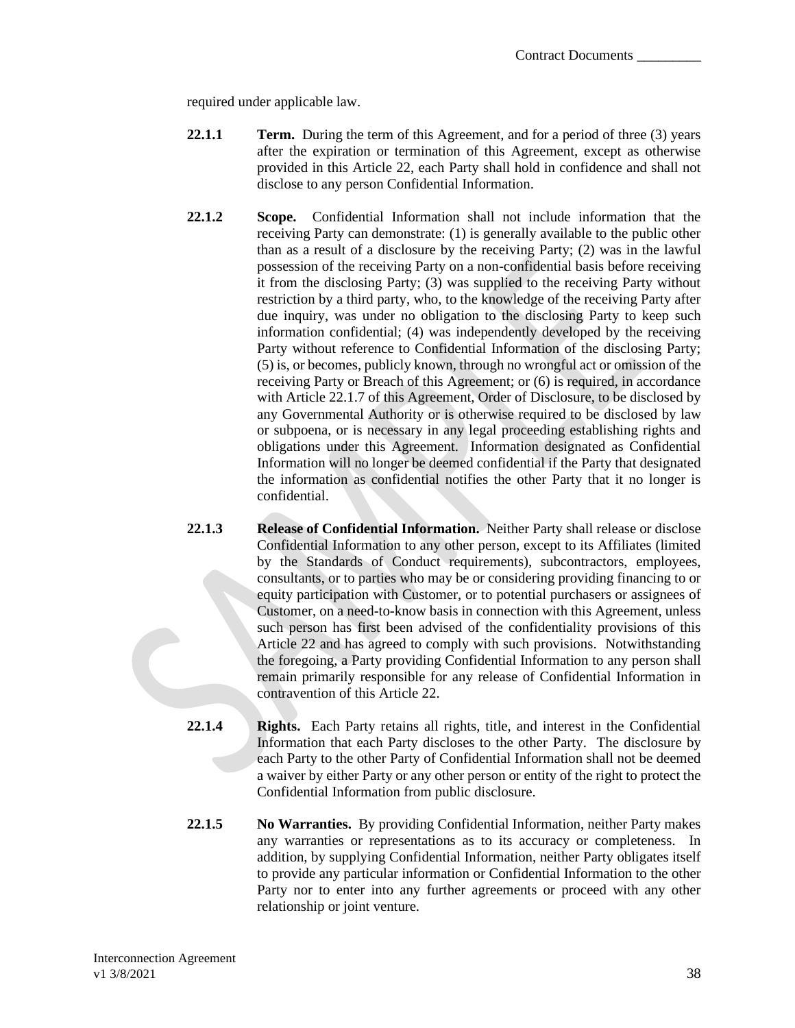required under applicable law.

**22.1.1** **Term.** During the term of this Agreement, and for a period of three (3) years after the expiration or termination of this Agreement, except as otherwise provided in this Article 22, each Party shall hold in confidence and shall not disclose to any person Confidential Information.

**22.1.2** **Scope.** Confidential Information shall not include information that the receiving Party can demonstrate: (1) is generally available to the public other than as a result of a disclosure by the receiving Party; (2) was in the lawful possession of the receiving Party on a non-confidential basis before receiving it from the disclosing Party; (3) was supplied to the receiving Party without restriction by a third party, who, to the knowledge of the receiving Party after due inquiry, was under no obligation to the disclosing Party to keep such information confidential; (4) was independently developed by the receiving Party without reference to Confidential Information of the disclosing Party; (5) is, or becomes, publicly known, through no wrongful act or omission of the receiving Party or Breach of this Agreement; or (6) is required, in accordance with Article 22.1.7 of this Agreement, Order of Disclosure, to be disclosed by any Governmental Authority or is otherwise required to be disclosed by law or subpoena, or is necessary in any legal proceeding establishing rights and obligations under this Agreement. Information designated as Confidential Information will no longer be deemed confidential if the Party that designated the information as confidential notifies the other Party that it no longer is confidential.

**22.1.3** **Release of Confidential Information.** Neither Party shall release or disclose Confidential Information to any other person, except to its Affiliates (limited by the Standards of Conduct requirements), subcontractors, employees, consultants, or to parties who may be or considering providing financing to or equity participation with Customer, or to potential purchasers or assignees of Customer, on a need-to-know basis in connection with this Agreement, unless such person has first been advised of the confidentiality provisions of this Article 22 and has agreed to comply with such provisions. Notwithstanding the foregoing, a Party providing Confidential Information to any person shall remain primarily responsible for any release of Confidential Information in contravention of this Article 22.

**22.1.4** **Rights.** Each Party retains all rights, title, and interest in the Confidential Information that each Party discloses to the other Party. The disclosure by each Party to the other Party of Confidential Information shall not be deemed a waiver by either Party or any other person or entity of the right to protect the Confidential Information from public disclosure.

**22.1.5** **No Warranties.** By providing Confidential Information, neither Party makes any warranties or representations as to its accuracy or completeness. In addition, by supplying Confidential Information, neither Party obligates itself to provide any particular information or Confidential Information to the other Party nor to enter into any further agreements or proceed with any other relationship or joint venture.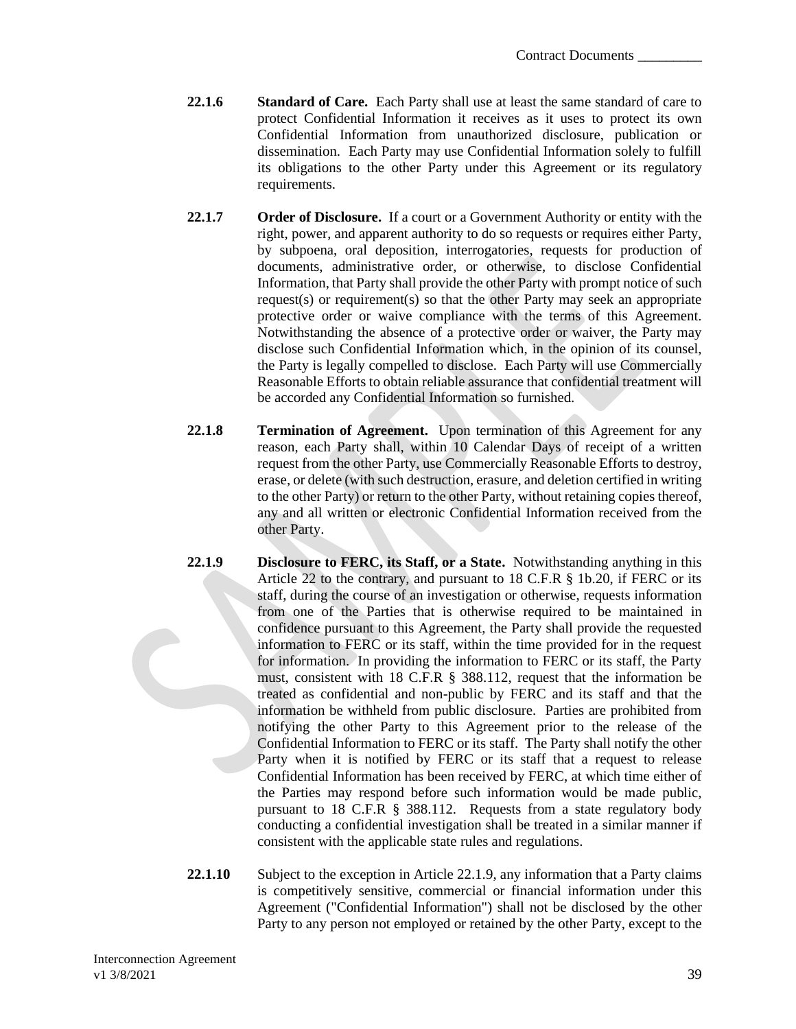**22.1.6 Standard of Care.** Each Party shall use at least the same standard of care to protect Confidential Information it receives as it uses to protect its own Confidential Information from unauthorized disclosure, publication or dissemination. Each Party may use Confidential Information solely to fulfill its obligations to the other Party under this Agreement or its regulatory requirements.

**22.1.7 Order of Disclosure.** If a court or a Government Authority or entity with the right, power, and apparent authority to do so requests or requires either Party, by subpoena, oral deposition, interrogatories, requests for production of documents, administrative order, or otherwise, to disclose Confidential Information, that Party shall provide the other Party with prompt notice of such request(s) or requirement(s) so that the other Party may seek an appropriate protective order or waive compliance with the terms of this Agreement. Notwithstanding the absence of a protective order or waiver, the Party may disclose such Confidential Information which, in the opinion of its counsel, the Party is legally compelled to disclose. Each Party will use Commercially Reasonable Efforts to obtain reliable assurance that confidential treatment will be accorded any Confidential Information so furnished.

**22.1.8 Termination of Agreement.** Upon termination of this Agreement for any reason, each Party shall, within 10 Calendar Days of receipt of a written request from the other Party, use Commercially Reasonable Efforts to destroy, erase, or delete (with such destruction, erasure, and deletion certified in writing to the other Party) or return to the other Party, without retaining copies thereof, any and all written or electronic Confidential Information received from the other Party.

**22.1.9 Disclosure to FERC, its Staff, or a State.** Notwithstanding anything in this Article 22 to the contrary, and pursuant to 18 C.F.R § 1b.20, if FERC or its staff, during the course of an investigation or otherwise, requests information from one of the Parties that is otherwise required to be maintained in confidence pursuant to this Agreement, the Party shall provide the requested information to FERC or its staff, within the time provided for in the request for information. In providing the information to FERC or its staff, the Party must, consistent with 18 C.F.R § 388.112, request that the information be treated as confidential and non-public by FERC and its staff and that the information be withheld from public disclosure. Parties are prohibited from notifying the other Party to this Agreement prior to the release of the Confidential Information to FERC or its staff. The Party shall notify the other Party when it is notified by FERC or its staff that a request to release Confidential Information has been received by FERC, at which time either of the Parties may respond before such information would be made public, pursuant to 18 C.F.R § 388.112. Requests from a state regulatory body conducting a confidential investigation shall be treated in a similar manner if consistent with the applicable state rules and regulations.

**22.1.10** Subject to the exception in Article 22.1.9, any information that a Party claims is competitively sensitive, commercial or financial information under this Agreement ("Confidential Information") shall not be disclosed by the other Party to any person not employed or retained by the other Party, except to the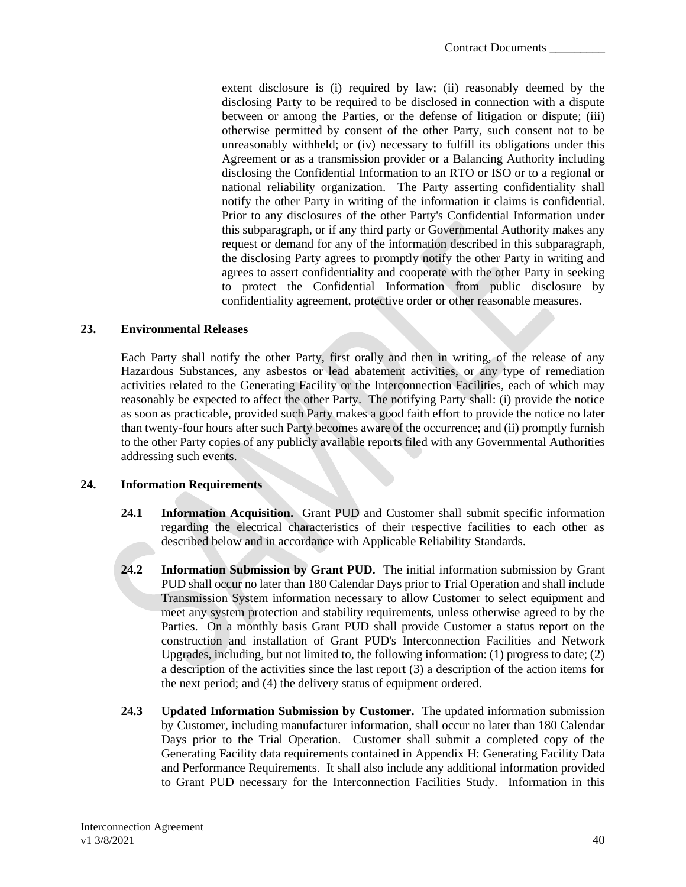extent disclosure is (i) required by law; (ii) reasonably deemed by the disclosing Party to be required to be disclosed in connection with a dispute between or among the Parties, or the defense of litigation or dispute; (iii) otherwise permitted by consent of the other Party, such consent not to be unreasonably withheld; or (iv) necessary to fulfill its obligations under this Agreement or as a transmission provider or a Balancing Authority including disclosing the Confidential Information to an RTO or ISO or to a regional or national reliability organization. The Party asserting confidentiality shall notify the other Party in writing of the information it claims is confidential. Prior to any disclosures of the other Party's Confidential Information under this subparagraph, or if any third party or Governmental Authority makes any request or demand for any of the information described in this subparagraph, the disclosing Party agrees to promptly notify the other Party in writing and agrees to assert confidentiality and cooperate with the other Party in seeking to protect the Confidential Information from public disclosure by confidentiality agreement, protective order or other reasonable measures.

## 23. Environmental Releases

Each Party shall notify the other Party, first orally and then in writing, of the release of any Hazardous Substances, any asbestos or lead abatement activities, or any type of remediation activities related to the Generating Facility or the Interconnection Facilities, each of which may reasonably be expected to affect the other Party. The notifying Party shall: (i) provide the notice as soon as practicable, provided such Party makes a good faith effort to provide the notice no later than twenty-four hours after such Party becomes aware of the occurrence; and (ii) promptly furnish to the other Party copies of any publicly available reports filed with any Governmental Authorities addressing such events.

## 24. Information Requirements

**24.1 Information Acquisition.** Grant PUD and Customer shall submit specific information regarding the electrical characteristics of their respective facilities to each other as described below and in accordance with Applicable Reliability Standards.

**24.2 Information Submission by Grant PUD.** The initial information submission by Grant PUD shall occur no later than 180 Calendar Days prior to Trial Operation and shall include Transmission System information necessary to allow Customer to select equipment and meet any system protection and stability requirements, unless otherwise agreed to by the Parties. On a monthly basis Grant PUD shall provide Customer a status report on the construction and installation of Grant PUD's Interconnection Facilities and Network Upgrades, including, but not limited to, the following information: (1) progress to date; (2) a description of the activities since the last report (3) a description of the action items for the next period; and (4) the delivery status of equipment ordered.

**24.3 Updated Information Submission by Customer.** The updated information submission by Customer, including manufacturer information, shall occur no later than 180 Calendar Days prior to the Trial Operation. Customer shall submit a completed copy of the Generating Facility data requirements contained in Appendix H: Generating Facility Data and Performance Requirements. It shall also include any additional information provided to Grant PUD necessary for the Interconnection Facilities Study. Information in this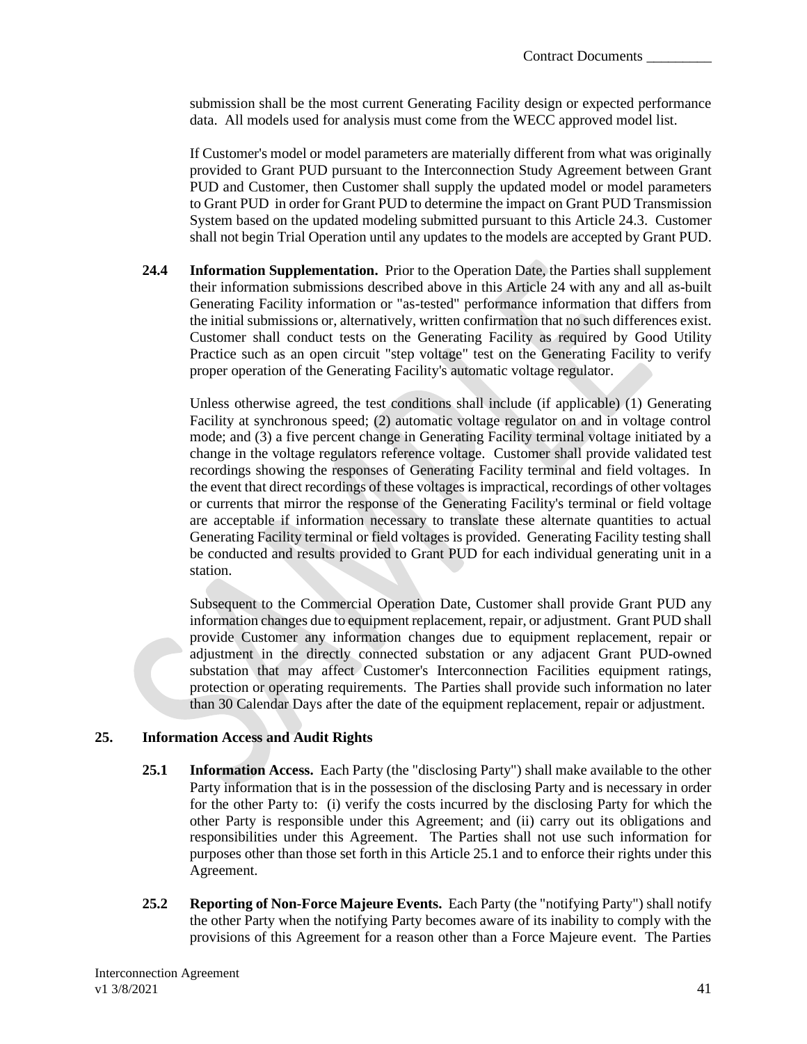submission shall be the most current Generating Facility design or expected performance data. All models used for analysis must come from the WECC approved model list.

If Customer's model or model parameters are materially different from what was originally provided to Grant PUD pursuant to the Interconnection Study Agreement between Grant PUD and Customer, then Customer shall supply the updated model or model parameters to Grant PUD in order for Grant PUD to determine the impact on Grant PUD Transmission System based on the updated modeling submitted pursuant to this Article 24.3. Customer shall not begin Trial Operation until any updates to the models are accepted by Grant PUD.

**24.4 Information Supplementation.** Prior to the Operation Date, the Parties shall supplement their information submissions described above in this Article 24 with any and all as-built Generating Facility information or "as-tested" performance information that differs from the initial submissions or, alternatively, written confirmation that no such differences exist. Customer shall conduct tests on the Generating Facility as required by Good Utility Practice such as an open circuit "step voltage" test on the Generating Facility to verify proper operation of the Generating Facility's automatic voltage regulator.

Unless otherwise agreed, the test conditions shall include (if applicable) (1) Generating Facility at synchronous speed; (2) automatic voltage regulator on and in voltage control mode; and (3) a five percent change in Generating Facility terminal voltage initiated by a change in the voltage regulators reference voltage. Customer shall provide validated test recordings showing the responses of Generating Facility terminal and field voltages. In the event that direct recordings of these voltages is impractical, recordings of other voltages or currents that mirror the response of the Generating Facility's terminal or field voltage are acceptable if information necessary to translate these alternate quantities to actual Generating Facility terminal or field voltages is provided. Generating Facility testing shall be conducted and results provided to Grant PUD for each individual generating unit in a station.

Subsequent to the Commercial Operation Date, Customer shall provide Grant PUD any information changes due to equipment replacement, repair, or adjustment. Grant PUD shall provide Customer any information changes due to equipment replacement, repair or adjustment in the directly connected substation or any adjacent Grant PUD-owned substation that may affect Customer's Interconnection Facilities equipment ratings, protection or operating requirements. The Parties shall provide such information no later than 30 Calendar Days after the date of the equipment replacement, repair or adjustment.

## 25. Information Access and Audit Rights

**25.1 Information Access.** Each Party (the "disclosing Party") shall make available to the other Party information that is in the possession of the disclosing Party and is necessary in order for the other Party to: (i) verify the costs incurred by the disclosing Party for which the other Party is responsible under this Agreement; and (ii) carry out its obligations and responsibilities under this Agreement. The Parties shall not use such information for purposes other than those set forth in this Article 25.1 and to enforce their rights under this Agreement.

**25.2 Reporting of Non-Force Majeure Events.** Each Party (the "notifying Party") shall notify the other Party when the notifying Party becomes aware of its inability to comply with the provisions of this Agreement for a reason other than a Force Majeure event. The Parties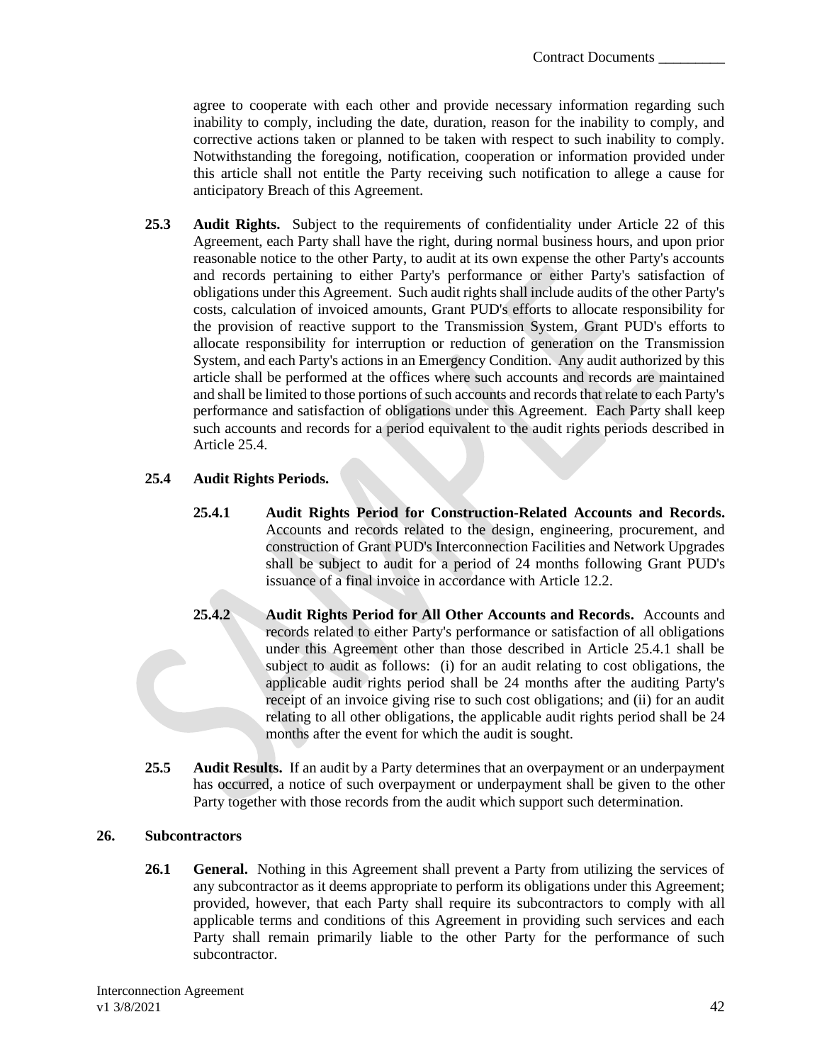agree to cooperate with each other and provide necessary information regarding such inability to comply, including the date, duration, reason for the inability to comply, and corrective actions taken or planned to be taken with respect to such inability to comply. Notwithstanding the foregoing, notification, cooperation or information provided under this article shall not entitle the Party receiving such notification to allege a cause for anticipatory Breach of this Agreement.

**25.3 Audit Rights.** Subject to the requirements of confidentiality under Article 22 of this Agreement, each Party shall have the right, during normal business hours, and upon prior reasonable notice to the other Party, to audit at its own expense the other Party's accounts and records pertaining to either Party's performance or either Party's satisfaction of obligations under this Agreement. Such audit rights shall include audits of the other Party's costs, calculation of invoiced amounts, Grant PUD's efforts to allocate responsibility for the provision of reactive support to the Transmission System, Grant PUD's efforts to allocate responsibility for interruption or reduction of generation on the Transmission System, and each Party's actions in an Emergency Condition. Any audit authorized by this article shall be performed at the offices where such accounts and records are maintained and shall be limited to those portions of such accounts and records that relate to each Party's performance and satisfaction of obligations under this Agreement. Each Party shall keep such accounts and records for a period equivalent to the audit rights periods described in Article 25.4.

**25.4 Audit Rights Periods.**

**25.4.1 Audit Rights Period for Construction-Related Accounts and Records.** Accounts and records related to the design, engineering, procurement, and construction of Grant PUD's Interconnection Facilities and Network Upgrades shall be subject to audit for a period of 24 months following Grant PUD's issuance of a final invoice in accordance with Article 12.2.

**25.4.2 Audit Rights Period for All Other Accounts and Records.** Accounts and records related to either Party's performance or satisfaction of all obligations under this Agreement other than those described in Article 25.4.1 shall be subject to audit as follows: (i) for an audit relating to cost obligations, the applicable audit rights period shall be 24 months after the auditing Party's receipt of an invoice giving rise to such cost obligations; and (ii) for an audit relating to all other obligations, the applicable audit rights period shall be 24 months after the event for which the audit is sought.

**25.5 Audit Results.** If an audit by a Party determines that an overpayment or an underpayment has occurred, a notice of such overpayment or underpayment shall be given to the other Party together with those records from the audit which support such determination.

## 26. Subcontractors

**26.1 General.** Nothing in this Agreement shall prevent a Party from utilizing the services of any subcontractor as it deems appropriate to perform its obligations under this Agreement; provided, however, that each Party shall require its subcontractors to comply with all applicable terms and conditions of this Agreement in providing such services and each Party shall remain primarily liable to the other Party for the performance of such subcontractor.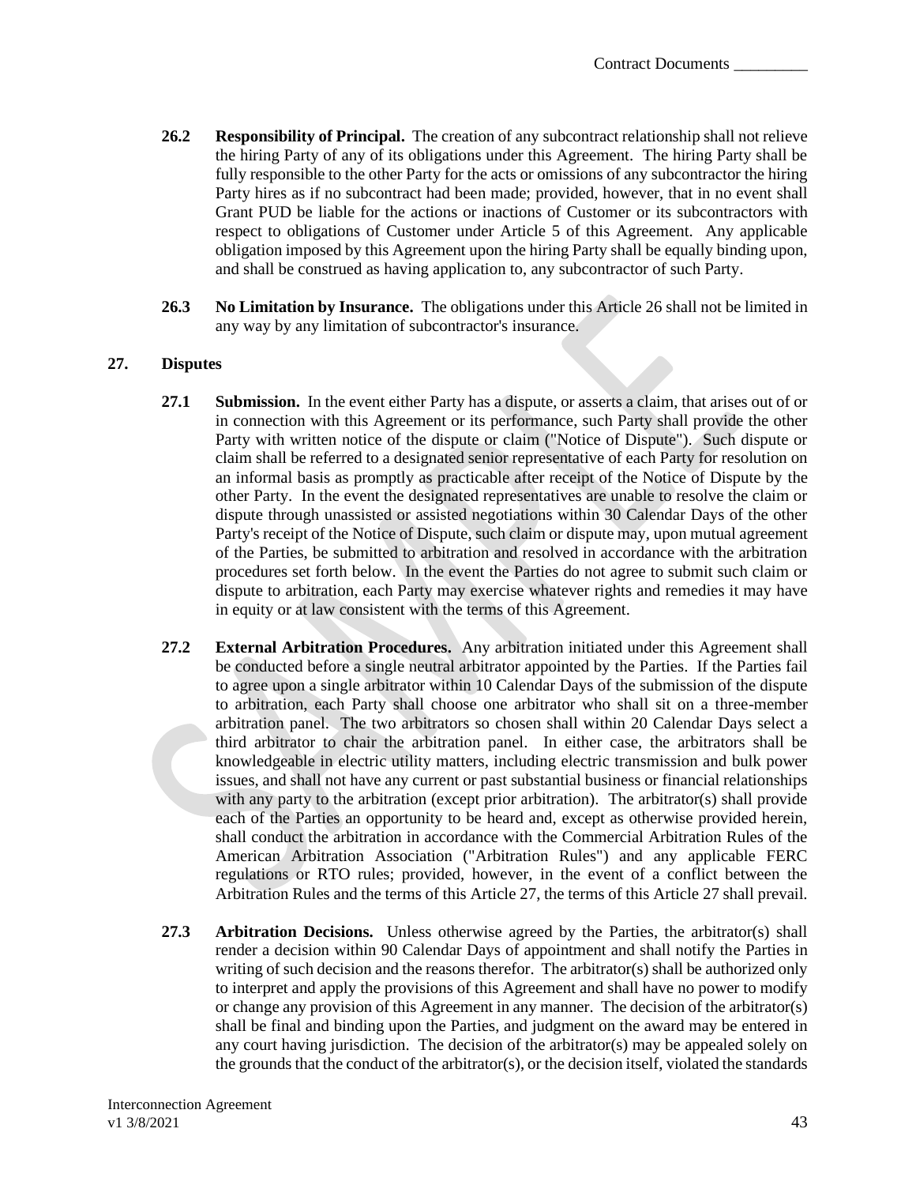**26.2 Responsibility of Principal.** The creation of any subcontract relationship shall not relieve the hiring Party of any of its obligations under this Agreement. The hiring Party shall be fully responsible to the other Party for the acts or omissions of any subcontractor the hiring Party hires as if no subcontract had been made; provided, however, that in no event shall Grant PUD be liable for the actions or inactions of Customer or its subcontractors with respect to obligations of Customer under Article 5 of this Agreement. Any applicable obligation imposed by this Agreement upon the hiring Party shall be equally binding upon, and shall be construed as having application to, any subcontractor of such Party.

**26.3 No Limitation by Insurance.** The obligations under this Article 26 shall not be limited in any way by any limitation of subcontractor's insurance.

## 27. Disputes

**27.1 Submission.** In the event either Party has a dispute, or asserts a claim, that arises out of or in connection with this Agreement or its performance, such Party shall provide the other Party with written notice of the dispute or claim ("Notice of Dispute"). Such dispute or claim shall be referred to a designated senior representative of each Party for resolution on an informal basis as promptly as practicable after receipt of the Notice of Dispute by the other Party. In the event the designated representatives are unable to resolve the claim or dispute through unassisted or assisted negotiations within 30 Calendar Days of the other Party's receipt of the Notice of Dispute, such claim or dispute may, upon mutual agreement of the Parties, be submitted to arbitration and resolved in accordance with the arbitration procedures set forth below. In the event the Parties do not agree to submit such claim or dispute to arbitration, each Party may exercise whatever rights and remedies it may have in equity or at law consistent with the terms of this Agreement.

**27.2 External Arbitration Procedures.** Any arbitration initiated under this Agreement shall be conducted before a single neutral arbitrator appointed by the Parties. If the Parties fail to agree upon a single arbitrator within 10 Calendar Days of the submission of the dispute to arbitration, each Party shall choose one arbitrator who shall sit on a three-member arbitration panel. The two arbitrators so chosen shall within 20 Calendar Days select a third arbitrator to chair the arbitration panel. In either case, the arbitrators shall be knowledgeable in electric utility matters, including electric transmission and bulk power issues, and shall not have any current or past substantial business or financial relationships with any party to the arbitration (except prior arbitration). The arbitrator(s) shall provide each of the Parties an opportunity to be heard and, except as otherwise provided herein, shall conduct the arbitration in accordance with the Commercial Arbitration Rules of the American Arbitration Association ("Arbitration Rules") and any applicable FERC regulations or RTO rules; provided, however, in the event of a conflict between the Arbitration Rules and the terms of this Article 27, the terms of this Article 27 shall prevail.

**27.3 Arbitration Decisions.** Unless otherwise agreed by the Parties, the arbitrator(s) shall render a decision within 90 Calendar Days of appointment and shall notify the Parties in writing of such decision and the reasons therefor. The arbitrator(s) shall be authorized only to interpret and apply the provisions of this Agreement and shall have no power to modify or change any provision of this Agreement in any manner. The decision of the arbitrator(s) shall be final and binding upon the Parties, and judgment on the award may be entered in any court having jurisdiction. The decision of the arbitrator(s) may be appealed solely on the grounds that the conduct of the arbitrator(s), or the decision itself, violated the standards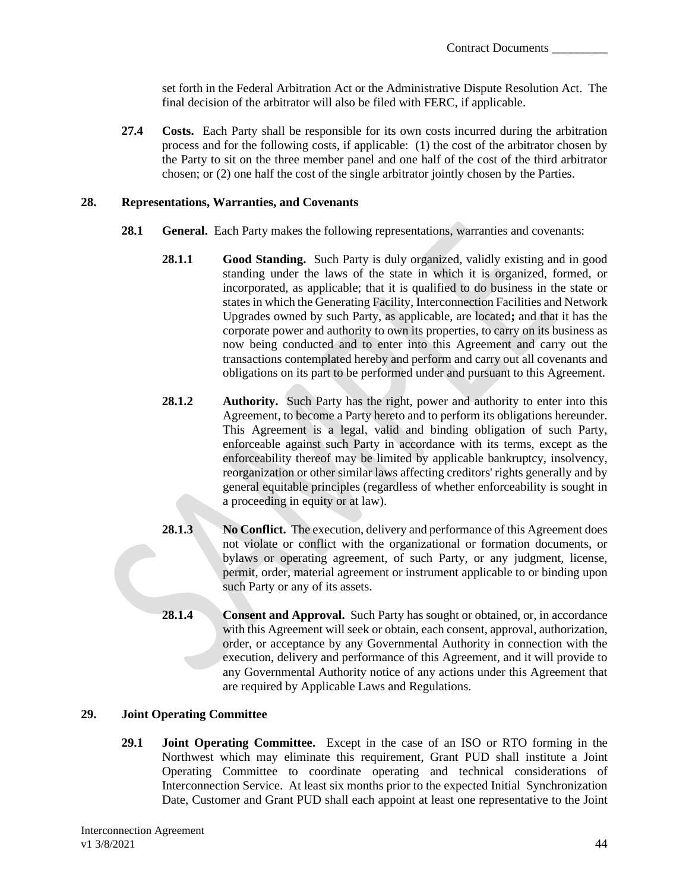set forth in the Federal Arbitration Act or the Administrative Dispute Resolution Act. The final decision of the arbitrator will also be filed with FERC, if applicable.

**27.4 Costs.** Each Party shall be responsible for its own costs incurred during the arbitration process and for the following costs, if applicable: (1) the cost of the arbitrator chosen by the Party to sit on the three member panel and one half of the cost of the third arbitrator chosen; or (2) one half the cost of the single arbitrator jointly chosen by the Parties.

## 28. Representations, Warranties, and Covenants

**28.1 General.** Each Party makes the following representations, warranties and covenants:

**28.1.1 Good Standing.** Such Party is duly organized, validly existing and in good standing under the laws of the state in which it is organized, formed, or incorporated, as applicable; that it is qualified to do business in the state or states in which the Generating Facility, Interconnection Facilities and Network Upgrades owned by such Party, as applicable, are located**;** and that it has the corporate power and authority to own its properties, to carry on its business as now being conducted and to enter into this Agreement and carry out the transactions contemplated hereby and perform and carry out all covenants and obligations on its part to be performed under and pursuant to this Agreement.

**28.1.2 Authority.** Such Party has the right, power and authority to enter into this Agreement, to become a Party hereto and to perform its obligations hereunder. This Agreement is a legal, valid and binding obligation of such Party, enforceable against such Party in accordance with its terms, except as the enforceability thereof may be limited by applicable bankruptcy, insolvency, reorganization or other similar laws affecting creditors' rights generally and by general equitable principles (regardless of whether enforceability is sought in a proceeding in equity or at law).

**28.1.3 No Conflict.** The execution, delivery and performance of this Agreement does not violate or conflict with the organizational or formation documents, or bylaws or operating agreement, of such Party, or any judgment, license, permit, order, material agreement or instrument applicable to or binding upon such Party or any of its assets.

**28.1.4 Consent and Approval.** Such Party has sought or obtained, or, in accordance with this Agreement will seek or obtain, each consent, approval, authorization, order, or acceptance by any Governmental Authority in connection with the execution, delivery and performance of this Agreement, and it will provide to any Governmental Authority notice of any actions under this Agreement that are required by Applicable Laws and Regulations.

## 29. Joint Operating Committee

**29.1 Joint Operating Committee.** Except in the case of an ISO or RTO forming in the Northwest which may eliminate this requirement, Grant PUD shall institute a Joint Operating Committee to coordinate operating and technical considerations of Interconnection Service. At least six months prior to the expected Initial Synchronization Date, Customer and Grant PUD shall each appoint at least one representative to the Joint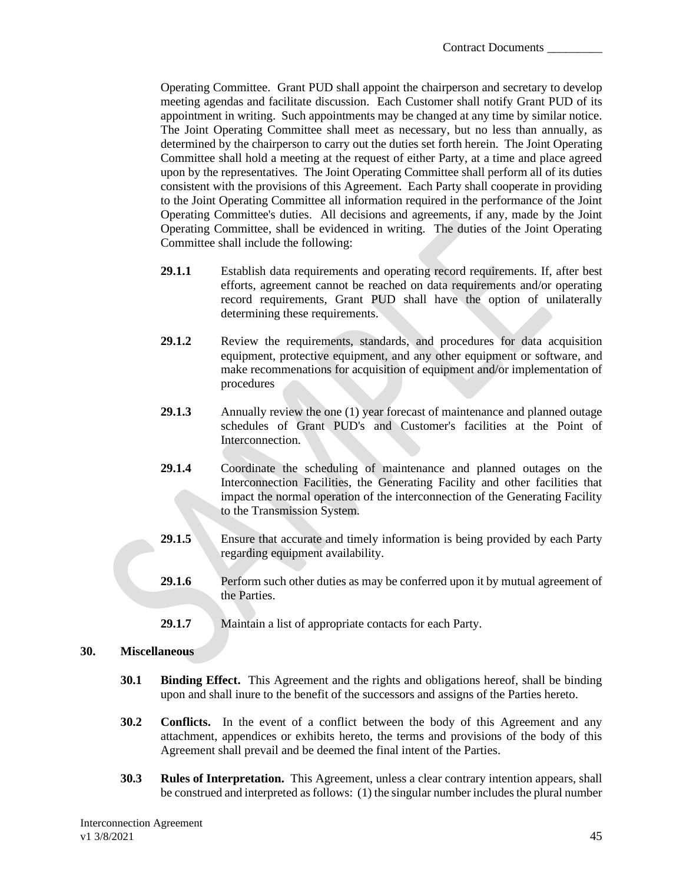Operating Committee. Grant PUD shall appoint the chairperson and secretary to develop meeting agendas and facilitate discussion. Each Customer shall notify Grant PUD of its appointment in writing. Such appointments may be changed at any time by similar notice. The Joint Operating Committee shall meet as necessary, but no less than annually, as determined by the chairperson to carry out the duties set forth herein. The Joint Operating Committee shall hold a meeting at the request of either Party, at a time and place agreed upon by the representatives. The Joint Operating Committee shall perform all of its duties consistent with the provisions of this Agreement. Each Party shall cooperate in providing to the Joint Operating Committee all information required in the performance of the Joint Operating Committee's duties. All decisions and agreements, if any, made by the Joint Operating Committee, shall be evidenced in writing. The duties of the Joint Operating Committee shall include the following:

**29.1.1** Establish data requirements and operating record requirements. If, after best efforts, agreement cannot be reached on data requirements and/or operating record requirements, Grant PUD shall have the option of unilaterally determining these requirements.

**29.1.2** Review the requirements, standards, and procedures for data acquisition equipment, protective equipment, and any other equipment or software, and make recommenations for acquisition of equipment and/or implementation of procedures

**29.1.3** Annually review the one (1) year forecast of maintenance and planned outage schedules of Grant PUD's and Customer's facilities at the Point of Interconnection.

**29.1.4** Coordinate the scheduling of maintenance and planned outages on the Interconnection Facilities, the Generating Facility and other facilities that impact the normal operation of the interconnection of the Generating Facility to the Transmission System.

**29.1.5** Ensure that accurate and timely information is being provided by each Party regarding equipment availability.

**29.1.6** Perform such other duties as may be conferred upon it by mutual agreement of the Parties.

**29.1.7** Maintain a list of appropriate contacts for each Party.

## 30. Miscellaneous

**30.1 Binding Effect.** This Agreement and the rights and obligations hereof, shall be binding upon and shall inure to the benefit of the successors and assigns of the Parties hereto.

**30.2 Conflicts.** In the event of a conflict between the body of this Agreement and any attachment, appendices or exhibits hereto, the terms and provisions of the body of this Agreement shall prevail and be deemed the final intent of the Parties.

**30.3 Rules of Interpretation.** This Agreement, unless a clear contrary intention appears, shall be construed and interpreted as follows: (1) the singular number includes the plural number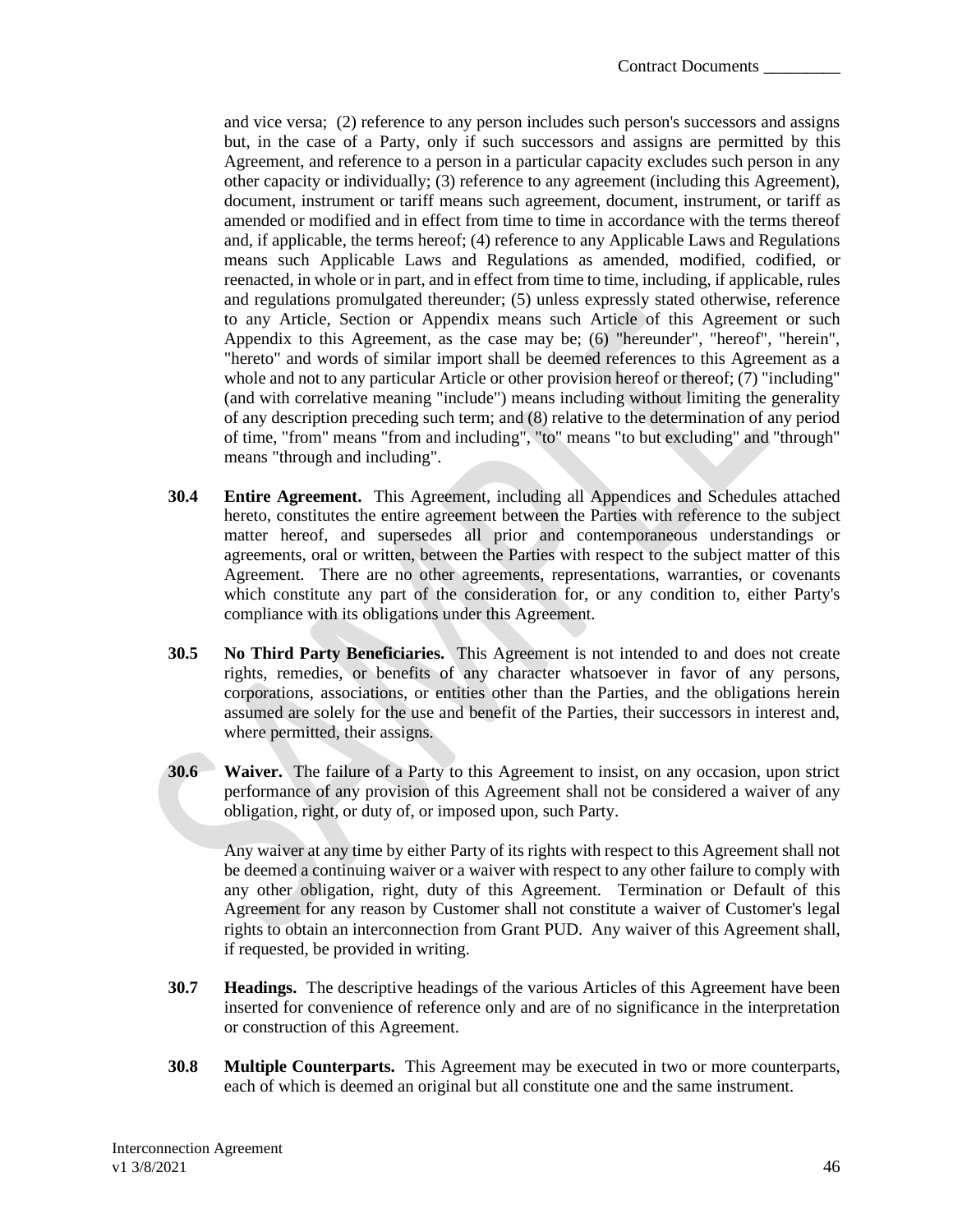and vice versa; (2) reference to any person includes such person's successors and assigns but, in the case of a Party, only if such successors and assigns are permitted by this Agreement, and reference to a person in a particular capacity excludes such person in any other capacity or individually; (3) reference to any agreement (including this Agreement), document, instrument or tariff means such agreement, document, instrument, or tariff as amended or modified and in effect from time to time in accordance with the terms thereof and, if applicable, the terms hereof; (4) reference to any Applicable Laws and Regulations means such Applicable Laws and Regulations as amended, modified, codified, or reenacted, in whole or in part, and in effect from time to time, including, if applicable, rules and regulations promulgated thereunder; (5) unless expressly stated otherwise, reference to any Article, Section or Appendix means such Article of this Agreement or such Appendix to this Agreement, as the case may be; (6) "hereunder", "hereof", "herein", "hereto" and words of similar import shall be deemed references to this Agreement as a whole and not to any particular Article or other provision hereof or thereof; (7) "including" (and with correlative meaning "include") means including without limiting the generality of any description preceding such term; and (8) relative to the determination of any period of time, "from" means "from and including", "to" means "to but excluding" and "through" means "through and including".

**30.4 Entire Agreement.** This Agreement, including all Appendices and Schedules attached hereto, constitutes the entire agreement between the Parties with reference to the subject matter hereof, and supersedes all prior and contemporaneous understandings or agreements, oral or written, between the Parties with respect to the subject matter of this Agreement. There are no other agreements, representations, warranties, or covenants which constitute any part of the consideration for, or any condition to, either Party's compliance with its obligations under this Agreement.

**30.5 No Third Party Beneficiaries.** This Agreement is not intended to and does not create rights, remedies, or benefits of any character whatsoever in favor of any persons, corporations, associations, or entities other than the Parties, and the obligations herein assumed are solely for the use and benefit of the Parties, their successors in interest and, where permitted, their assigns.

**30.6 Waiver.** The failure of a Party to this Agreement to insist, on any occasion, upon strict performance of any provision of this Agreement shall not be considered a waiver of any obligation, right, or duty of, or imposed upon, such Party.

Any waiver at any time by either Party of its rights with respect to this Agreement shall not be deemed a continuing waiver or a waiver with respect to any other failure to comply with any other obligation, right, duty of this Agreement. Termination or Default of this Agreement for any reason by Customer shall not constitute a waiver of Customer's legal rights to obtain an interconnection from Grant PUD. Any waiver of this Agreement shall, if requested, be provided in writing.

**30.7 Headings.** The descriptive headings of the various Articles of this Agreement have been inserted for convenience of reference only and are of no significance in the interpretation or construction of this Agreement.

**30.8 Multiple Counterparts.** This Agreement may be executed in two or more counterparts, each of which is deemed an original but all constitute one and the same instrument.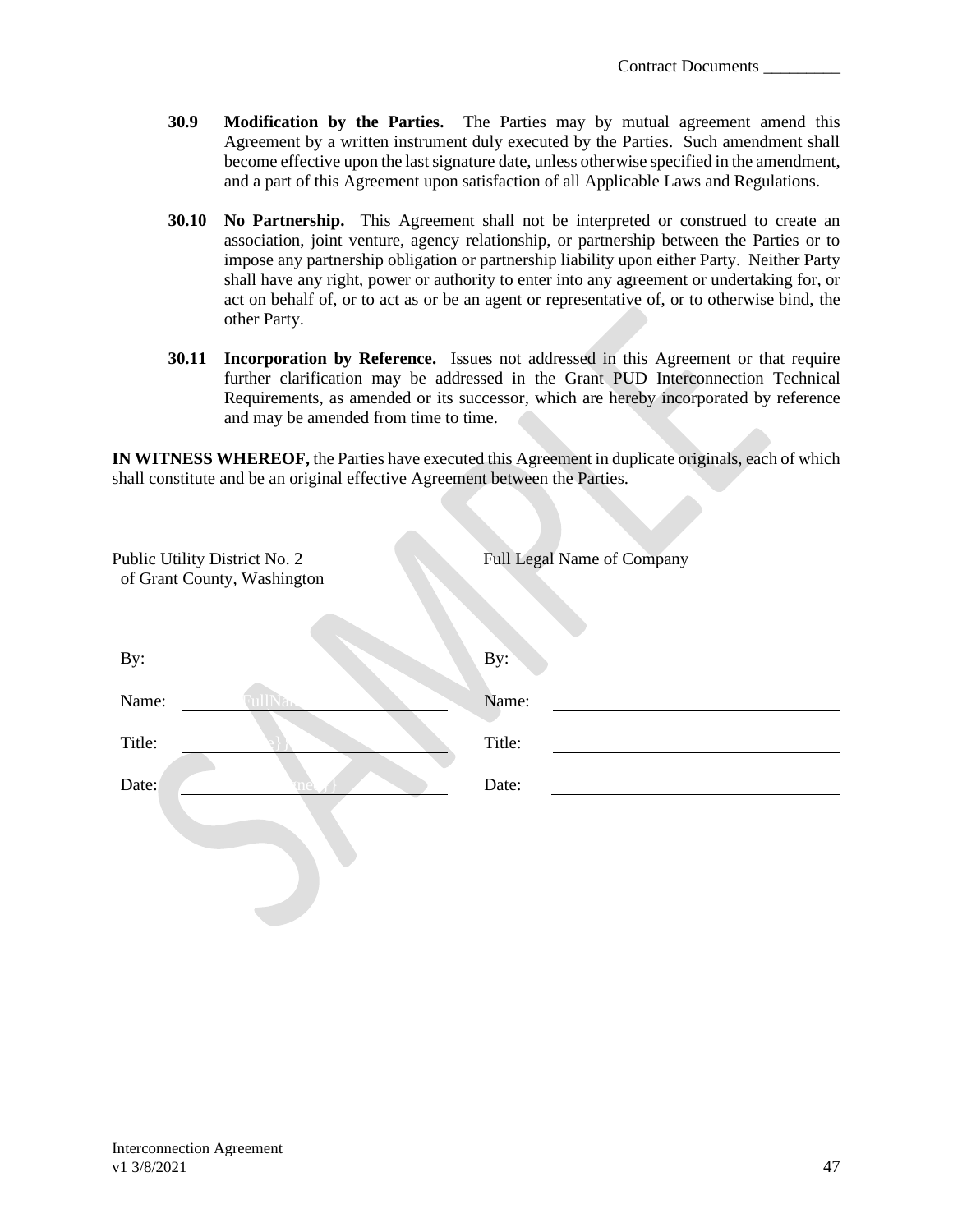**30.9 Modification by the Parties.** The Parties may by mutual agreement amend this Agreement by a written instrument duly executed by the Parties. Such amendment shall become effective upon the last signature date, unless otherwise specified in the amendment, and a part of this Agreement upon satisfaction of all Applicable Laws and Regulations.

**30.10 No Partnership.** This Agreement shall not be interpreted or construed to create an association, joint venture, agency relationship, or partnership between the Parties or to impose any partnership obligation or partnership liability upon either Party. Neither Party shall have any right, power or authority to enter into any agreement or undertaking for, or act on behalf of, or to act as or be an agent or representative of, or to otherwise bind, the other Party.

**30.11 Incorporation by Reference.** Issues not addressed in this Agreement or that require further clarification may be addressed in the Grant PUD Interconnection Technical Requirements, as amended or its successor, which are hereby incorporated by reference and may be amended from time to time.

**IN WITNESS WHEREOF,** the Parties have executed this Agreement in duplicate originals, each of which shall constitute and be an original effective Agreement between the Parties.

| Public Utility District No. 2 of Grant County, Washington | Full Legal Name of Company |
|---|---|
| By: ____________________ | By: ____________________ |
| Name: ____________________ | Name: ____________________ |
| Title: ____________________ | Title: ____________________ |
| Date: ____________________ | Date: ____________________ |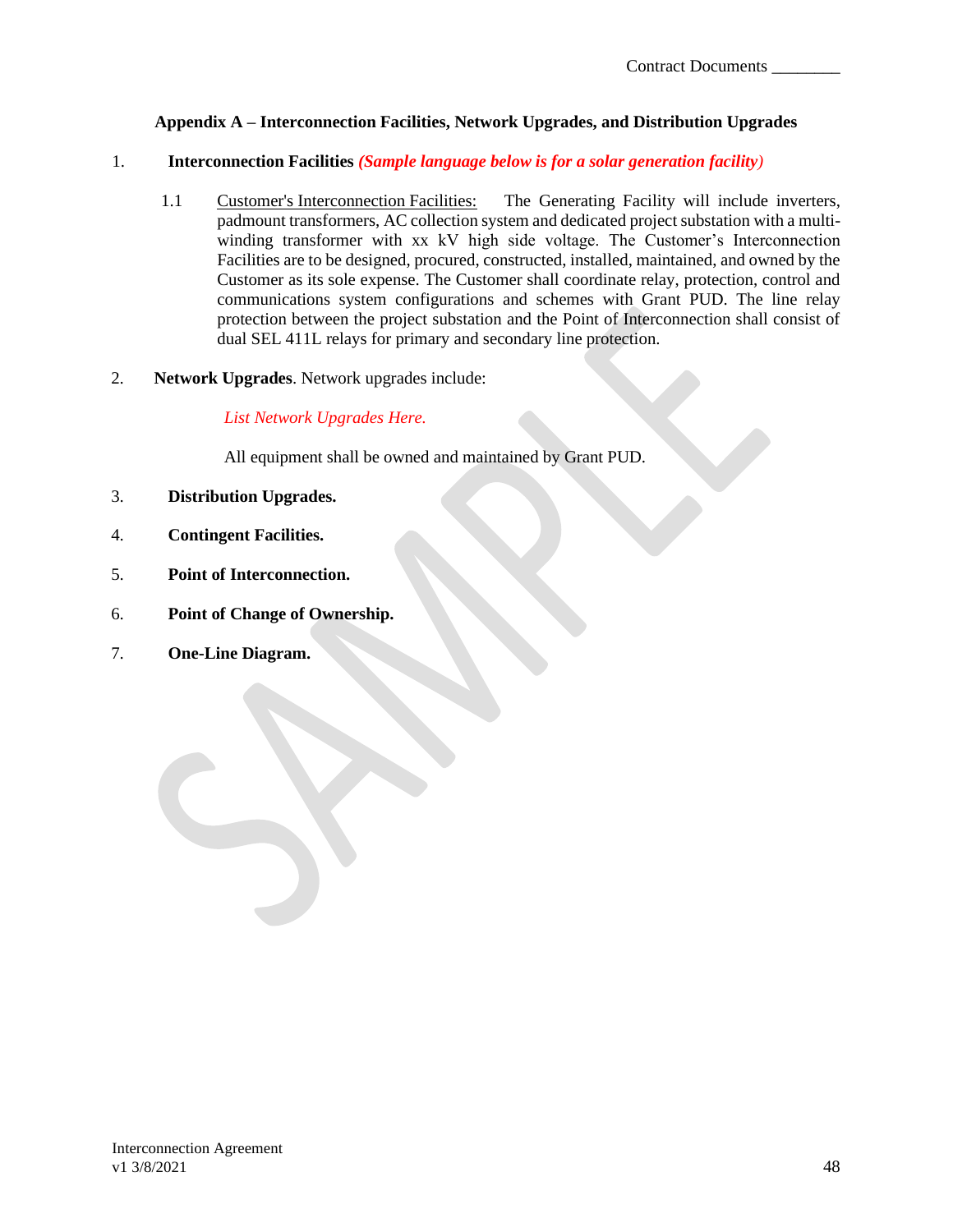## Appendix A – Interconnection Facilities, Network Upgrades, and Distribution Upgrades

1. **Interconnection Facilities** ***(Sample language below is for a solar generation facility)***

   1.1 Customer's Interconnection Facilities: The Generating Facility will include inverters, padmount transformers, AC collection system and dedicated project substation with a multi-winding transformer with xx kV high side voltage. The Customer's Interconnection Facilities are to be designed, procured, constructed, installed, maintained, and owned by the Customer as its sole expense. The Customer shall coordinate relay, protection, control and communications system configurations and schemes with Grant PUD. The line relay protection between the project substation and the Point of Interconnection shall consist of dual SEL 411L relays for primary and secondary line protection.

2. **Network Upgrades**. Network upgrades include:

   *List Network Upgrades Here.*

   All equipment shall be owned and maintained by Grant PUD.

3. **Distribution Upgrades.**

4. **Contingent Facilities.**

5. **Point of Interconnection.**

6. **Point of Change of Ownership.**

7. **One-Line Diagram.**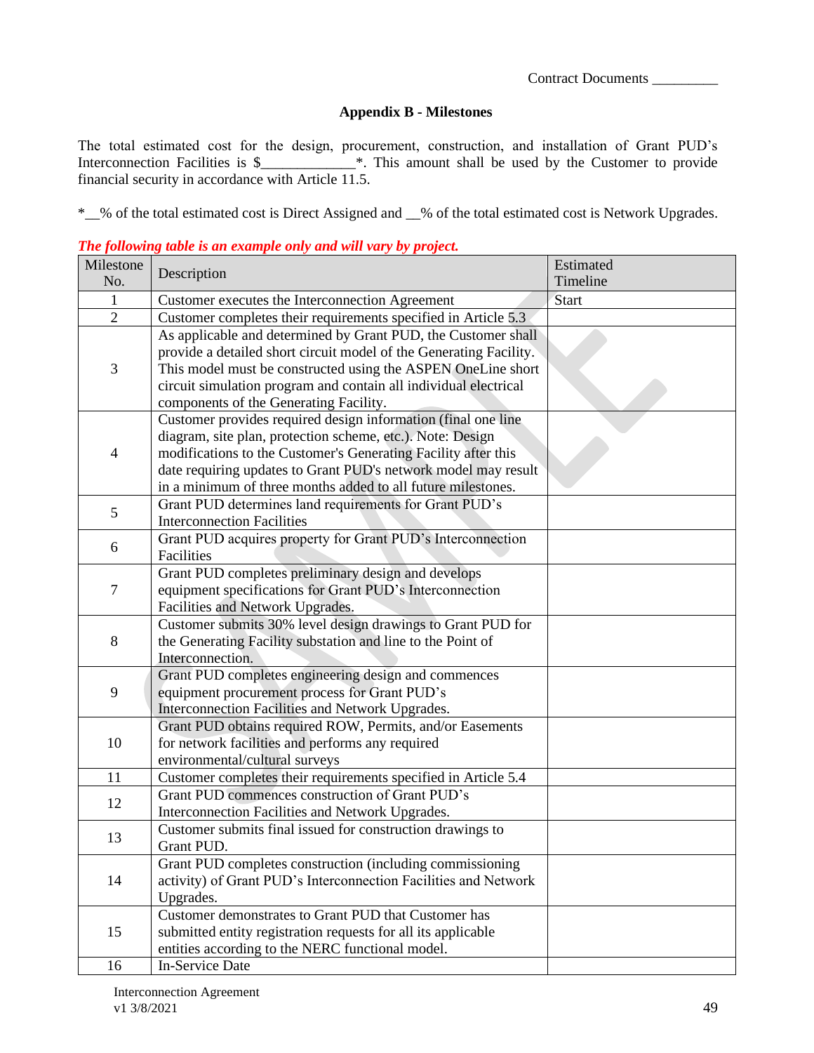Contract Documents _________

## Appendix B - Milestones

The total estimated cost for the design, procurement, construction, and installation of Grant PUD's Interconnection Facilities is $_____________*. This amount shall be used by the Customer to provide financial security in accordance with Article 11.5.

*__% of the total estimated cost is Direct Assigned and __% of the total estimated cost is Network Upgrades.

***The following table is an example only and will vary by project.***

| Milestone No. | Description | Estimated Timeline |
|---|---|---|
| 1 | Customer executes the Interconnection Agreement | Start |
| 2 | Customer completes their requirements specified in Article 5.3 | |
| 3 | As applicable and determined by Grant PUD, the Customer shall provide a detailed short circuit model of the Generating Facility. This model must be constructed using the ASPEN OneLine short circuit simulation program and contain all individual electrical components of the Generating Facility. | |
| 4 | Customer provides required design information (final one line diagram, site plan, protection scheme, etc.). Note: Design modifications to the Customer's Generating Facility after this date requiring updates to Grant PUD's network model may result in a minimum of three months added to all future milestones. | |
| 5 | Grant PUD determines land requirements for Grant PUD's Interconnection Facilities | |
| 6 | Grant PUD acquires property for Grant PUD's Interconnection Facilities | |
| 7 | Grant PUD completes preliminary design and develops equipment specifications for Grant PUD's Interconnection Facilities and Network Upgrades. | |
| 8 | Customer submits 30% level design drawings to Grant PUD for the Generating Facility substation and line to the Point of Interconnection. | |
| 9 | Grant PUD completes engineering design and commences equipment procurement process for Grant PUD's Interconnection Facilities and Network Upgrades. | |
| 10 | Grant PUD obtains required ROW, Permits, and/or Easements for network facilities and performs any required environmental/cultural surveys | |
| 11 | Customer completes their requirements specified in Article 5.4 | |
| 12 | Grant PUD commences construction of Grant PUD's Interconnection Facilities and Network Upgrades. | |
| 13 | Customer submits final issued for construction drawings to Grant PUD. | |
| 14 | Grant PUD completes construction (including commissioning activity) of Grant PUD's Interconnection Facilities and Network Upgrades. | |
| 15 | Customer demonstrates to Grant PUD that Customer has submitted entity registration requests for all its applicable entities according to the NERC functional model. | |
| 16 | In-Service Date | |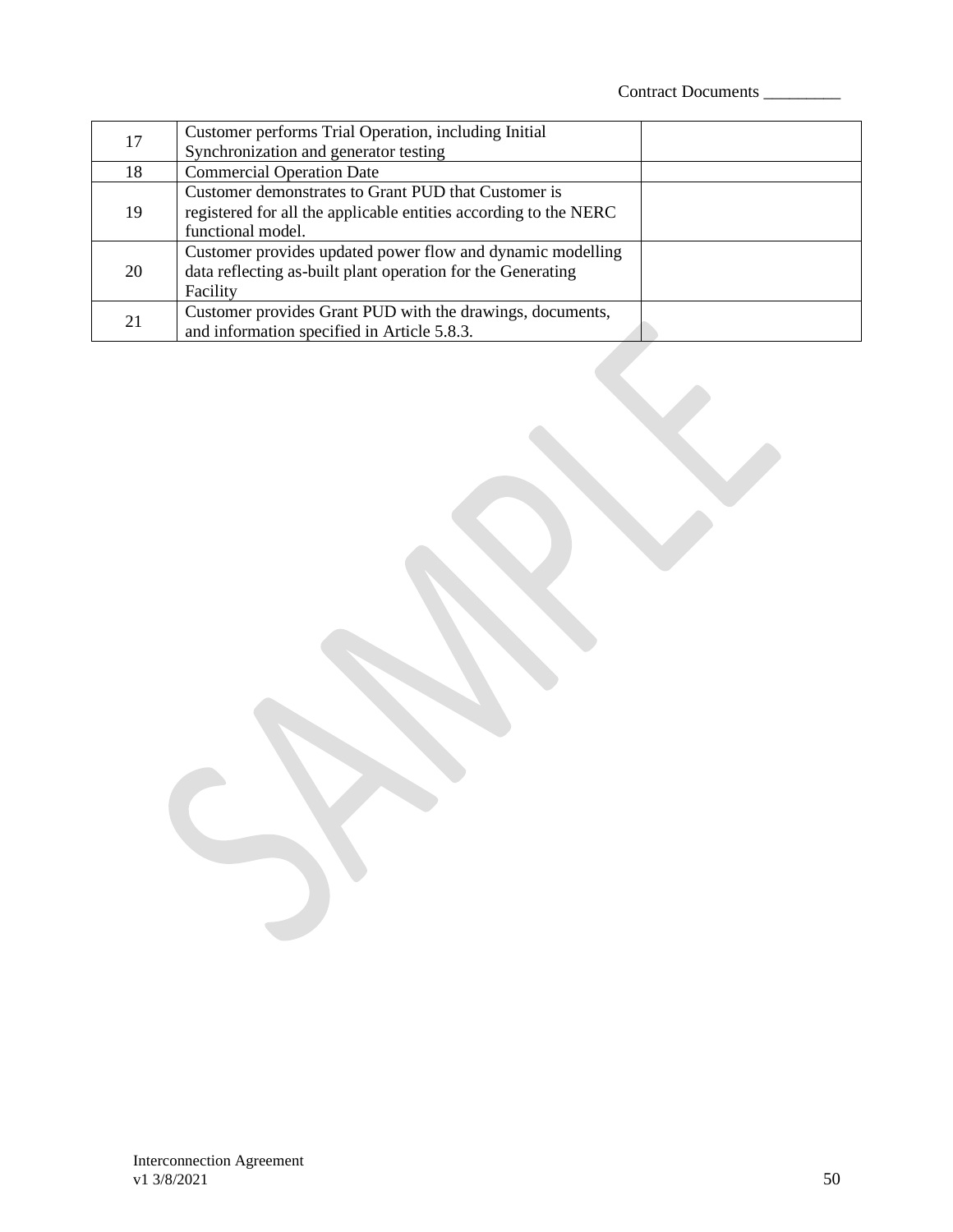| | | |
|---|---|---|
| 17 | Customer performs Trial Operation, including Initial Synchronization and generator testing | |
| 18 | Commercial Operation Date | |
| 19 | Customer demonstrates to Grant PUD that Customer is registered for all the applicable entities according to the NERC functional model. | |
| 20 | Customer provides updated power flow and dynamic modelling data reflecting as-built plant operation for the Generating Facility | |
| 21 | Customer provides Grant PUD with the drawings, documents, and information specified in Article 5.8.3. | |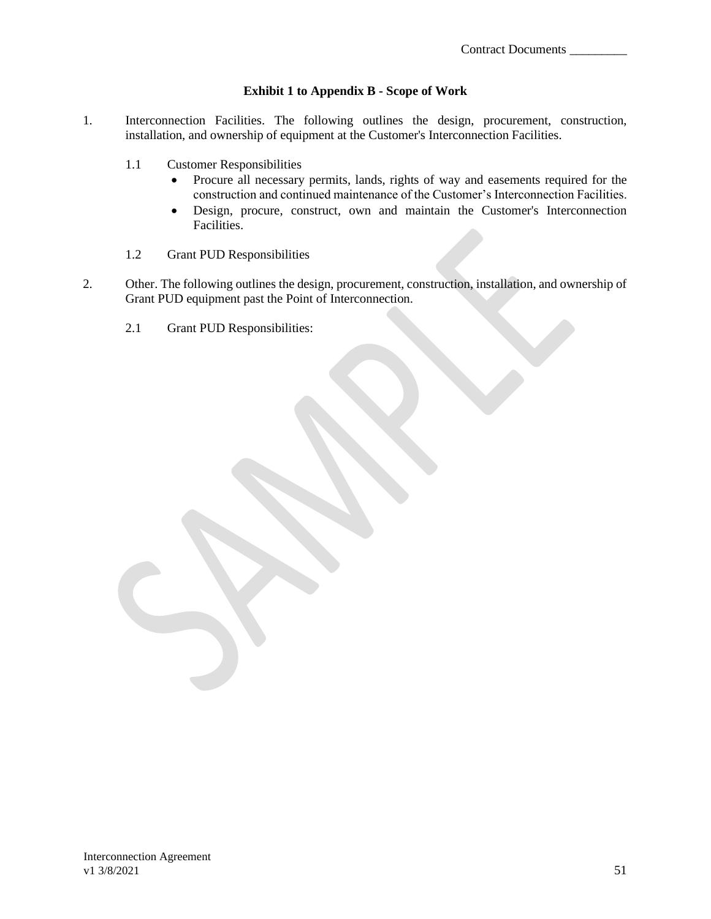Contract Documents _________

## Exhibit 1 to Appendix B - Scope of Work

1. Interconnection Facilities. The following outlines the design, procurement, construction, installation, and ownership of equipment at the Customer's Interconnection Facilities.

   1.1 Customer Responsibilities

   - Procure all necessary permits, lands, rights of way and easements required for the construction and continued maintenance of the Customer's Interconnection Facilities.
   - Design, procure, construct, own and maintain the Customer's Interconnection Facilities.

   1.2 Grant PUD Responsibilities

2. Other. The following outlines the design, procurement, construction, installation, and ownership of Grant PUD equipment past the Point of Interconnection.

   2.1 Grant PUD Responsibilities:

Interconnection Agreement
v1 3/8/2021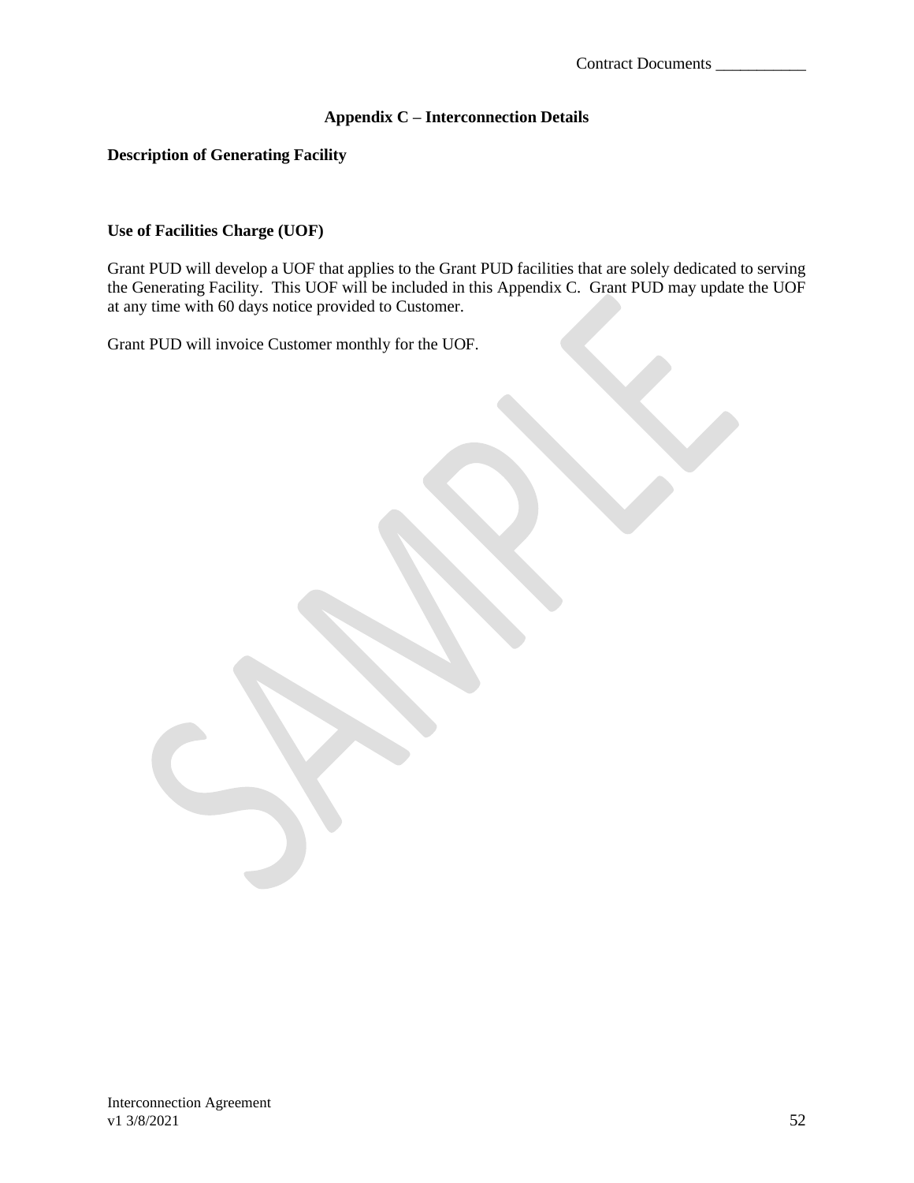# Appendix C – Interconnection Details

**Description of Generating Facility**

**Use of Facilities Charge (UOF)**

Grant PUD will develop a UOF that applies to the Grant PUD facilities that are solely dedicated to serving the Generating Facility. This UOF will be included in this Appendix C. Grant PUD may update the UOF at any time with 60 days notice provided to Customer.

Grant PUD will invoice Customer monthly for the UOF.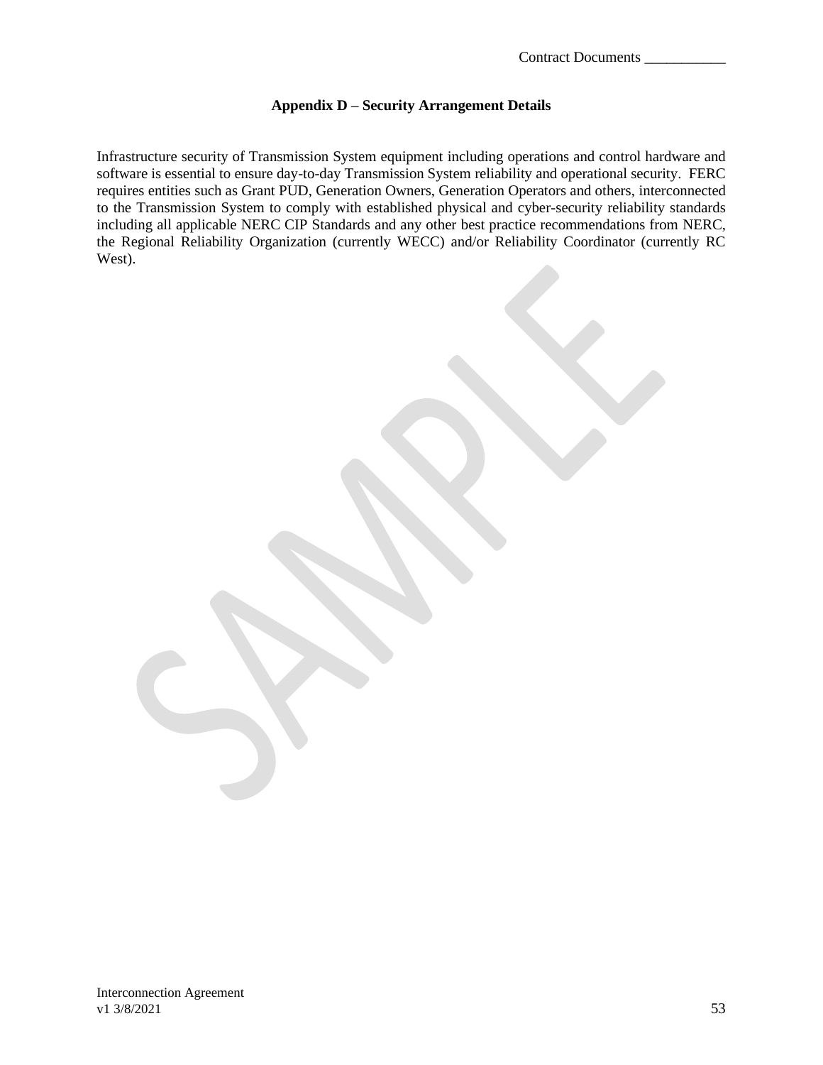## Appendix D – Security Arrangement Details

Infrastructure security of Transmission System equipment including operations and control hardware and software is essential to ensure day-to-day Transmission System reliability and operational security. FERC requires entities such as Grant PUD, Generation Owners, Generation Operators and others, interconnected to the Transmission System to comply with established physical and cyber-security reliability standards including all applicable NERC CIP Standards and any other best practice recommendations from NERC, the Regional Reliability Organization (currently WECC) and/or Reliability Coordinator (currently RC West).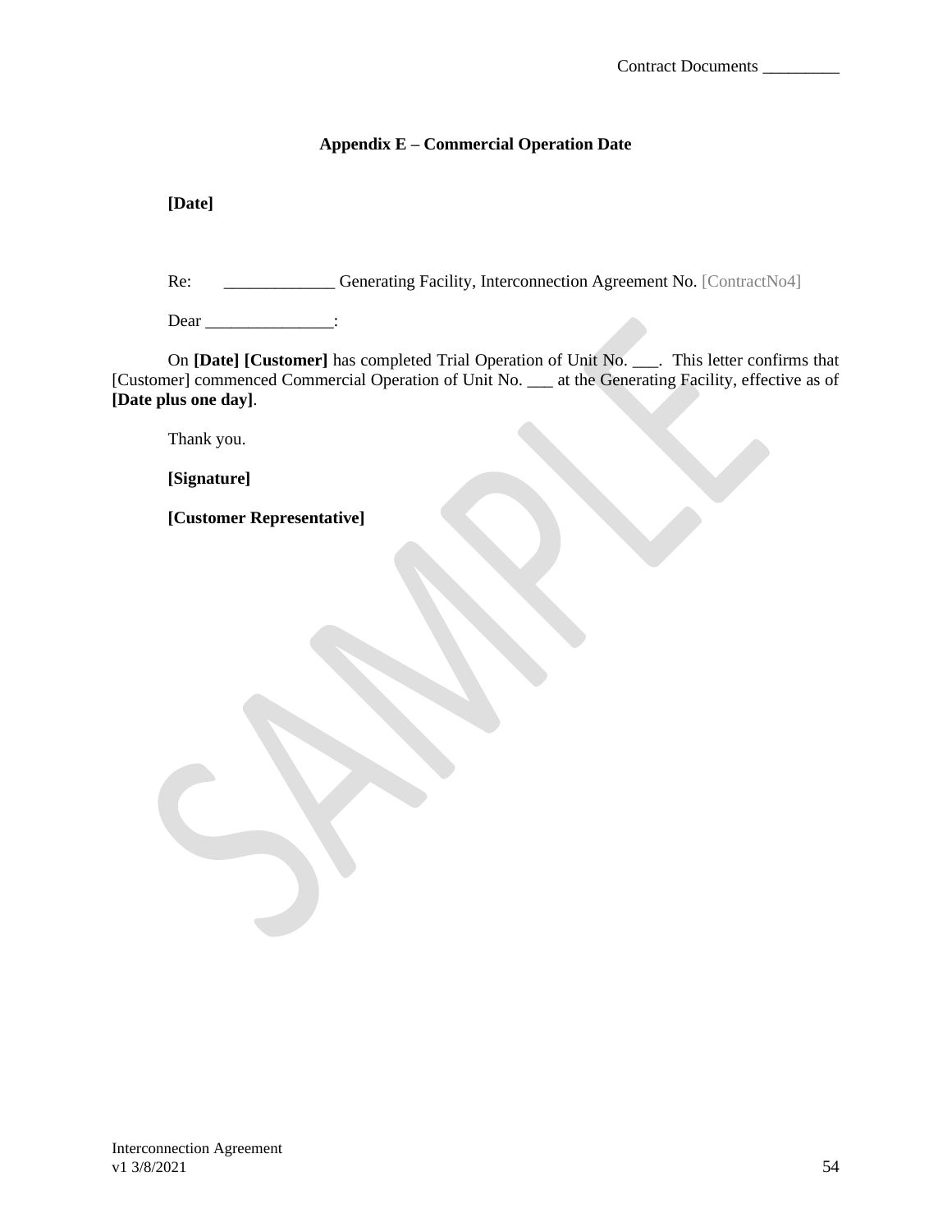## Appendix E – Commercial Operation Date

**[Date]**

Re: _____________ Generating Facility, Interconnection Agreement No. [ContractNo4]

Dear _______________:

On **[Date] [Customer]** has completed Trial Operation of Unit No. ___. This letter confirms that [Customer] commenced Commercial Operation of Unit No. ___ at the Generating Facility, effective as of **[Date plus one day]**.

Thank you.

**[Signature]**

**[Customer Representative]**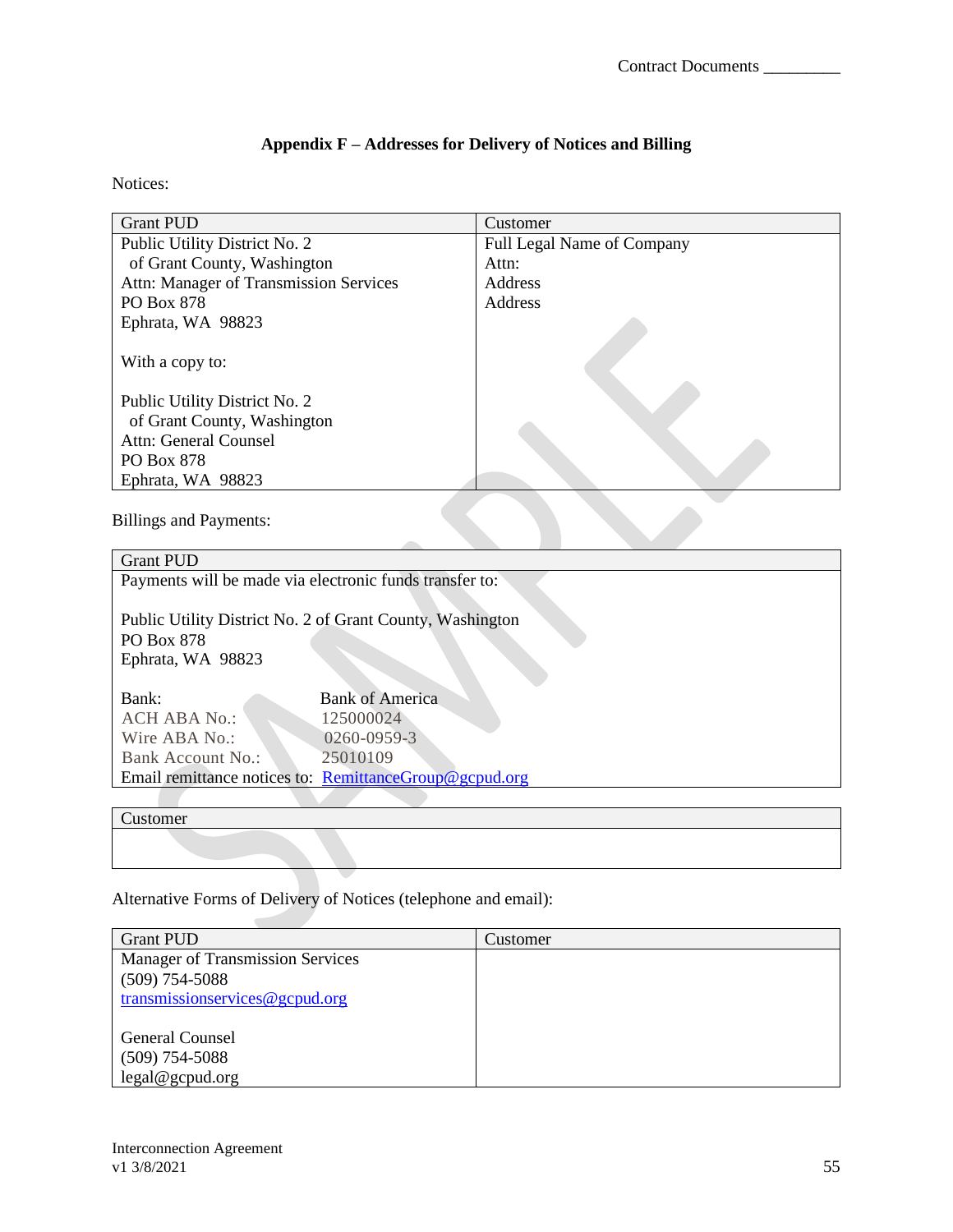## Appendix F – Addresses for Delivery of Notices and Billing

Notices:

| Grant PUD | Customer |
|---|---|
| Public Utility District No. 2<br>of Grant County, Washington<br>Attn: Manager of Transmission Services<br>PO Box 878<br>Ephrata, WA 98823<br><br>With a copy to:<br><br>Public Utility District No. 2<br>of Grant County, Washington<br>Attn: General Counsel<br>PO Box 878<br>Ephrata, WA 98823 | Full Legal Name of Company<br>Attn:<br>Address<br>Address |

Billings and Payments:

| Grant PUD |
|---|
| Payments will be made via electronic funds transfer to:<br><br>Public Utility District No. 2 of Grant County, Washington<br>PO Box 878<br>Ephrata, WA 98823<br><br>Bank: Bank of America<br>ACH ABA No.: 125000024<br>Wire ABA No.: 0260-0959-3<br>Bank Account No.: 25010109<br>Email remittance notices to: RemittanceGroup@gcpud.org |

| Customer |
|---|
| |

Alternative Forms of Delivery of Notices (telephone and email):

| Grant PUD | Customer |
|---|---|
| Manager of Transmission Services<br>(509) 754-5088<br>transmissionservices@gcpud.org<br><br>General Counsel<br>(509) 754-5088<br>legal@gcpud.org | |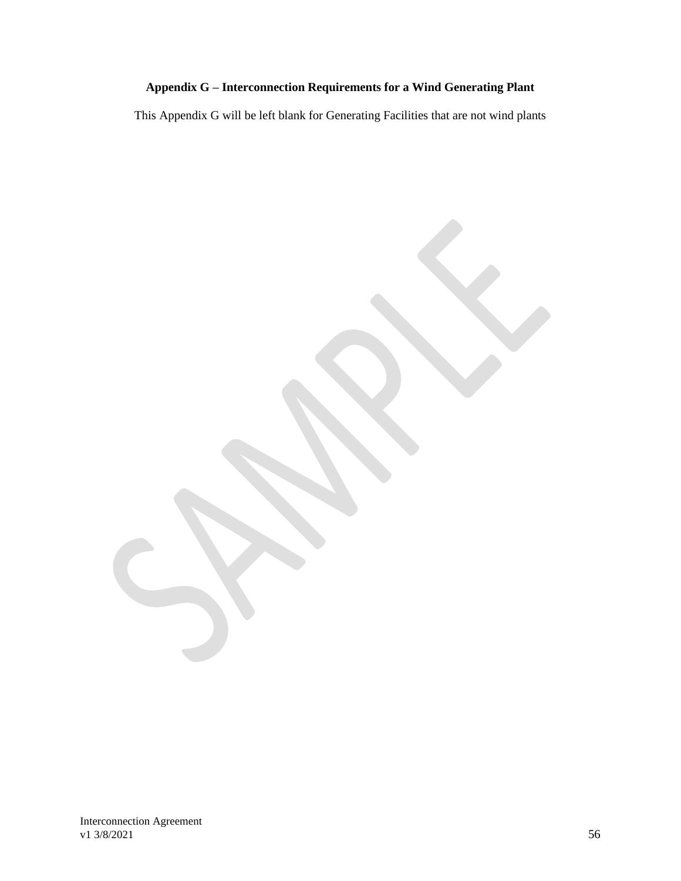**Appendix G – Interconnection Requirements for a Wind Generating Plant**

This Appendix G will be left blank for Generating Facilities that are not wind plants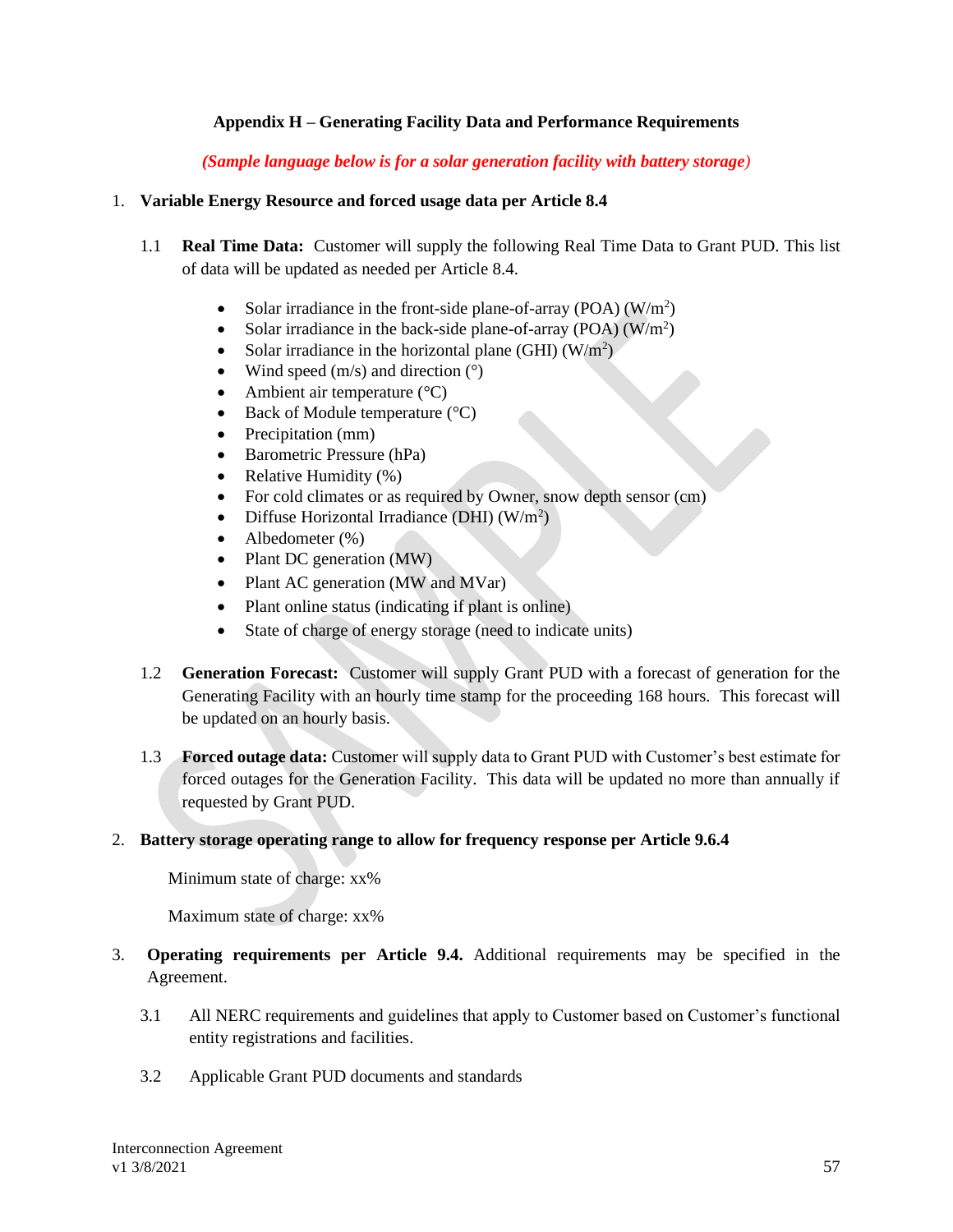## Appendix H – Generating Facility Data and Performance Requirements

***(Sample language below is for a solar generation facility with battery storage)***

1. **Variable Energy Resource and forced usage data per Article 8.4**

   1.1 **Real Time Data:** Customer will supply the following Real Time Data to Grant PUD. This list of data will be updated as needed per Article 8.4.

   - Solar irradiance in the front-side plane-of-array (POA) (W/m$^2$)
   - Solar irradiance in the back-side plane-of-array (POA) (W/m$^2$)
   - Solar irradiance in the horizontal plane (GHI) (W/m$^2$)
   - Wind speed (m/s) and direction (°)
   - Ambient air temperature (°C)
   - Back of Module temperature (°C)
   - Precipitation (mm)
   - Barometric Pressure (hPa)
   - Relative Humidity (%)
   - For cold climates or as required by Owner, snow depth sensor (cm)
   - Diffuse Horizontal Irradiance (DHI) (W/m$^2$)
   - Albedometer (%)
   - Plant DC generation (MW)
   - Plant AC generation (MW and MVar)
   - Plant online status (indicating if plant is online)
   - State of charge of energy storage (need to indicate units)

   1.2 **Generation Forecast:** Customer will supply Grant PUD with a forecast of generation for the Generating Facility with an hourly time stamp for the proceeding 168 hours. This forecast will be updated on an hourly basis.

   1.3 **Forced outage data:** Customer will supply data to Grant PUD with Customer's best estimate for forced outages for the Generation Facility. This data will be updated no more than annually if requested by Grant PUD.

2. **Battery storage operating range to allow for frequency response per Article 9.6.4**

   Minimum state of charge: xx%

   Maximum state of charge: xx%

3. **Operating requirements per Article 9.4.** Additional requirements may be specified in the Agreement.

   3.1 All NERC requirements and guidelines that apply to Customer based on Customer's functional entity registrations and facilities.

   3.2 Applicable Grant PUD documents and standards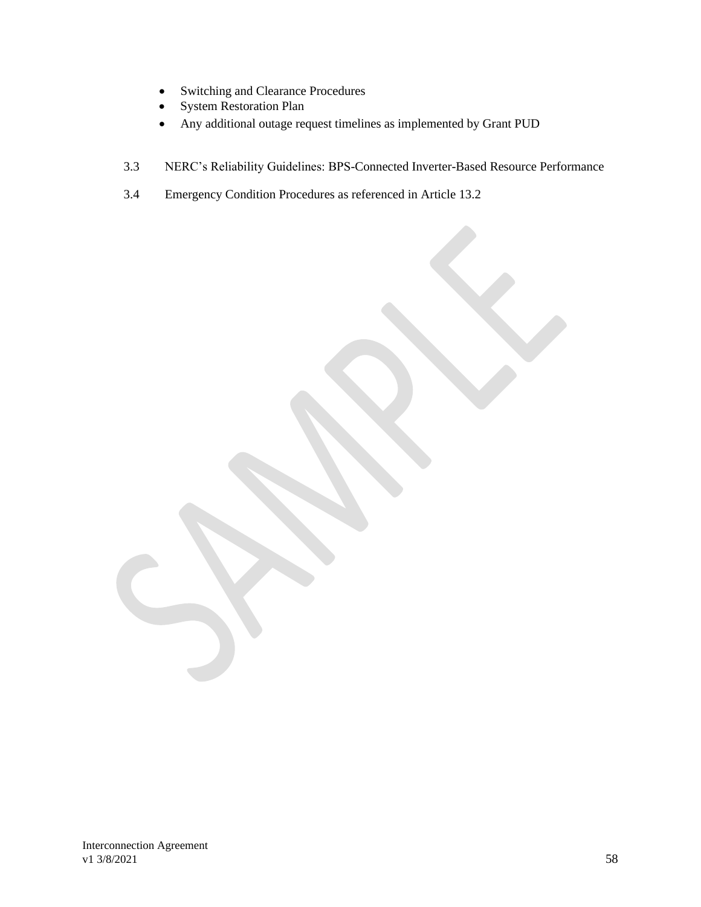- Switching and Clearance Procedures
- System Restoration Plan
- Any additional outage request timelines as implemented by Grant PUD

3.3 NERC's Reliability Guidelines: BPS-Connected Inverter-Based Resource Performance

3.4 Emergency Condition Procedures as referenced in Article 13.2